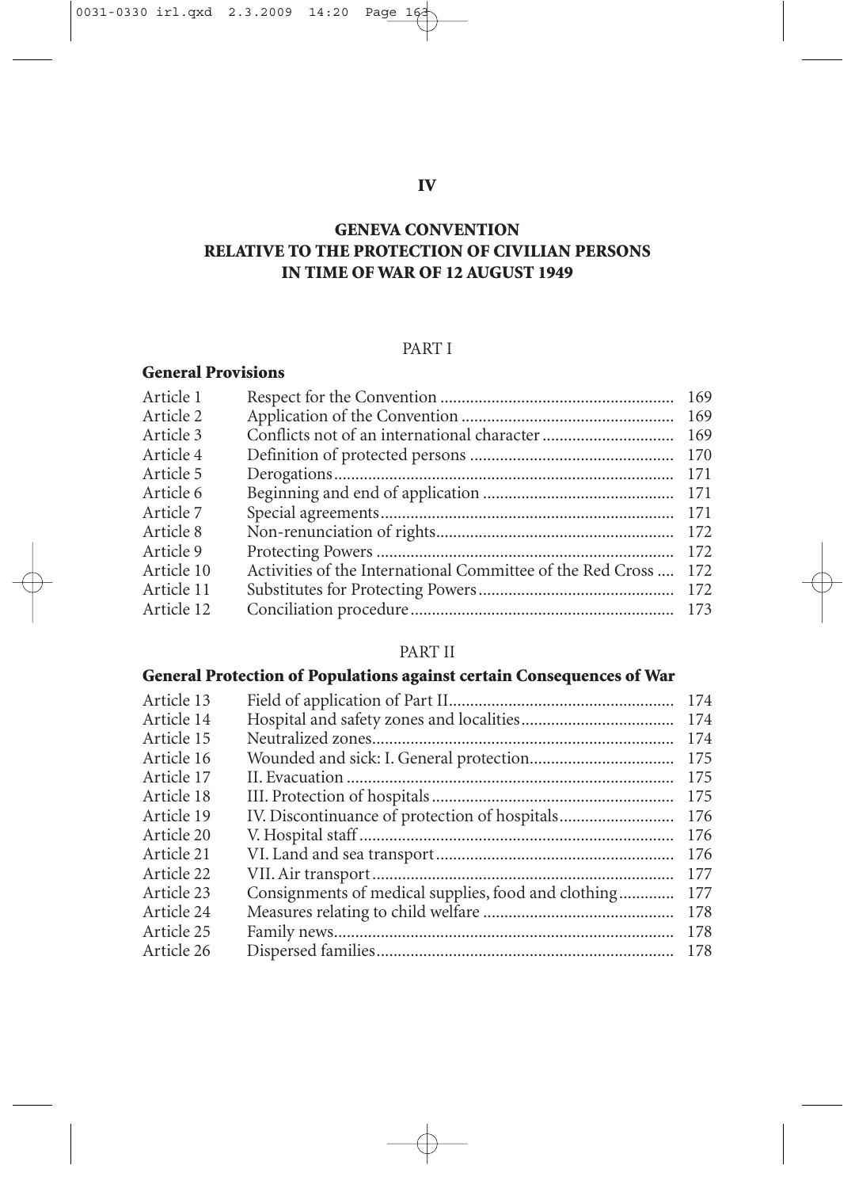# IV

# GENEVA CONVENTION RELATIVE TO THE PROTECTION OF CIVILIAN PERSONS IN TIME OF WAR OF 12 AUGUST 1949

PART I

### General Provisions

| | | |
|---|---|---|
| Article 1 | Respect for the Convention | 169 |
| Article 2 | Application of the Convention | 169 |
| Article 3 | Conflicts not of an international character | 169 |
| Article 4 | Definition of protected persons | 170 |
| Article 5 | Derogations | 171 |
| Article 6 | Beginning and end of application | 171 |
| Article 7 | Special agreements | 171 |
| Article 8 | Non-renunciation of rights | 172 |
| Article 9 | Protecting Powers | 172 |
| Article 10 | Activities of the International Committee of the Red Cross | 172 |
| Article 11 | Substitutes for Protecting Powers | 172 |
| Article 12 | Conciliation procedure | 173 |

PART II

### General Protection of Populations against certain Consequences of War

| | | |
|---|---|---|
| Article 13 | Field of application of Part II | 174 |
| Article 14 | Hospital and safety zones and localities | 174 |
| Article 15 | Neutralized zones | 174 |
| Article 16 | Wounded and sick: I. General protection | 175 |
| Article 17 | II. Evacuation | 175 |
| Article 18 | III. Protection of hospitals | 175 |
| Article 19 | IV. Discontinuance of protection of hospitals | 176 |
| Article 20 | V. Hospital staff | 176 |
| Article 21 | VI. Land and sea transport | 176 |
| Article 22 | VII. Air transport | 177 |
| Article 23 | Consignments of medical supplies, food and clothing | 177 |
| Article 24 | Measures relating to child welfare | 178 |
| Article 25 | Family news | 178 |
| Article 26 | Dispersed families | 178 |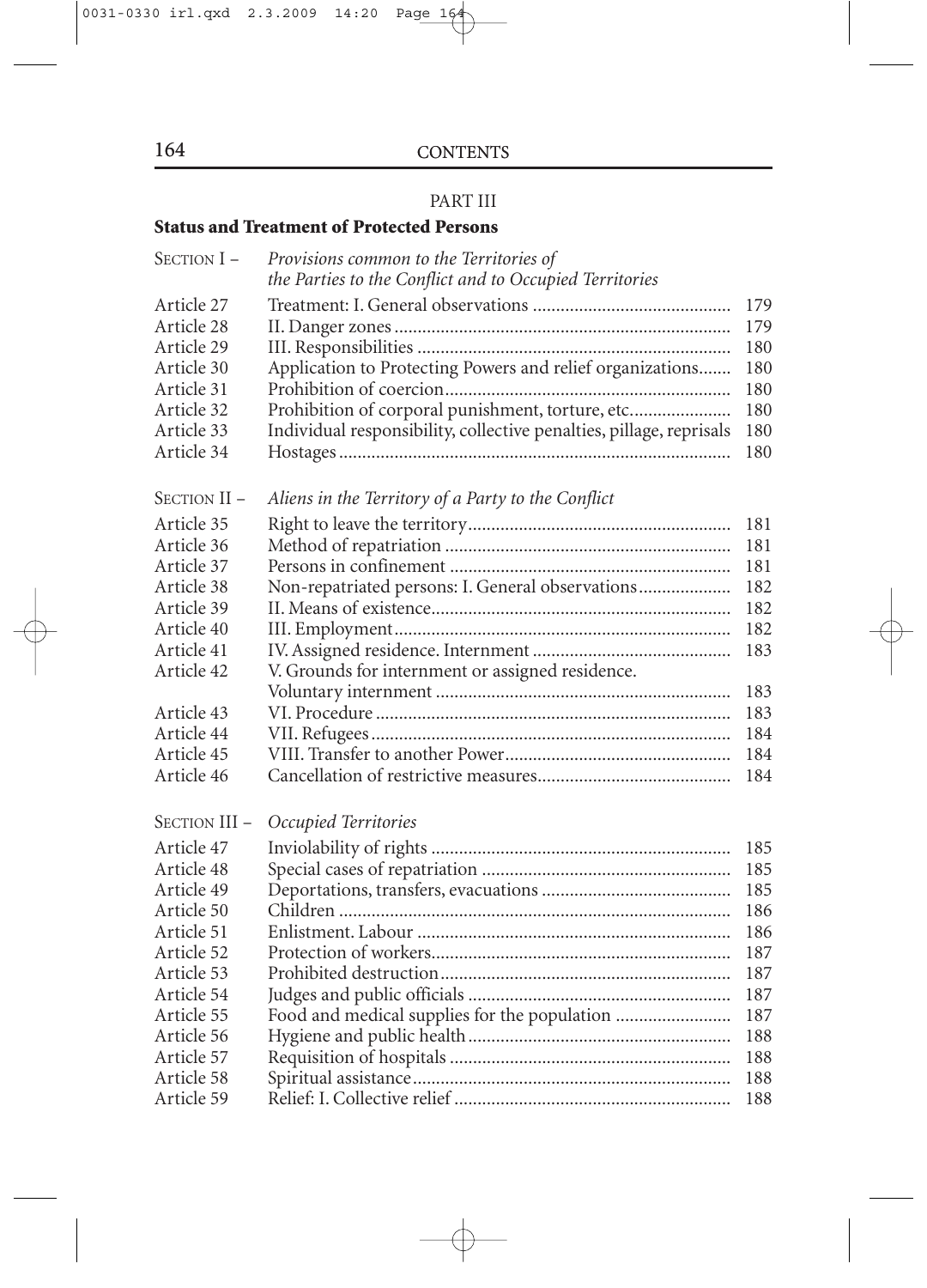## PART III

### Status and Treatment of Protected Persons

| | | |
|---|---|---|
| SECTION I – | *Provisions common to the Territories of the Parties to the Conflict and to Occupied Territories* | |
| Article 27 | Treatment: I. General observations | 179 |
| Article 28 | II. Danger zones | 179 |
| Article 29 | III. Responsibilities | 180 |
| Article 30 | Application to Protecting Powers and relief organizations | 180 |
| Article 31 | Prohibition of coercion | 180 |
| Article 32 | Prohibition of corporal punishment, torture, etc. | 180 |
| Article 33 | Individual responsibility, collective penalties, pillage, reprisals | 180 |
| Article 34 | Hostages | 180 |
| SECTION II – | *Aliens in the Territory of a Party to the Conflict* | |
| Article 35 | Right to leave the territory | 181 |
| Article 36 | Method of repatriation | 181 |
| Article 37 | Persons in confinement | 181 |
| Article 38 | Non-repatriated persons: I. General observations | 182 |
| Article 39 | II. Means of existence | 182 |
| Article 40 | III. Employment | 182 |
| Article 41 | IV. Assigned residence. Internment | 183 |
| Article 42 | V. Grounds for internment or assigned residence. Voluntary internment | 183 |
| Article 43 | VI. Procedure | 183 |
| Article 44 | VII. Refugees | 184 |
| Article 45 | VIII. Transfer to another Power | 184 |
| Article 46 | Cancellation of restrictive measures | 184 |
| SECTION III – | *Occupied Territories* | |
| Article 47 | Inviolability of rights | 185 |
| Article 48 | Special cases of repatriation | 185 |
| Article 49 | Deportations, transfers, evacuations | 185 |
| Article 50 | Children | 186 |
| Article 51 | Enlistment. Labour | 186 |
| Article 52 | Protection of workers | 187 |
| Article 53 | Prohibited destruction | 187 |
| Article 54 | Judges and public officials | 187 |
| Article 55 | Food and medical supplies for the population | 187 |
| Article 56 | Hygiene and public health | 188 |
| Article 57 | Requisition of hospitals | 188 |
| Article 58 | Spiritual assistance | 188 |
| Article 59 | Relief: I. Collective relief | 188 |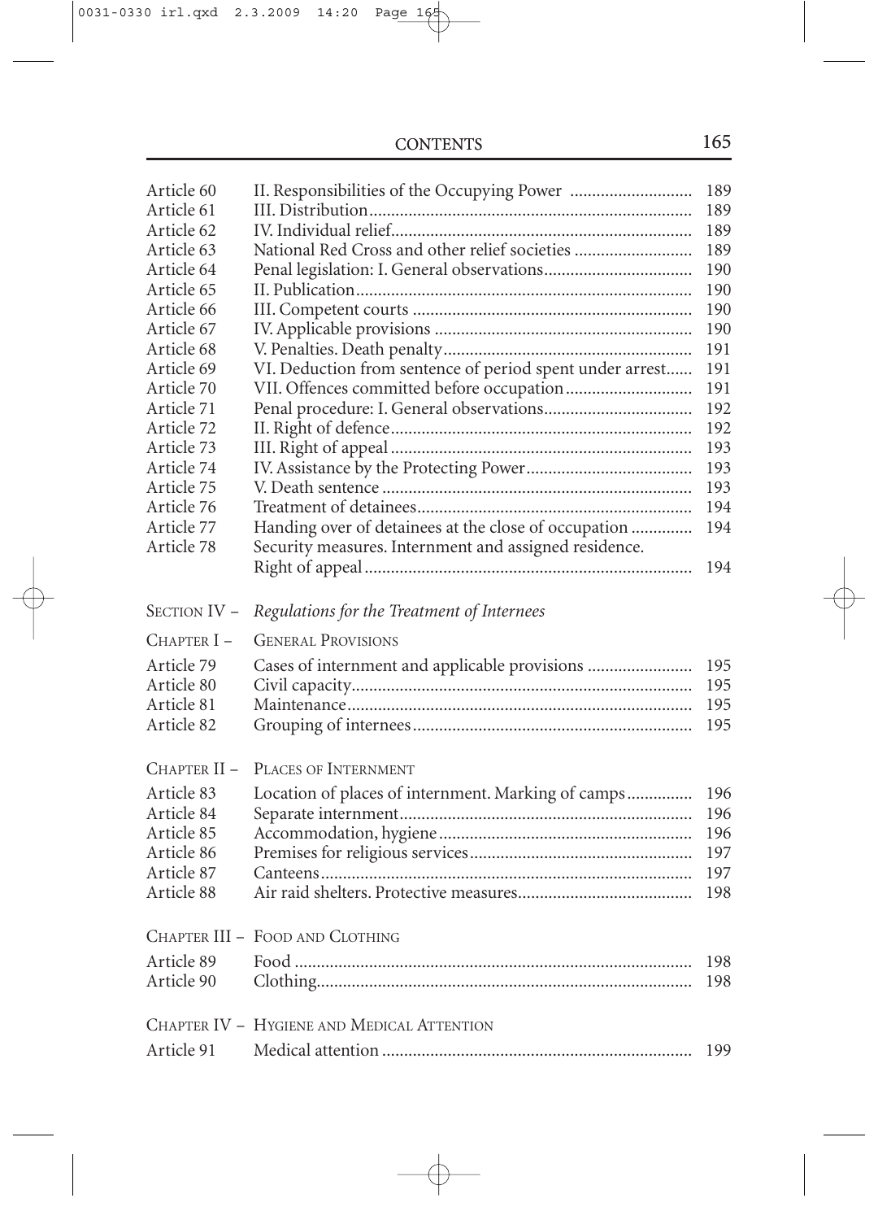| | | |
|---|---|---|
| Article 60 | II. Responsibilities of the Occupying Power | 189 |
| Article 61 | III. Distribution | 189 |
| Article 62 | IV. Individual relief | 189 |
| Article 63 | National Red Cross and other relief societies | 189 |
| Article 64 | Penal legislation: I. General observations | 190 |
| Article 65 | II. Publication | 190 |
| Article 66 | III. Competent courts | 190 |
| Article 67 | IV. Applicable provisions | 190 |
| Article 68 | V. Penalties. Death penalty | 191 |
| Article 69 | VI. Deduction from sentence of period spent under arrest | 191 |
| Article 70 | VII. Offences committed before occupation | 191 |
| Article 71 | Penal procedure: I. General observations | 192 |
| Article 72 | II. Right of defence | 192 |
| Article 73 | III. Right of appeal | 193 |
| Article 74 | IV. Assistance by the Protecting Power | 193 |
| Article 75 | V. Death sentence | 193 |
| Article 76 | Treatment of detainees | 194 |
| Article 77 | Handing over of detainees at the close of occupation | 194 |
| Article 78 | Security measures. Internment and assigned residence. Right of appeal | 194 |

SECTION IV – *Regulations for the Treatment of Internees*

CHAPTER I – GENERAL PROVISIONS

| | | |
|---|---|---|
| Article 79 | Cases of internment and applicable provisions | 195 |
| Article 80 | Civil capacity | 195 |
| Article 81 | Maintenance | 195 |
| Article 82 | Grouping of internees | 195 |

CHAPTER II – PLACES OF INTERNMENT

| | | |
|---|---|---|
| Article 83 | Location of places of internment. Marking of camps | 196 |
| Article 84 | Separate internment | 196 |
| Article 85 | Accommodation, hygiene | 196 |
| Article 86 | Premises for religious services | 197 |
| Article 87 | Canteens | 197 |
| Article 88 | Air raid shelters. Protective measures | 198 |

CHAPTER III – FOOD AND CLOTHING

| | | |
|---|---|---|
| Article 89 | Food | 198 |
| Article 90 | Clothing | 198 |

CHAPTER IV – HYGIENE AND MEDICAL ATTENTION

| | | |
|---|---|---|
| Article 91 | Medical attention | 199 |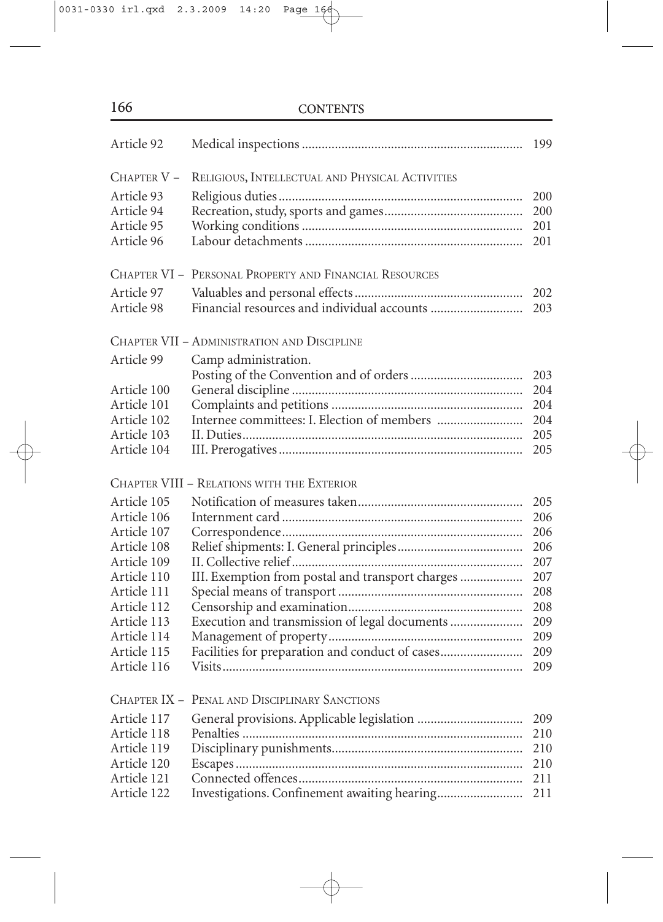| | | |
|---|---|---|
| Article 92 | Medical inspections | 199 |
| CHAPTER V – | RELIGIOUS, INTELLECTUAL AND PHYSICAL ACTIVITIES | |
| Article 93 | Religious duties | 200 |
| Article 94 | Recreation, study, sports and games | 200 |
| Article 95 | Working conditions | 201 |
| Article 96 | Labour detachments | 201 |
| CHAPTER VI – | PERSONAL PROPERTY AND FINANCIAL RESOURCES | |
| Article 97 | Valuables and personal effects | 202 |
| Article 98 | Financial resources and individual accounts | 203 |
| CHAPTER VII – ADMINISTRATION AND DISCIPLINE | | |
| Article 99 | Camp administration. Posting of the Convention and of orders | 203 |
| Article 100 | General discipline | 204 |
| Article 101 | Complaints and petitions | 204 |
| Article 102 | Internee committees: I. Election of members | 204 |
| Article 103 | II. Duties | 205 |
| Article 104 | III. Prerogatives | 205 |
| CHAPTER VIII – RELATIONS WITH THE EXTERIOR | | |
| Article 105 | Notification of measures taken | 205 |
| Article 106 | Internment card | 206 |
| Article 107 | Correspondence | 206 |
| Article 108 | Relief shipments: I. General principles | 206 |
| Article 109 | II. Collective relief | 207 |
| Article 110 | III. Exemption from postal and transport charges | 207 |
| Article 111 | Special means of transport | 208 |
| Article 112 | Censorship and examination | 208 |
| Article 113 | Execution and transmission of legal documents | 209 |
| Article 114 | Management of property | 209 |
| Article 115 | Facilities for preparation and conduct of cases | 209 |
| Article 116 | Visits | 209 |
| CHAPTER IX – | PENAL AND DISCIPLINARY SANCTIONS | |
| Article 117 | General provisions. Applicable legislation | 209 |
| Article 118 | Penalties | 210 |
| Article 119 | Disciplinary punishments | 210 |
| Article 120 | Escapes | 210 |
| Article 121 | Connected offences | 211 |
| Article 122 | Investigations. Confinement awaiting hearing | 211 |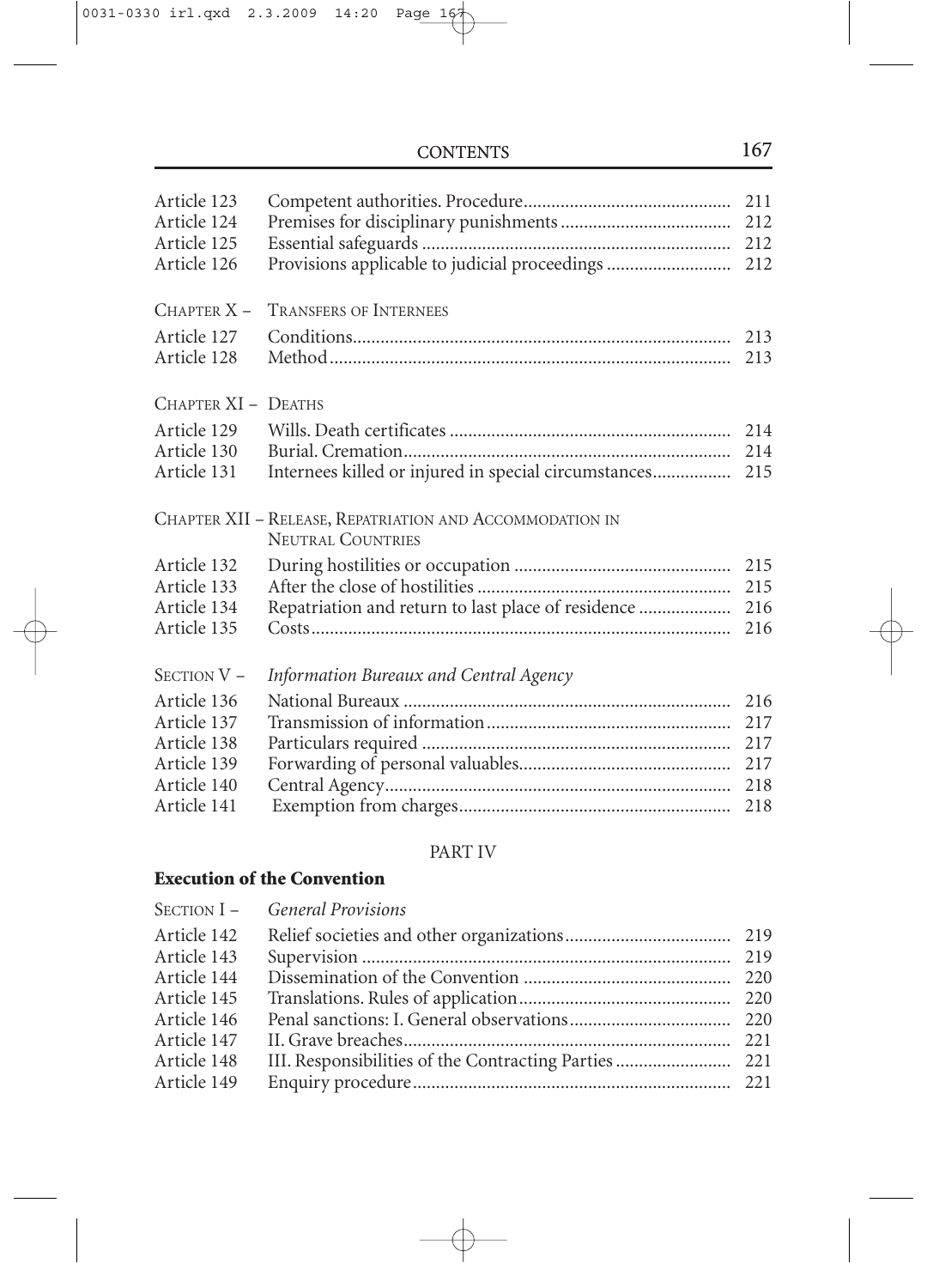| | | |
|---|---|---|
| Article 123 | Competent authorities. Procedure | 211 |
| Article 124 | Premises for disciplinary punishments | 212 |
| Article 125 | Essential safeguards | 212 |
| Article 126 | Provisions applicable to judicial proceedings | 212 |

CHAPTER X – TRANSFERS OF INTERNEES

| | | |
|---|---|---|
| Article 127 | Conditions | 213 |
| Article 128 | Method | 213 |

CHAPTER XI – DEATHS

| | | |
|---|---|---|
| Article 129 | Wills. Death certificates | 214 |
| Article 130 | Burial. Cremation | 214 |
| Article 131 | Internees killed or injured in special circumstances | 215 |

CHAPTER XII – RELEASE, REPATRIATION AND ACCOMMODATION IN NEUTRAL COUNTRIES

| | | |
|---|---|---|
| Article 132 | During hostilities or occupation | 215 |
| Article 133 | After the close of hostilities | 215 |
| Article 134 | Repatriation and return to last place of residence | 216 |
| Article 135 | Costs | 216 |

SECTION V – *Information Bureaux and Central Agency*

| | | |
|---|---|---|
| Article 136 | National Bureaux | 216 |
| Article 137 | Transmission of information | 217 |
| Article 138 | Particulars required | 217 |
| Article 139 | Forwarding of personal valuables | 217 |
| Article 140 | Central Agency | 218 |
| Article 141 | Exemption from charges | 218 |

PART IV

**Execution of the Convention**

SECTION I – *General Provisions*

| | | |
|---|---|---|
| Article 142 | Relief societies and other organizations | 219 |
| Article 143 | Supervision | 219 |
| Article 144 | Dissemination of the Convention | 220 |
| Article 145 | Translations. Rules of application | 220 |
| Article 146 | Penal sanctions: I. General observations | 220 |
| Article 147 | II. Grave breaches | 221 |
| Article 148 | III. Responsibilities of the Contracting Parties | 221 |
| Article 149 | Enquiry procedure | 221 |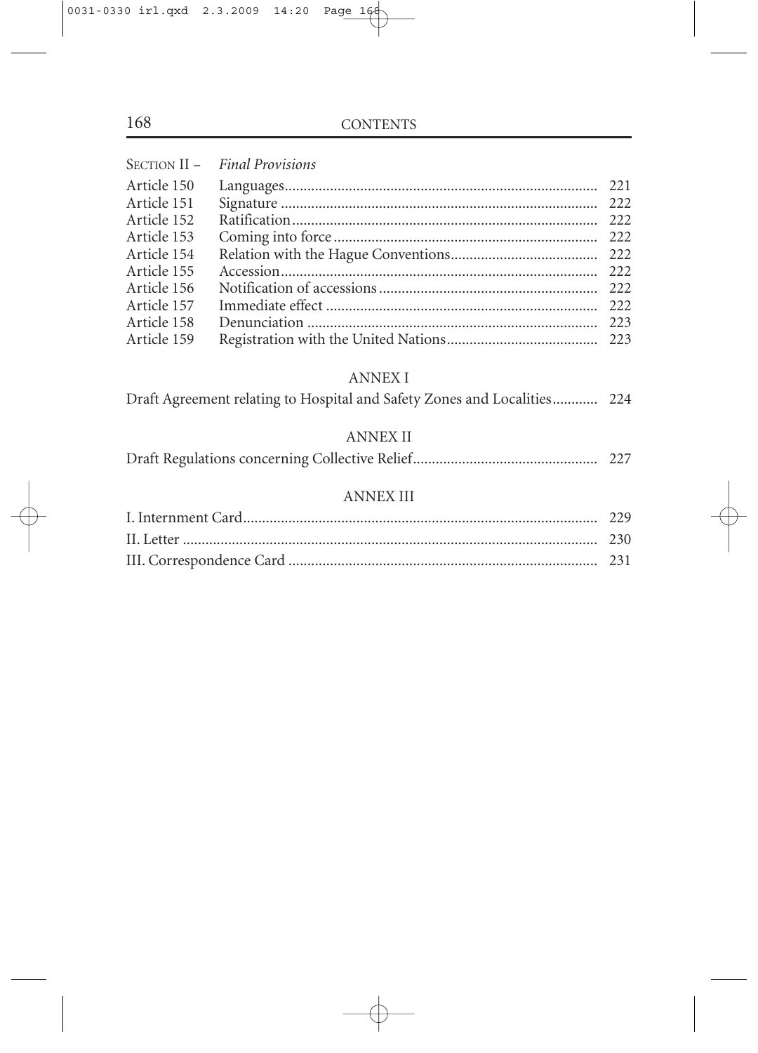SECTION II – *Final Provisions*

| | | |
|---|---|---|
| Article 150 | Languages | 221 |
| Article 151 | Signature | 222 |
| Article 152 | Ratification | 222 |
| Article 153 | Coming into force | 222 |
| Article 154 | Relation with the Hague Conventions | 222 |
| Article 155 | Accession | 222 |
| Article 156 | Notification of accessions | 222 |
| Article 157 | Immediate effect | 222 |
| Article 158 | Denunciation | 223 |
| Article 159 | Registration with the United Nations | 223 |

## ANNEX I

Draft Agreement relating to Hospital and Safety Zones and Localities ............ 224

## ANNEX II

Draft Regulations concerning Collective Relief ............ 227

## ANNEX III

I. Internment Card ............ 229

II. Letter ............ 230

III. Correspondence Card ............ 231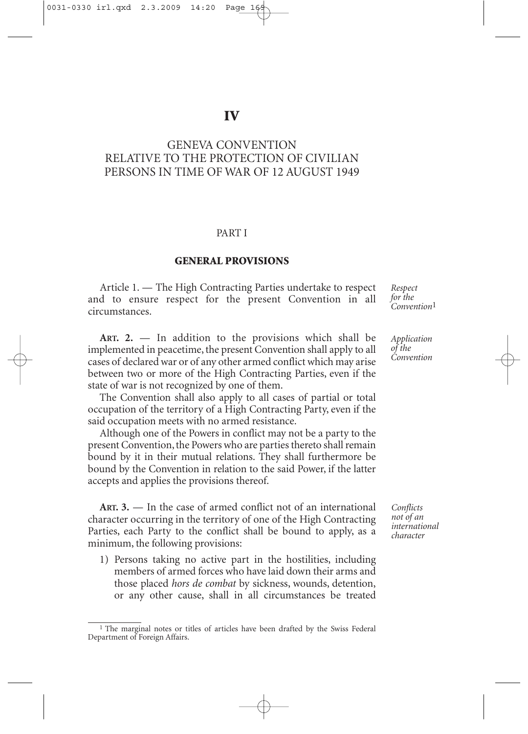# IV

## GENEVA CONVENTION RELATIVE TO THE PROTECTION OF CIVILIAN PERSONS IN TIME OF WAR OF 12 AUGUST 1949

PART I

### GENERAL PROVISIONS

*Respect for the Convention*[1]

Article 1. — The High Contracting Parties undertake to respect and to ensure respect for the present Convention in all circumstances.

*Application of the Convention*

**ART. 2.** — In addition to the provisions which shall be implemented in peacetime, the present Convention shall apply to all cases of declared war or of any other armed conflict which may arise between two or more of the High Contracting Parties, even if the state of war is not recognized by one of them.

The Convention shall also apply to all cases of partial or total occupation of the territory of a High Contracting Party, even if the said occupation meets with no armed resistance.

Although one of the Powers in conflict may not be a party to the present Convention, the Powers who are parties thereto shall remain bound by it in their mutual relations. They shall furthermore be bound by the Convention in relation to the said Power, if the latter accepts and applies the provisions thereof.

*Conflicts not of an international character*

**ART. 3.** — In the case of armed conflict not of an international character occurring in the territory of one of the High Contracting Parties, each Party to the conflict shall be bound to apply, as a minimum, the following provisions:

1) Persons taking no active part in the hostilities, including members of armed forces who have laid down their arms and those placed *hors de combat* by sickness, wounds, detention, or any other cause, shall in all circumstances be treated

---

[1] The marginal notes or titles of articles have been drafted by the Swiss Federal Department of Foreign Affairs.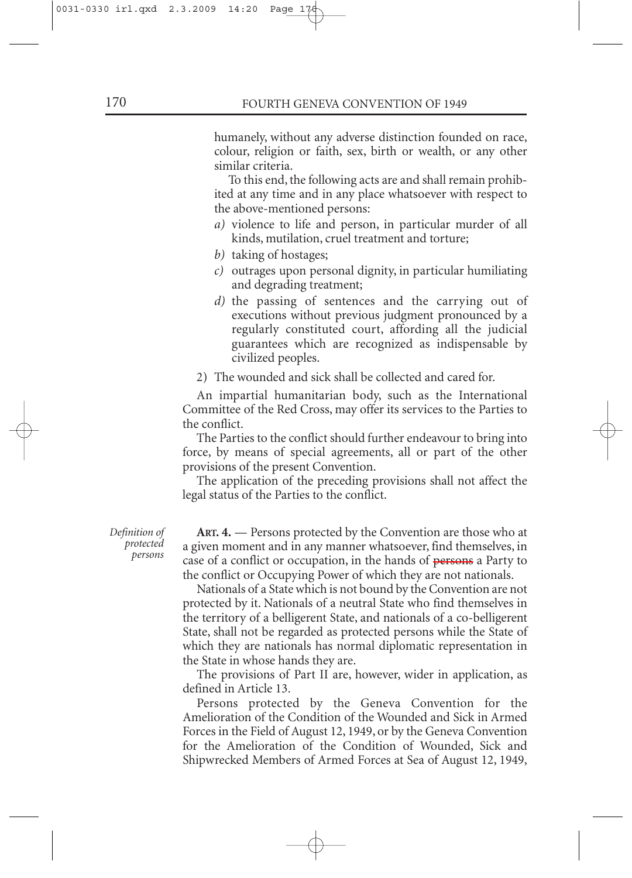humanely, without any adverse distinction founded on race, colour, religion or faith, sex, birth or wealth, or any other similar criteria.

To this end, the following acts are and shall remain prohibited at any time and in any place whatsoever with respect to the above-mentioned persons:

*a)* violence to life and person, in particular murder of all kinds, mutilation, cruel treatment and torture;

*b)* taking of hostages;

*c)* outrages upon personal dignity, in particular humiliating and degrading treatment;

*d)* the passing of sentences and the carrying out of executions without previous judgment pronounced by a regularly constituted court, affording all the judicial guarantees which are recognized as indispensable by civilized peoples.

2) The wounded and sick shall be collected and cared for.

An impartial humanitarian body, such as the International Committee of the Red Cross, may offer its services to the Parties to the conflict.

The Parties to the conflict should further endeavour to bring into force, by means of special agreements, all or part of the other provisions of the present Convention.

The application of the preceding provisions shall not affect the legal status of the Parties to the conflict.

*Definition of protected persons*

**ART. 4.** — Persons protected by the Convention are those who at a given moment and in any manner whatsoever, find themselves, in case of a conflict or occupation, in the hands of ~~persons~~ a Party to the conflict or Occupying Power of which they are not nationals.

Nationals of a State which is not bound by the Convention are not protected by it. Nationals of a neutral State who find themselves in the territory of a belligerent State, and nationals of a co-belligerent State, shall not be regarded as protected persons while the State of which they are nationals has normal diplomatic representation in the State in whose hands they are.

The provisions of Part II are, however, wider in application, as defined in Article 13.

Persons protected by the Geneva Convention for the Amelioration of the Condition of the Wounded and Sick in Armed Forces in the Field of August 12, 1949, or by the Geneva Convention for the Amelioration of the Condition of Wounded, Sick and Shipwrecked Members of Armed Forces at Sea of August 12, 1949,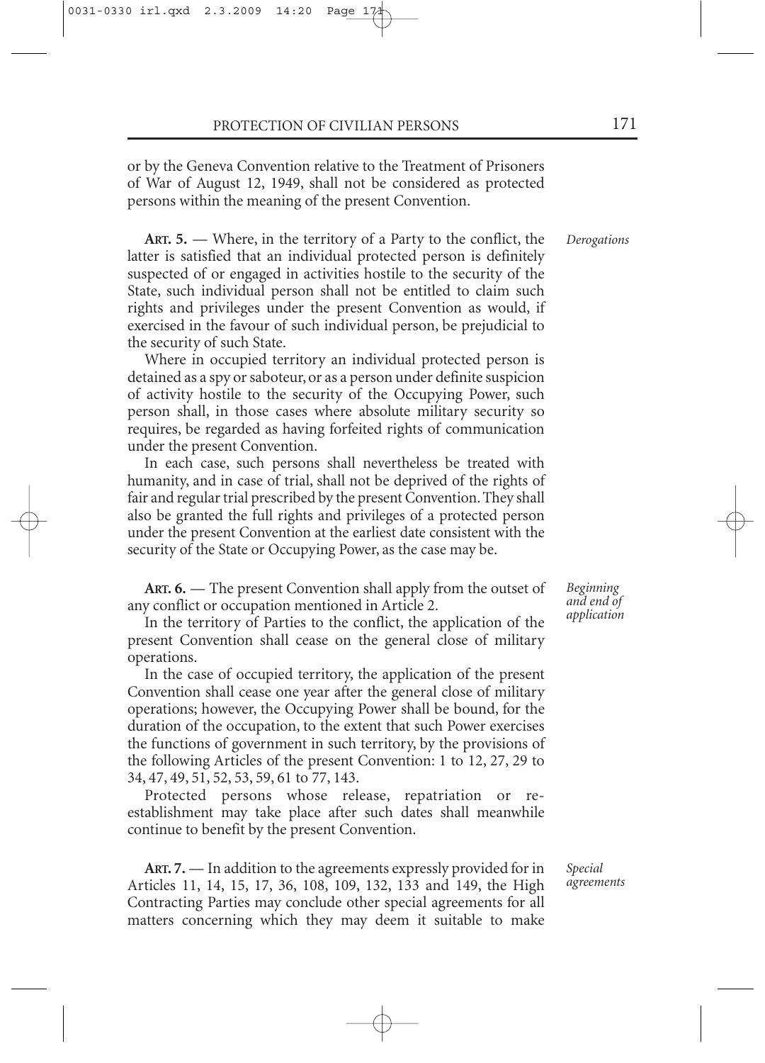or by the Geneva Convention relative to the Treatment of Prisoners of War of August 12, 1949, shall not be considered as protected persons within the meaning of the present Convention.

*Derogations*

**ART. 5.** — Where, in the territory of a Party to the conflict, the latter is satisfied that an individual protected person is definitely suspected of or engaged in activities hostile to the security of the State, such individual person shall not be entitled to claim such rights and privileges under the present Convention as would, if exercised in the favour of such individual person, be prejudicial to the security of such State.

Where in occupied territory an individual protected person is detained as a spy or saboteur, or as a person under definite suspicion of activity hostile to the security of the Occupying Power, such person shall, in those cases where absolute military security so requires, be regarded as having forfeited rights of communication under the present Convention.

In each case, such persons shall nevertheless be treated with humanity, and in case of trial, shall not be deprived of the rights of fair and regular trial prescribed by the present Convention. They shall also be granted the full rights and privileges of a protected person under the present Convention at the earliest date consistent with the security of the State or Occupying Power, as the case may be.

*Beginning and end of application*

**ART. 6.** — The present Convention shall apply from the outset of any conflict or occupation mentioned in Article 2.

In the territory of Parties to the conflict, the application of the present Convention shall cease on the general close of military operations.

In the case of occupied territory, the application of the present Convention shall cease one year after the general close of military operations; however, the Occupying Power shall be bound, for the duration of the occupation, to the extent that such Power exercises the functions of government in such territory, by the provisions of the following Articles of the present Convention: 1 to 12, 27, 29 to 34, 47, 49, 51, 52, 53, 59, 61 to 77, 143.

Protected persons whose release, repatriation or re-establishment may take place after such dates shall meanwhile continue to benefit by the present Convention.

*Special agreements*

**ART. 7.** — In addition to the agreements expressly provided for in Articles 11, 14, 15, 17, 36, 108, 109, 132, 133 and 149, the High Contracting Parties may conclude other special agreements for all matters concerning which they may deem it suitable to make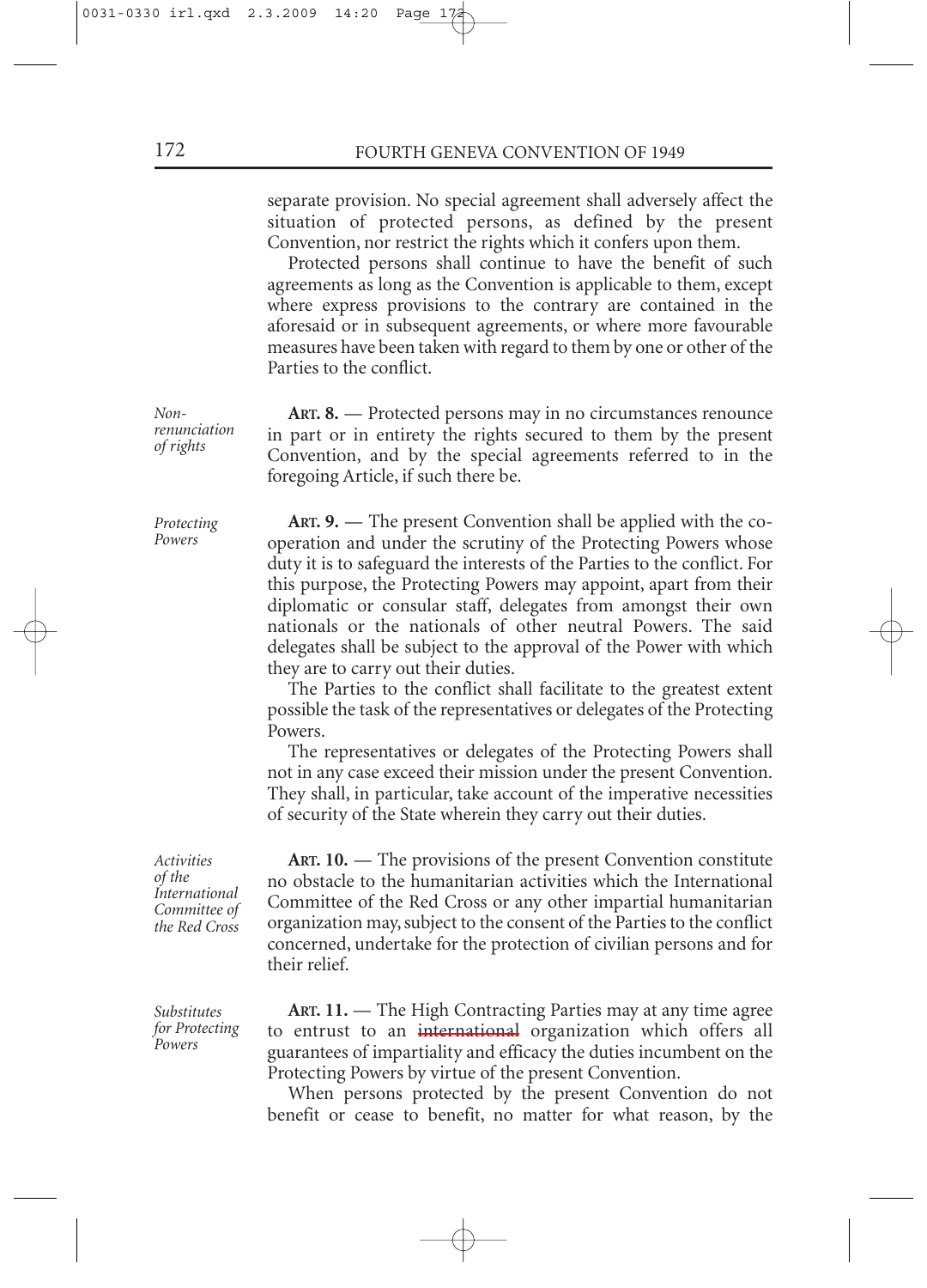separate provision. No special agreement shall adversely affect the situation of protected persons, as defined by the present Convention, nor restrict the rights which it confers upon them.

Protected persons shall continue to have the benefit of such agreements as long as the Convention is applicable to them, except where express provisions to the contrary are contained in the aforesaid or in subsequent agreements, or where more favourable measures have been taken with regard to them by one or other of the Parties to the conflict.

*Non-renunciation of rights*

**ART. 8.** — Protected persons may in no circumstances renounce in part or in entirety the rights secured to them by the present Convention, and by the special agreements referred to in the foregoing Article, if such there be.

*Protecting Powers*

**ART. 9.** — The present Convention shall be applied with the co-operation and under the scrutiny of the Protecting Powers whose duty it is to safeguard the interests of the Parties to the conflict. For this purpose, the Protecting Powers may appoint, apart from their diplomatic or consular staff, delegates from amongst their own nationals or the nationals of other neutral Powers. The said delegates shall be subject to the approval of the Power with which they are to carry out their duties.

The Parties to the conflict shall facilitate to the greatest extent possible the task of the representatives or delegates of the Protecting Powers.

The representatives or delegates of the Protecting Powers shall not in any case exceed their mission under the present Convention. They shall, in particular, take account of the imperative necessities of security of the State wherein they carry out their duties.

*Activities of the International Committee of the Red Cross*

**ART. 10.** — The provisions of the present Convention constitute no obstacle to the humanitarian activities which the International Committee of the Red Cross or any other impartial humanitarian organization may, subject to the consent of the Parties to the conflict concerned, undertake for the protection of civilian persons and for their relief.

*Substitutes for Protecting Powers*

**ART. 11.** — The High Contracting Parties may at any time agree to entrust to an international organization which offers all guarantees of impartiality and efficacy the duties incumbent on the Protecting Powers by virtue of the present Convention.

When persons protected by the present Convention do not benefit or cease to benefit, no matter for what reason, by the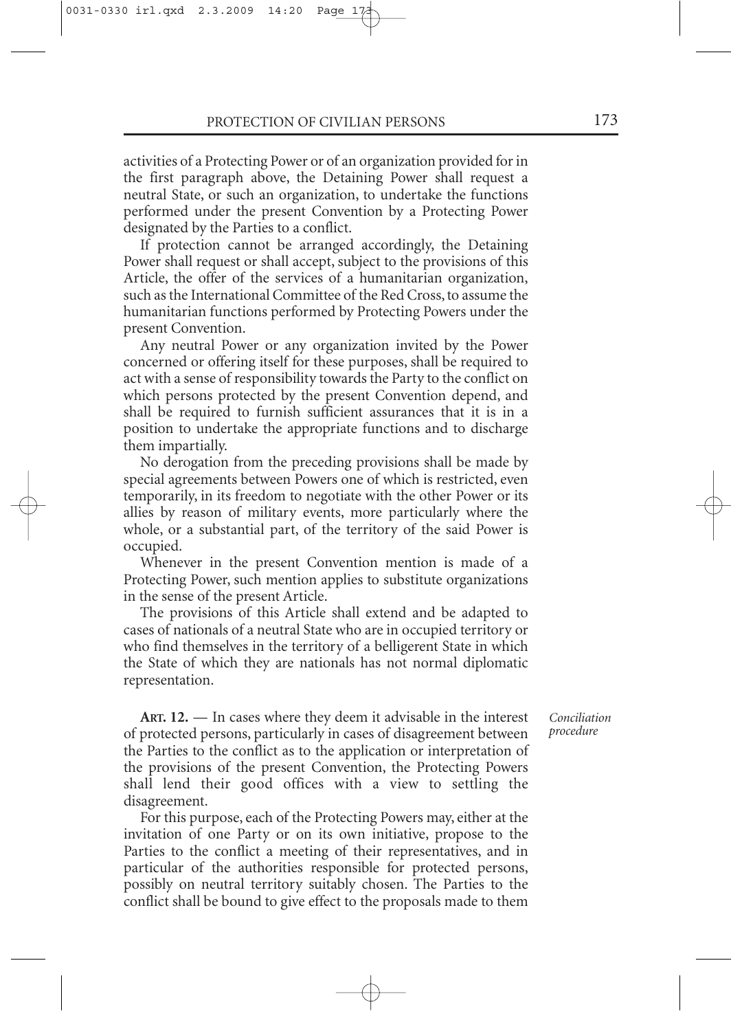activities of a Protecting Power or of an organization provided for in the first paragraph above, the Detaining Power shall request a neutral State, or such an organization, to undertake the functions performed under the present Convention by a Protecting Power designated by the Parties to a conflict.

If protection cannot be arranged accordingly, the Detaining Power shall request or shall accept, subject to the provisions of this Article, the offer of the services of a humanitarian organization, such as the International Committee of the Red Cross, to assume the humanitarian functions performed by Protecting Powers under the present Convention.

Any neutral Power or any organization invited by the Power concerned or offering itself for these purposes, shall be required to act with a sense of responsibility towards the Party to the conflict on which persons protected by the present Convention depend, and shall be required to furnish sufficient assurances that it is in a position to undertake the appropriate functions and to discharge them impartially.

No derogation from the preceding provisions shall be made by special agreements between Powers one of which is restricted, even temporarily, in its freedom to negotiate with the other Power or its allies by reason of military events, more particularly where the whole, or a substantial part, of the territory of the said Power is occupied.

Whenever in the present Convention mention is made of a Protecting Power, such mention applies to substitute organizations in the sense of the present Article.

The provisions of this Article shall extend and be adapted to cases of nationals of a neutral State who are in occupied territory or who find themselves in the territory of a belligerent State in which the State of which they are nationals has not normal diplomatic representation.

*Conciliation procedure*

**ART. 12.** — In cases where they deem it advisable in the interest of protected persons, particularly in cases of disagreement between the Parties to the conflict as to the application or interpretation of the provisions of the present Convention, the Protecting Powers shall lend their good offices with a view to settling the disagreement.

For this purpose, each of the Protecting Powers may, either at the invitation of one Party or on its own initiative, propose to the Parties to the conflict a meeting of their representatives, and in particular of the authorities responsible for protected persons, possibly on neutral territory suitably chosen. The Parties to the conflict shall be bound to give effect to the proposals made to them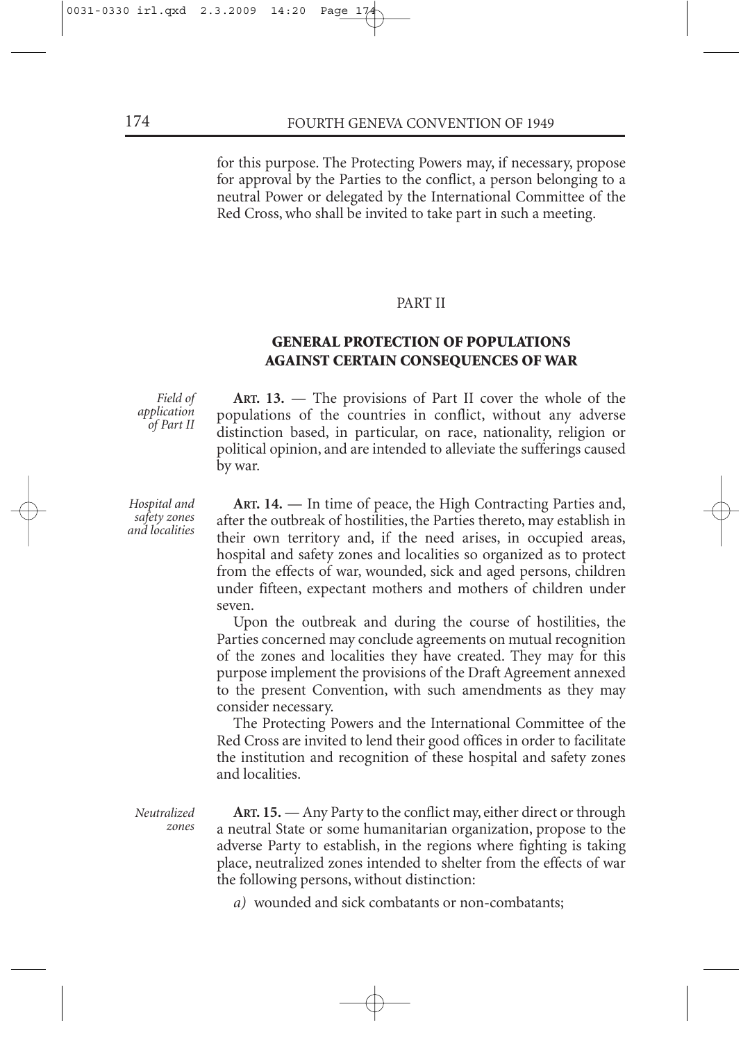for this purpose. The Protecting Powers may, if necessary, propose for approval by the Parties to the conflict, a person belonging to a neutral Power or delegated by the International Committee of the Red Cross, who shall be invited to take part in such a meeting.

## PART II

## GENERAL PROTECTION OF POPULATIONS AGAINST CERTAIN CONSEQUENCES OF WAR

*Field of application of Part II*

**ART. 13.** — The provisions of Part II cover the whole of the populations of the countries in conflict, without any adverse distinction based, in particular, on race, nationality, religion or political opinion, and are intended to alleviate the sufferings caused by war.

*Hospital and safety zones and localities*

**ART. 14.** — In time of peace, the High Contracting Parties and, after the outbreak of hostilities, the Parties thereto, may establish in their own territory and, if the need arises, in occupied areas, hospital and safety zones and localities so organized as to protect from the effects of war, wounded, sick and aged persons, children under fifteen, expectant mothers and mothers of children under seven.

Upon the outbreak and during the course of hostilities, the Parties concerned may conclude agreements on mutual recognition of the zones and localities they have created. They may for this purpose implement the provisions of the Draft Agreement annexed to the present Convention, with such amendments as they may consider necessary.

The Protecting Powers and the International Committee of the Red Cross are invited to lend their good offices in order to facilitate the institution and recognition of these hospital and safety zones and localities.

*Neutralized zones*

**ART. 15.** — Any Party to the conflict may, either direct or through a neutral State or some humanitarian organization, propose to the adverse Party to establish, in the regions where fighting is taking place, neutralized zones intended to shelter from the effects of war the following persons, without distinction:

*a)* wounded and sick combatants or non-combatants;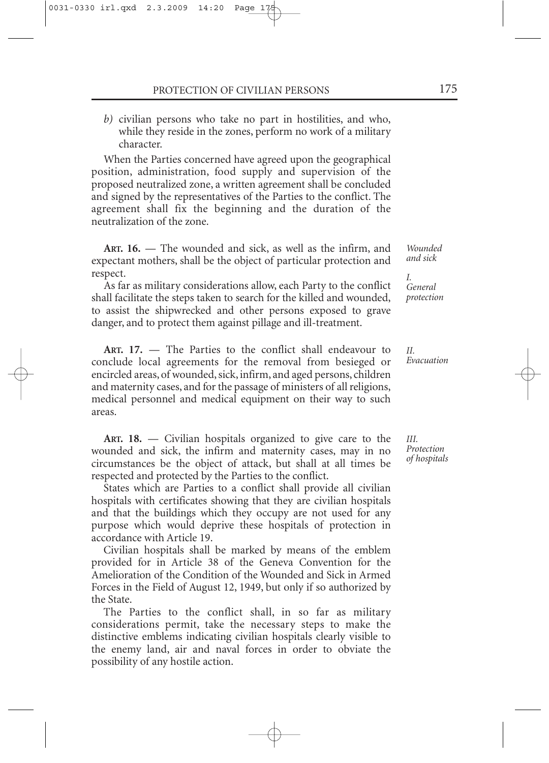*b)* civilian persons who take no part in hostilities, and who, while they reside in the zones, perform no work of a military character.

When the Parties concerned have agreed upon the geographical position, administration, food supply and supervision of the proposed neutralized zone, a written agreement shall be concluded and signed by the representatives of the Parties to the conflict. The agreement shall fix the beginning and the duration of the neutralization of the zone.

*Wounded and sick*

*I. General protection*

**ART. 16.** — The wounded and sick, as well as the infirm, and expectant mothers, shall be the object of particular protection and respect.

As far as military considerations allow, each Party to the conflict shall facilitate the steps taken to search for the killed and wounded, to assist the shipwrecked and other persons exposed to grave danger, and to protect them against pillage and ill-treatment.

*II. Evacuation*

**ART. 17.** — The Parties to the conflict shall endeavour to conclude local agreements for the removal from besieged or encircled areas, of wounded, sick, infirm, and aged persons, children and maternity cases, and for the passage of ministers of all religions, medical personnel and medical equipment on their way to such areas.

*III. Protection of hospitals*

**ART. 18.** — Civilian hospitals organized to give care to the wounded and sick, the infirm and maternity cases, may in no circumstances be the object of attack, but shall at all times be respected and protected by the Parties to the conflict.

States which are Parties to a conflict shall provide all civilian hospitals with certificates showing that they are civilian hospitals and that the buildings which they occupy are not used for any purpose which would deprive these hospitals of protection in accordance with Article 19.

Civilian hospitals shall be marked by means of the emblem provided for in Article 38 of the Geneva Convention for the Amelioration of the Condition of the Wounded and Sick in Armed Forces in the Field of August 12, 1949, but only if so authorized by the State.

The Parties to the conflict shall, in so far as military considerations permit, take the necessary steps to make the distinctive emblems indicating civilian hospitals clearly visible to the enemy land, air and naval forces in order to obviate the possibility of any hostile action.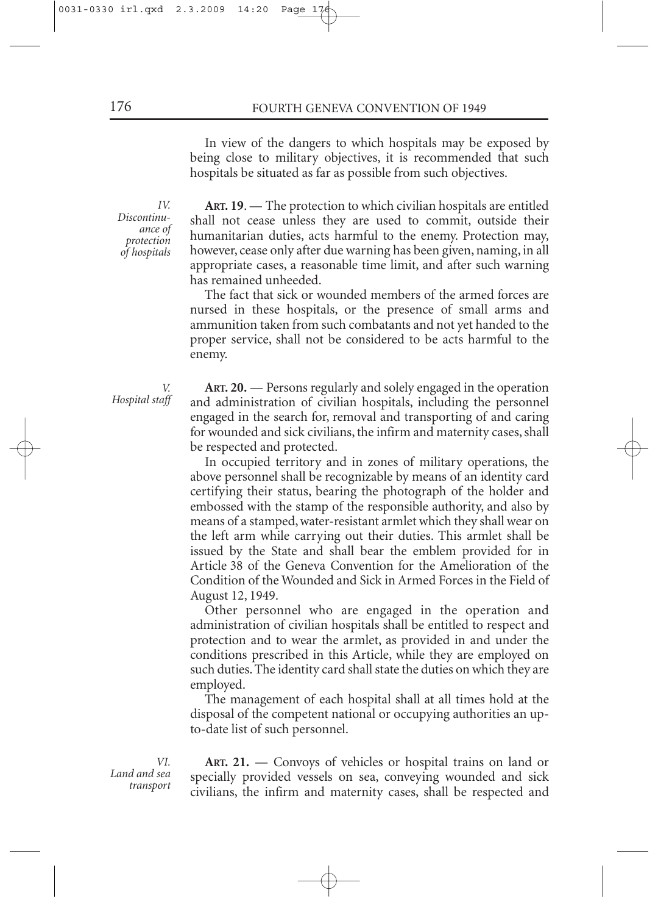In view of the dangers to which hospitals may be exposed by being close to military objectives, it is recommended that such hospitals be situated as far as possible from such objectives.

*IV. Discontinuance of protection of hospitals*

**ART. 19**. — The protection to which civilian hospitals are entitled shall not cease unless they are used to commit, outside their humanitarian duties, acts harmful to the enemy. Protection may, however, cease only after due warning has been given, naming, in all appropriate cases, a reasonable time limit, and after such warning has remained unheeded.

The fact that sick or wounded members of the armed forces are nursed in these hospitals, or the presence of small arms and ammunition taken from such combatants and not yet handed to the proper service, shall not be considered to be acts harmful to the enemy.

*V. Hospital staff*

**ART. 20.** — Persons regularly and solely engaged in the operation and administration of civilian hospitals, including the personnel engaged in the search for, removal and transporting of and caring for wounded and sick civilians, the infirm and maternity cases, shall be respected and protected.

In occupied territory and in zones of military operations, the above personnel shall be recognizable by means of an identity card certifying their status, bearing the photograph of the holder and embossed with the stamp of the responsible authority, and also by means of a stamped, water-resistant armlet which they shall wear on the left arm while carrying out their duties. This armlet shall be issued by the State and shall bear the emblem provided for in Article 38 of the Geneva Convention for the Amelioration of the Condition of the Wounded and Sick in Armed Forces in the Field of August 12, 1949.

Other personnel who are engaged in the operation and administration of civilian hospitals shall be entitled to respect and protection and to wear the armlet, as provided in and under the conditions prescribed in this Article, while they are employed on such duties. The identity card shall state the duties on which they are employed.

The management of each hospital shall at all times hold at the disposal of the competent national or occupying authorities an up-to-date list of such personnel.

*VI. Land and sea transport*

**ART. 21.** — Convoys of vehicles or hospital trains on land or specially provided vessels on sea, conveying wounded and sick civilians, the infirm and maternity cases, shall be respected and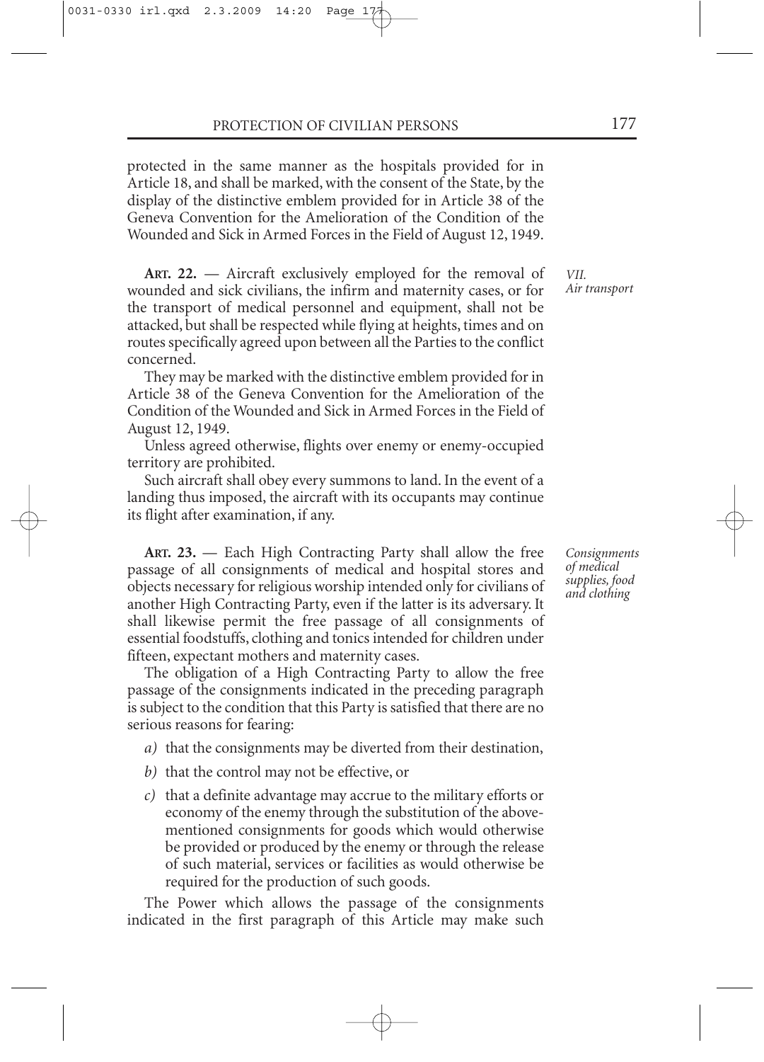protected in the same manner as the hospitals provided for in Article 18, and shall be marked, with the consent of the State, by the display of the distinctive emblem provided for in Article 38 of the Geneva Convention for the Amelioration of the Condition of the Wounded and Sick in Armed Forces in the Field of August 12, 1949.

*VII. Air transport*

**ART. 22.** — Aircraft exclusively employed for the removal of wounded and sick civilians, the infirm and maternity cases, or for the transport of medical personnel and equipment, shall not be attacked, but shall be respected while flying at heights, times and on routes specifically agreed upon between all the Parties to the conflict concerned.

They may be marked with the distinctive emblem provided for in Article 38 of the Geneva Convention for the Amelioration of the Condition of the Wounded and Sick in Armed Forces in the Field of August 12, 1949.

Unless agreed otherwise, flights over enemy or enemy-occupied territory are prohibited.

Such aircraft shall obey every summons to land. In the event of a landing thus imposed, the aircraft with its occupants may continue its flight after examination, if any.

*Consignments of medical supplies, food and clothing*

**ART. 23.** — Each High Contracting Party shall allow the free passage of all consignments of medical and hospital stores and objects necessary for religious worship intended only for civilians of another High Contracting Party, even if the latter is its adversary. It shall likewise permit the free passage of all consignments of essential foodstuffs, clothing and tonics intended for children under fifteen, expectant mothers and maternity cases.

The obligation of a High Contracting Party to allow the free passage of the consignments indicated in the preceding paragraph is subject to the condition that this Party is satisfied that there are no serious reasons for fearing:

*a)* that the consignments may be diverted from their destination,

*b)* that the control may not be effective, or

*c)* that a definite advantage may accrue to the military efforts or economy of the enemy through the substitution of the above-mentioned consignments for goods which would otherwise be provided or produced by the enemy or through the release of such material, services or facilities as would otherwise be required for the production of such goods.

The Power which allows the passage of the consignments indicated in the first paragraph of this Article may make such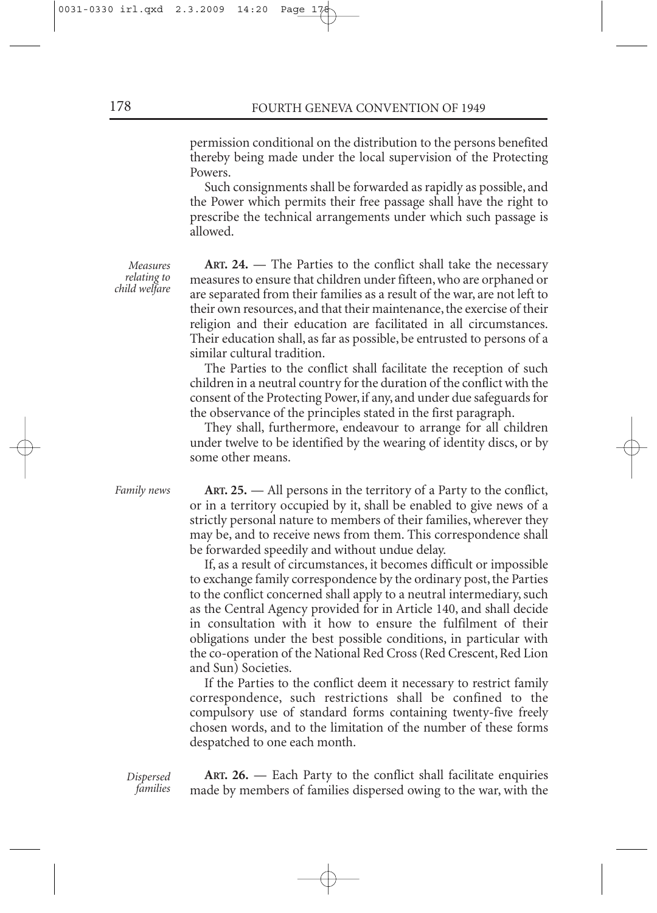permission conditional on the distribution to the persons benefited thereby being made under the local supervision of the Protecting Powers.

Such consignments shall be forwarded as rapidly as possible, and the Power which permits their free passage shall have the right to prescribe the technical arrangements under which such passage is allowed.

*Measures relating to child welfare*

**ART. 24.** — The Parties to the conflict shall take the necessary measures to ensure that children under fifteen, who are orphaned or are separated from their families as a result of the war, are not left to their own resources, and that their maintenance, the exercise of their religion and their education are facilitated in all circumstances. Their education shall, as far as possible, be entrusted to persons of a similar cultural tradition.

The Parties to the conflict shall facilitate the reception of such children in a neutral country for the duration of the conflict with the consent of the Protecting Power, if any, and under due safeguards for the observance of the principles stated in the first paragraph.

They shall, furthermore, endeavour to arrange for all children under twelve to be identified by the wearing of identity discs, or by some other means.

*Family news*

**ART. 25.** — All persons in the territory of a Party to the conflict, or in a territory occupied by it, shall be enabled to give news of a strictly personal nature to members of their families, wherever they may be, and to receive news from them. This correspondence shall be forwarded speedily and without undue delay.

If, as a result of circumstances, it becomes difficult or impossible to exchange family correspondence by the ordinary post, the Parties to the conflict concerned shall apply to a neutral intermediary, such as the Central Agency provided for in Article 140, and shall decide in consultation with it how to ensure the fulfilment of their obligations under the best possible conditions, in particular with the co-operation of the National Red Cross (Red Crescent, Red Lion and Sun) Societies.

If the Parties to the conflict deem it necessary to restrict family correspondence, such restrictions shall be confined to the compulsory use of standard forms containing twenty-five freely chosen words, and to the limitation of the number of these forms despatched to one each month.

*Dispersed families*

**ART. 26.** — Each Party to the conflict shall facilitate enquiries made by members of families dispersed owing to the war, with the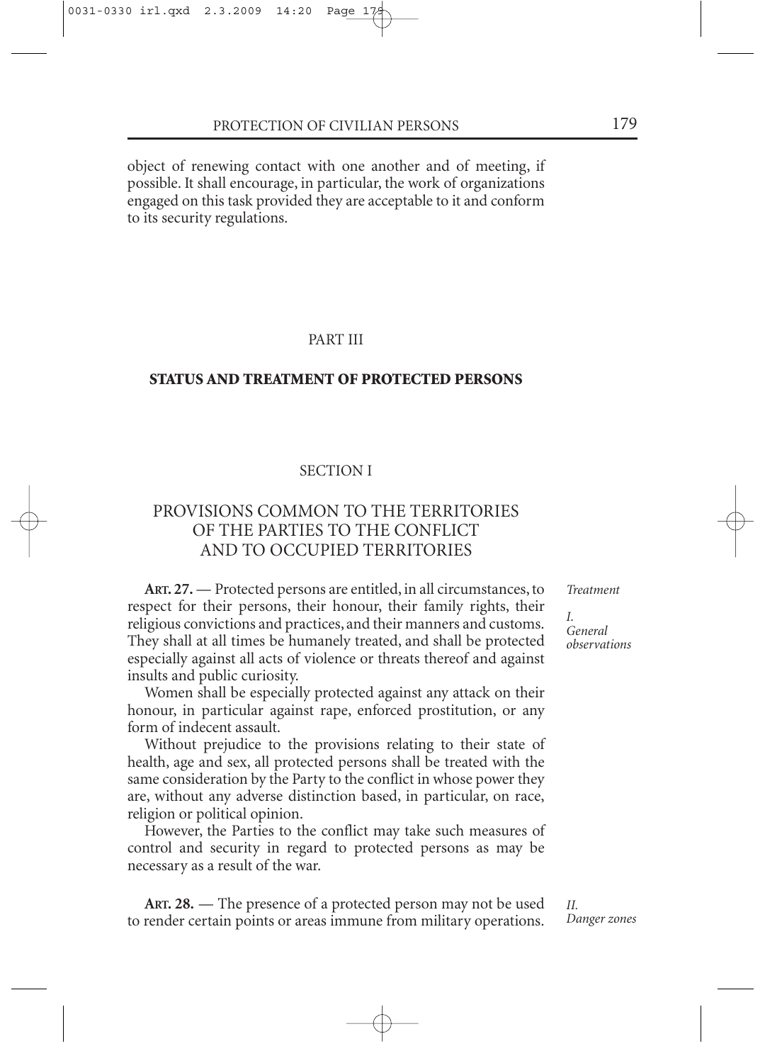object of renewing contact with one another and of meeting, if possible. It shall encourage, in particular, the work of organizations engaged on this task provided they are acceptable to it and conform to its security regulations.

# PART III

## STATUS AND TREATMENT OF PROTECTED PERSONS

### SECTION I

### PROVISIONS COMMON TO THE TERRITORIES OF THE PARTIES TO THE CONFLICT AND TO OCCUPIED TERRITORIES

*Treatment*

*I. General observations*

**ART. 27.** — Protected persons are entitled, in all circumstances, to respect for their persons, their honour, their family rights, their religious convictions and practices, and their manners and customs. They shall at all times be humanely treated, and shall be protected especially against all acts of violence or threats thereof and against insults and public curiosity.

Women shall be especially protected against any attack on their honour, in particular against rape, enforced prostitution, or any form of indecent assault.

Without prejudice to the provisions relating to their state of health, age and sex, all protected persons shall be treated with the same consideration by the Party to the conflict in whose power they are, without any adverse distinction based, in particular, on race, religion or political opinion.

However, the Parties to the conflict may take such measures of control and security in regard to protected persons as may be necessary as a result of the war.

*II. Danger zones*

**ART. 28.** — The presence of a protected person may not be used to render certain points or areas immune from military operations.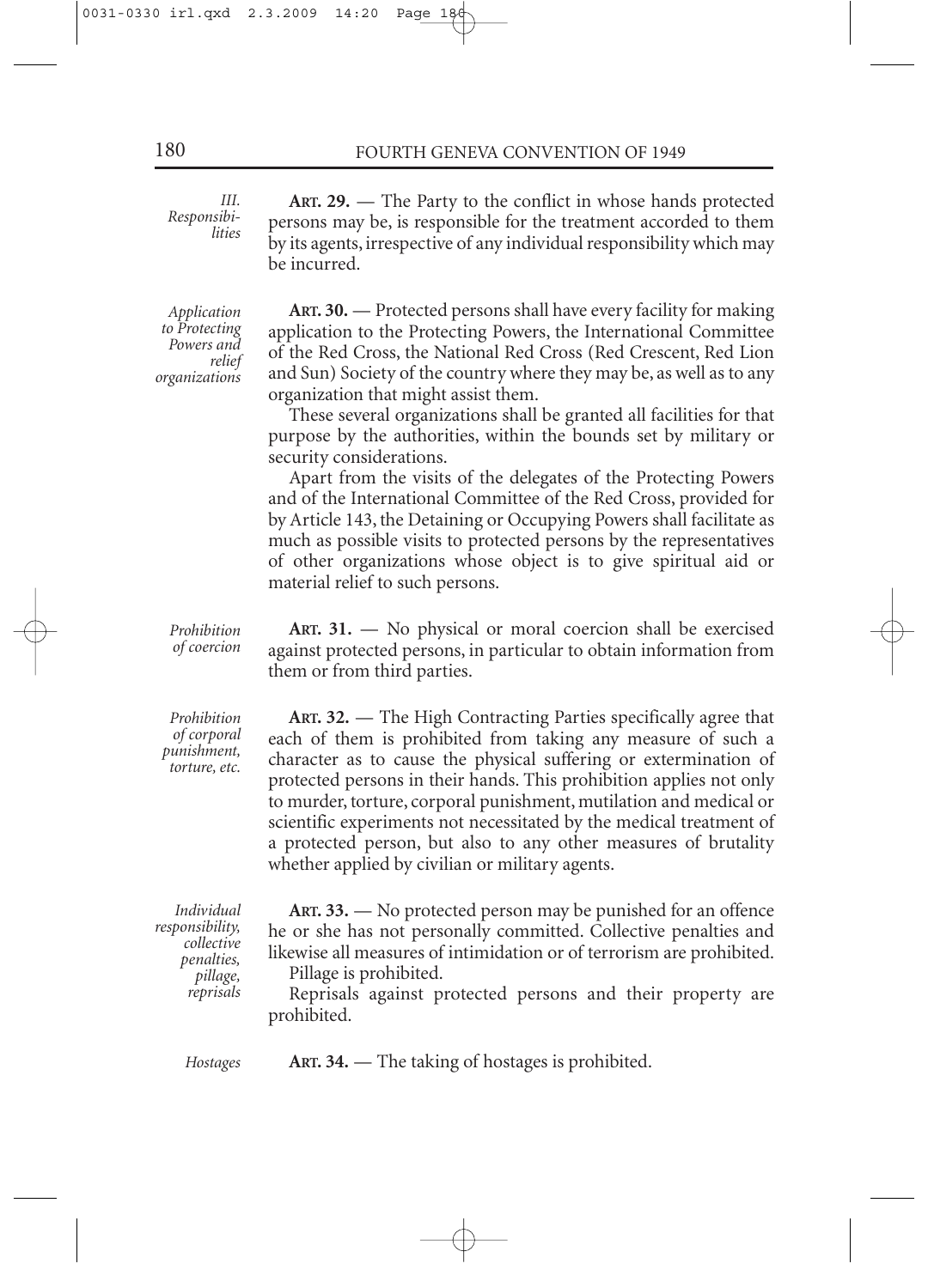*III. Responsibilities*

**ART. 29.** — The Party to the conflict in whose hands protected persons may be, is responsible for the treatment accorded to them by its agents, irrespective of any individual responsibility which may be incurred.

*Application to Protecting Powers and relief organizations*

**ART. 30.** — Protected persons shall have every facility for making application to the Protecting Powers, the International Committee of the Red Cross, the National Red Cross (Red Crescent, Red Lion and Sun) Society of the country where they may be, as well as to any organization that might assist them.

These several organizations shall be granted all facilities for that purpose by the authorities, within the bounds set by military or security considerations.

Apart from the visits of the delegates of the Protecting Powers and of the International Committee of the Red Cross, provided for by Article 143, the Detaining or Occupying Powers shall facilitate as much as possible visits to protected persons by the representatives of other organizations whose object is to give spiritual aid or material relief to such persons.

*Prohibition of coercion*

**ART. 31.** — No physical or moral coercion shall be exercised against protected persons, in particular to obtain information from them or from third parties.

*Prohibition of corporal punishment, torture, etc.*

**ART. 32.** — The High Contracting Parties specifically agree that each of them is prohibited from taking any measure of such a character as to cause the physical suffering or extermination of protected persons in their hands. This prohibition applies not only to murder, torture, corporal punishment, mutilation and medical or scientific experiments not necessitated by the medical treatment of a protected person, but also to any other measures of brutality whether applied by civilian or military agents.

*Individual responsibility, collective penalties, pillage, reprisals*

**ART. 33.** — No protected person may be punished for an offence he or she has not personally committed. Collective penalties and likewise all measures of intimidation or of terrorism are prohibited.

Pillage is prohibited.

Reprisals against protected persons and their property are prohibited.

*Hostages*

**ART. 34.** — The taking of hostages is prohibited.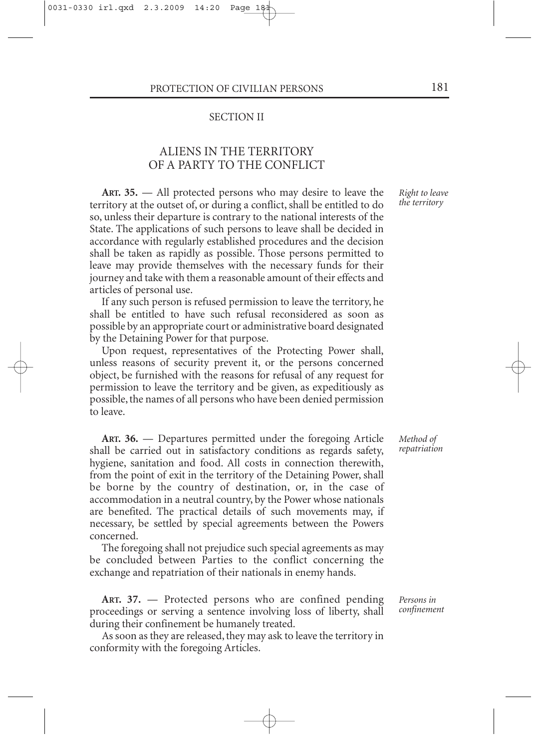## SECTION II

## ALIENS IN THE TERRITORY OF A PARTY TO THE CONFLICT

*Right to leave the territory*

**ART. 35.** — All protected persons who may desire to leave the territory at the outset of, or during a conflict, shall be entitled to do so, unless their departure is contrary to the national interests of the State. The applications of such persons to leave shall be decided in accordance with regularly established procedures and the decision shall be taken as rapidly as possible. Those persons permitted to leave may provide themselves with the necessary funds for their journey and take with them a reasonable amount of their effects and articles of personal use.

If any such person is refused permission to leave the territory, he shall be entitled to have such refusal reconsidered as soon as possible by an appropriate court or administrative board designated by the Detaining Power for that purpose.

Upon request, representatives of the Protecting Power shall, unless reasons of security prevent it, or the persons concerned object, be furnished with the reasons for refusal of any request for permission to leave the territory and be given, as expeditiously as possible, the names of all persons who have been denied permission to leave.

*Method of repatriation*

**ART. 36.** — Departures permitted under the foregoing Article shall be carried out in satisfactory conditions as regards safety, hygiene, sanitation and food. All costs in connection therewith, from the point of exit in the territory of the Detaining Power, shall be borne by the country of destination, or, in the case of accommodation in a neutral country, by the Power whose nationals are benefited. The practical details of such movements may, if necessary, be settled by special agreements between the Powers concerned.

The foregoing shall not prejudice such special agreements as may be concluded between Parties to the conflict concerning the exchange and repatriation of their nationals in enemy hands.

*Persons in confinement*

**ART. 37.** — Protected persons who are confined pending proceedings or serving a sentence involving loss of liberty, shall during their confinement be humanely treated.

As soon as they are released, they may ask to leave the territory in conformity with the foregoing Articles.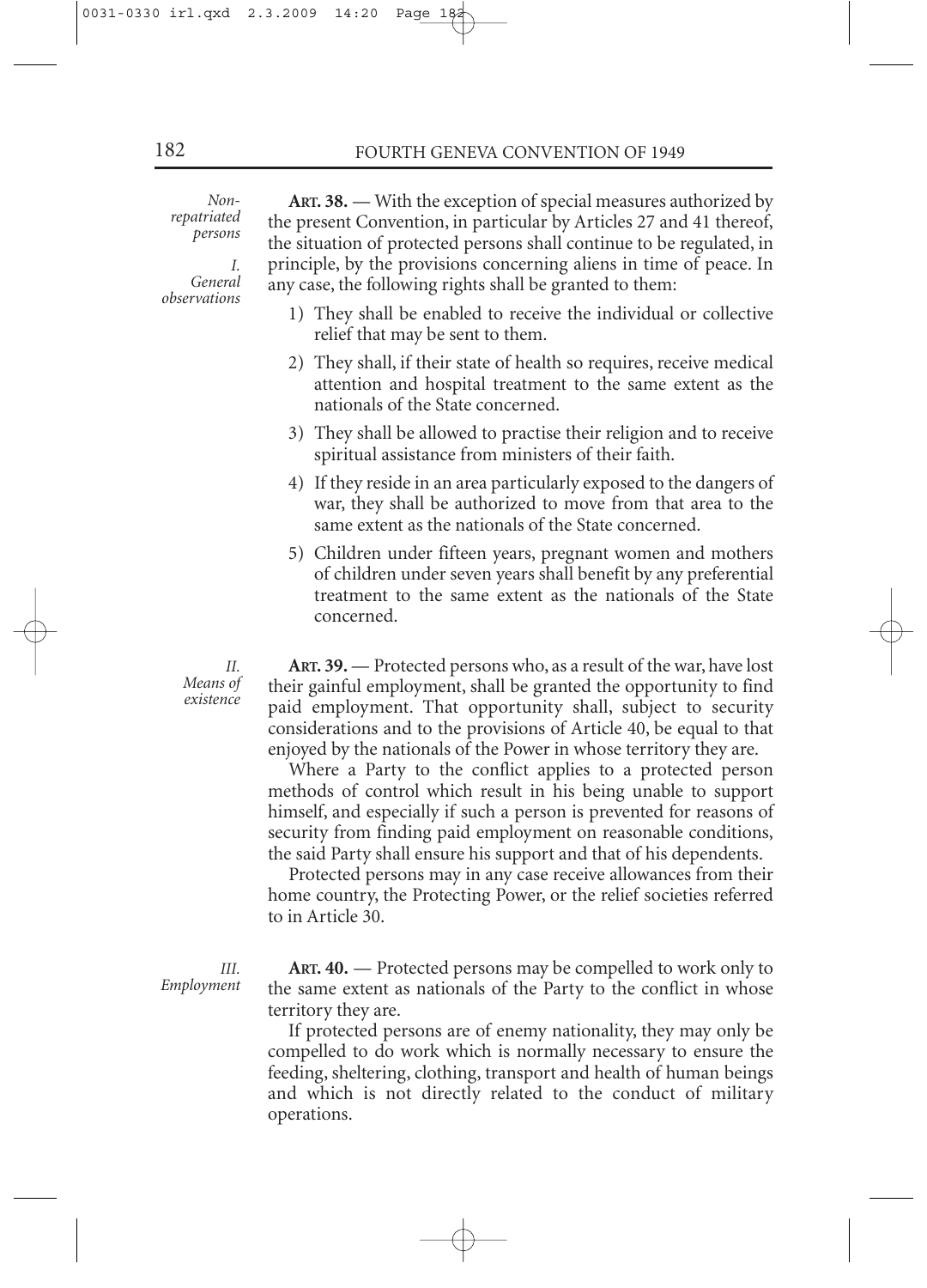*Non-repatriated persons*

*I. General observations*

**ART. 38.** — With the exception of special measures authorized by the present Convention, in particular by Articles 27 and 41 thereof, the situation of protected persons shall continue to be regulated, in principle, by the provisions concerning aliens in time of peace. In any case, the following rights shall be granted to them:

1) They shall be enabled to receive the individual or collective relief that may be sent to them.
2) They shall, if their state of health so requires, receive medical attention and hospital treatment to the same extent as the nationals of the State concerned.
3) They shall be allowed to practise their religion and to receive spiritual assistance from ministers of their faith.
4) If they reside in an area particularly exposed to the dangers of war, they shall be authorized to move from that area to the same extent as the nationals of the State concerned.
5) Children under fifteen years, pregnant women and mothers of children under seven years shall benefit by any preferential treatment to the same extent as the nationals of the State concerned.

*II. Means of existence*

**ART. 39.** — Protected persons who, as a result of the war, have lost their gainful employment, shall be granted the opportunity to find paid employment. That opportunity shall, subject to security considerations and to the provisions of Article 40, be equal to that enjoyed by the nationals of the Power in whose territory they are.

Where a Party to the conflict applies to a protected person methods of control which result in his being unable to support himself, and especially if such a person is prevented for reasons of security from finding paid employment on reasonable conditions, the said Party shall ensure his support and that of his dependents.

Protected persons may in any case receive allowances from their home country, the Protecting Power, or the relief societies referred to in Article 30.

*III. Employment*

**ART. 40.** — Protected persons may be compelled to work only to the same extent as nationals of the Party to the conflict in whose territory they are.

If protected persons are of enemy nationality, they may only be compelled to do work which is normally necessary to ensure the feeding, sheltering, clothing, transport and health of human beings and which is not directly related to the conduct of military operations.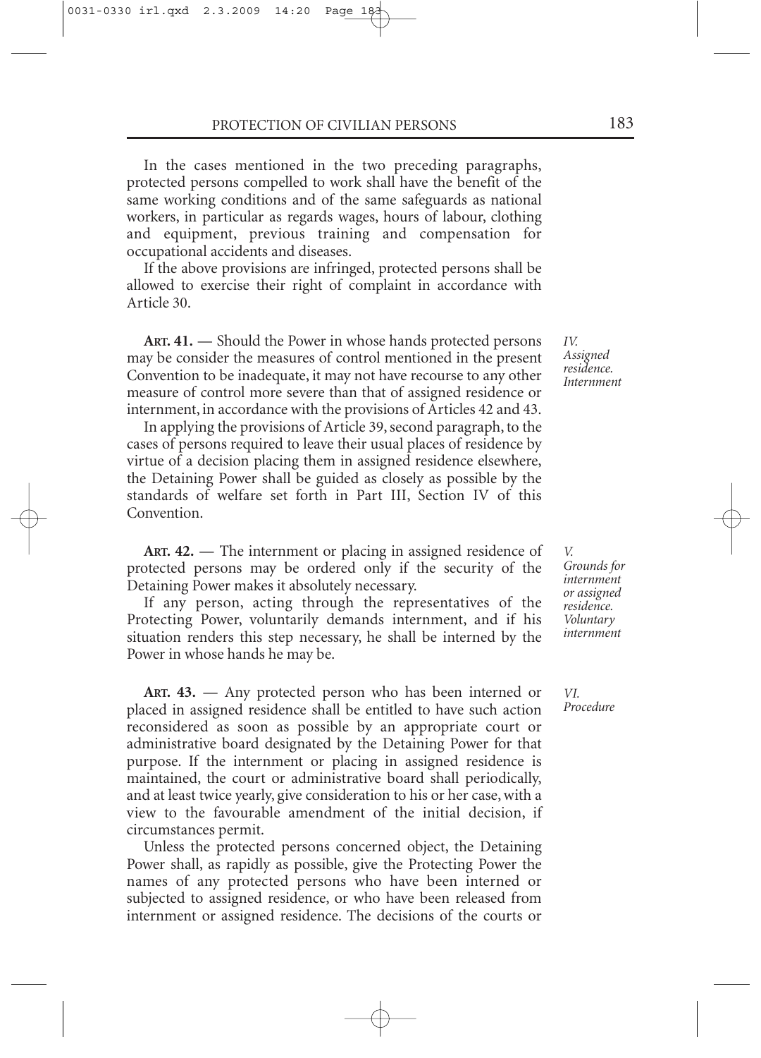In the cases mentioned in the two preceding paragraphs, protected persons compelled to work shall have the benefit of the same working conditions and of the same safeguards as national workers, in particular as regards wages, hours of labour, clothing and equipment, previous training and compensation for occupational accidents and diseases.

If the above provisions are infringed, protected persons shall be allowed to exercise their right of complaint in accordance with Article 30.

*IV. Assigned residence. Internment*

**ART. 41.** — Should the Power in whose hands protected persons may be consider the measures of control mentioned in the present Convention to be inadequate, it may not have recourse to any other measure of control more severe than that of assigned residence or internment, in accordance with the provisions of Articles 42 and 43.

In applying the provisions of Article 39, second paragraph, to the cases of persons required to leave their usual places of residence by virtue of a decision placing them in assigned residence elsewhere, the Detaining Power shall be guided as closely as possible by the standards of welfare set forth in Part III, Section IV of this Convention.

*V. Grounds for internment or assigned residence. Voluntary internment*

**ART. 42.** — The internment or placing in assigned residence of protected persons may be ordered only if the security of the Detaining Power makes it absolutely necessary.

If any person, acting through the representatives of the Protecting Power, voluntarily demands internment, and if his situation renders this step necessary, he shall be interned by the Power in whose hands he may be.

*VI. Procedure*

**ART. 43.** — Any protected person who has been interned or placed in assigned residence shall be entitled to have such action reconsidered as soon as possible by an appropriate court or administrative board designated by the Detaining Power for that purpose. If the internment or placing in assigned residence is maintained, the court or administrative board shall periodically, and at least twice yearly, give consideration to his or her case, with a view to the favourable amendment of the initial decision, if circumstances permit.

Unless the protected persons concerned object, the Detaining Power shall, as rapidly as possible, give the Protecting Power the names of any protected persons who have been interned or subjected to assigned residence, or who have been released from internment or assigned residence. The decisions of the courts or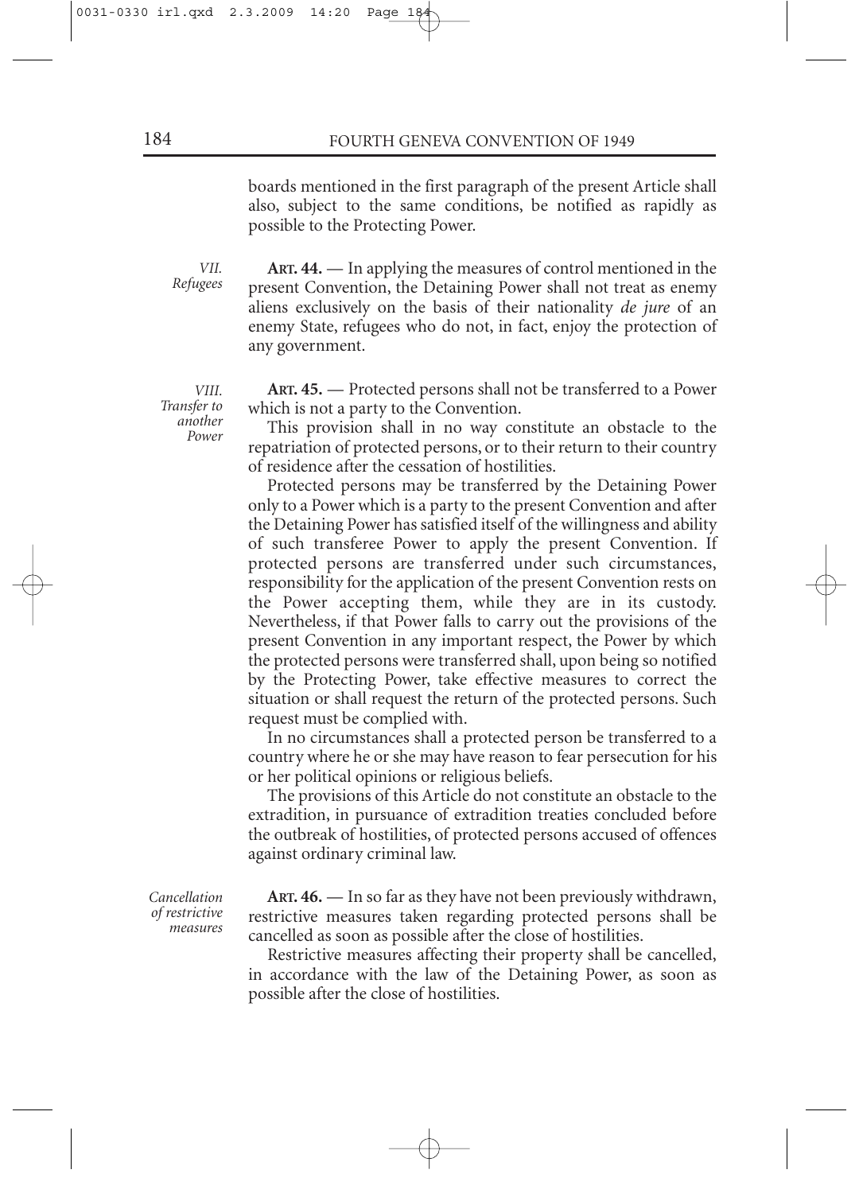boards mentioned in the first paragraph of the present Article shall also, subject to the same conditions, be notified as rapidly as possible to the Protecting Power.

*VII. Refugees*

**ART. 44.** — In applying the measures of control mentioned in the present Convention, the Detaining Power shall not treat as enemy aliens exclusively on the basis of their nationality *de jure* of an enemy State, refugees who do not, in fact, enjoy the protection of any government.

*VIII. Transfer to another Power*

**ART. 45.** — Protected persons shall not be transferred to a Power which is not a party to the Convention.

This provision shall in no way constitute an obstacle to the repatriation of protected persons, or to their return to their country of residence after the cessation of hostilities.

Protected persons may be transferred by the Detaining Power only to a Power which is a party to the present Convention and after the Detaining Power has satisfied itself of the willingness and ability of such transferee Power to apply the present Convention. If protected persons are transferred under such circumstances, responsibility for the application of the present Convention rests on the Power accepting them, while they are in its custody. Nevertheless, if that Power fails to carry out the provisions of the present Convention in any important respect, the Power by which the protected persons were transferred shall, upon being so notified by the Protecting Power, take effective measures to correct the situation or shall request the return of the protected persons. Such request must be complied with.

In no circumstances shall a protected person be transferred to a country where he or she may have reason to fear persecution for his or her political opinions or religious beliefs.

The provisions of this Article do not constitute an obstacle to the extradition, in pursuance of extradition treaties concluded before the outbreak of hostilities, of protected persons accused of offences against ordinary criminal law.

*Cancellation of restrictive measures*

**ART. 46.** — In so far as they have not been previously withdrawn, restrictive measures taken regarding protected persons shall be cancelled as soon as possible after the close of hostilities.

Restrictive measures affecting their property shall be cancelled, in accordance with the law of the Detaining Power, as soon as possible after the close of hostilities.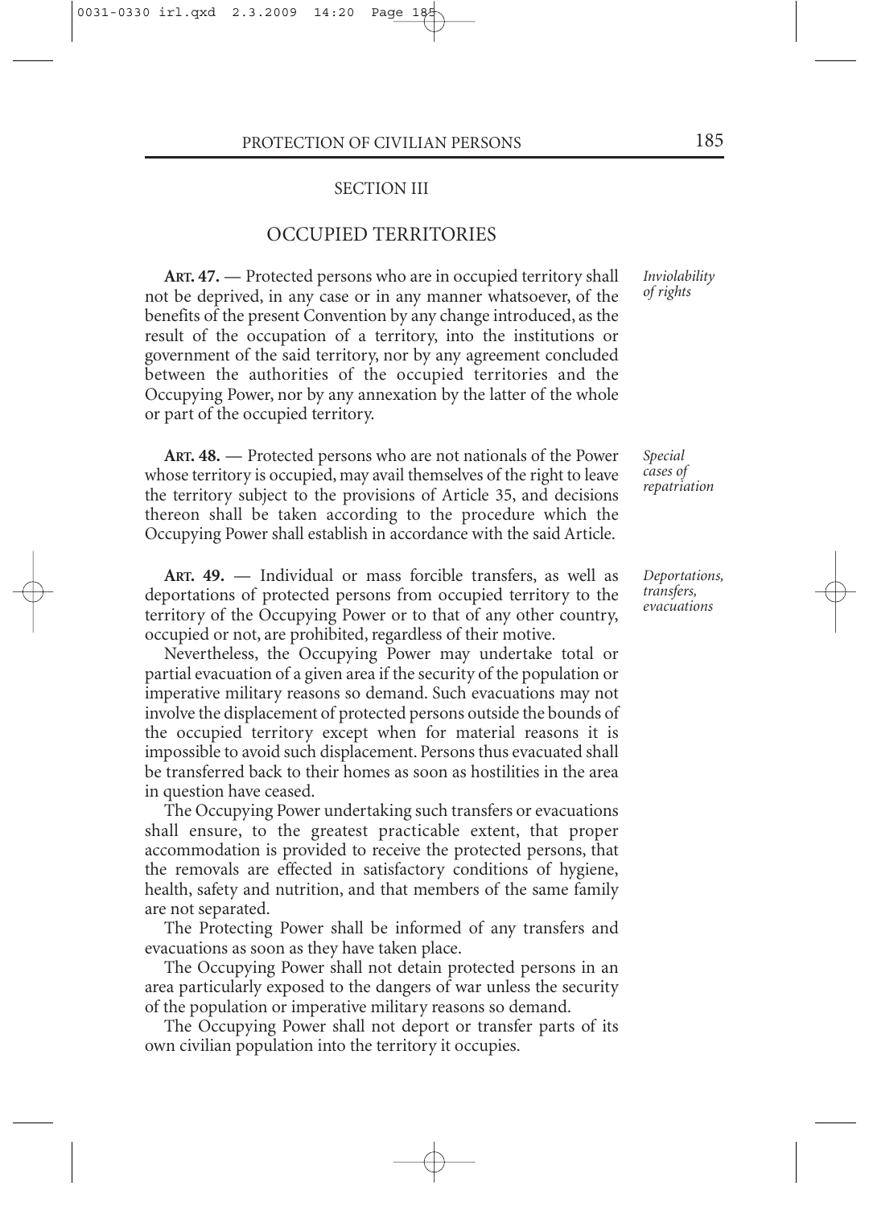## SECTION III

## OCCUPIED TERRITORIES

*Inviolability of rights*

**ART. 47.** — Protected persons who are in occupied territory shall not be deprived, in any case or in any manner whatsoever, of the benefits of the present Convention by any change introduced, as the result of the occupation of a territory, into the institutions or government of the said territory, nor by any agreement concluded between the authorities of the occupied territories and the Occupying Power, nor by any annexation by the latter of the whole or part of the occupied territory.

*Special cases of repatriation*

**ART. 48.** — Protected persons who are not nationals of the Power whose territory is occupied, may avail themselves of the right to leave the territory subject to the provisions of Article 35, and decisions thereon shall be taken according to the procedure which the Occupying Power shall establish in accordance with the said Article.

*Deportations, transfers, evacuations*

**ART. 49.** — Individual or mass forcible transfers, as well as deportations of protected persons from occupied territory to the territory of the Occupying Power or to that of any other country, occupied or not, are prohibited, regardless of their motive.

Nevertheless, the Occupying Power may undertake total or partial evacuation of a given area if the security of the population or imperative military reasons so demand. Such evacuations may not involve the displacement of protected persons outside the bounds of the occupied territory except when for material reasons it is impossible to avoid such displacement. Persons thus evacuated shall be transferred back to their homes as soon as hostilities in the area in question have ceased.

The Occupying Power undertaking such transfers or evacuations shall ensure, to the greatest practicable extent, that proper accommodation is provided to receive the protected persons, that the removals are effected in satisfactory conditions of hygiene, health, safety and nutrition, and that members of the same family are not separated.

The Protecting Power shall be informed of any transfers and evacuations as soon as they have taken place.

The Occupying Power shall not detain protected persons in an area particularly exposed to the dangers of war unless the security of the population or imperative military reasons so demand.

The Occupying Power shall not deport or transfer parts of its own civilian population into the territory it occupies.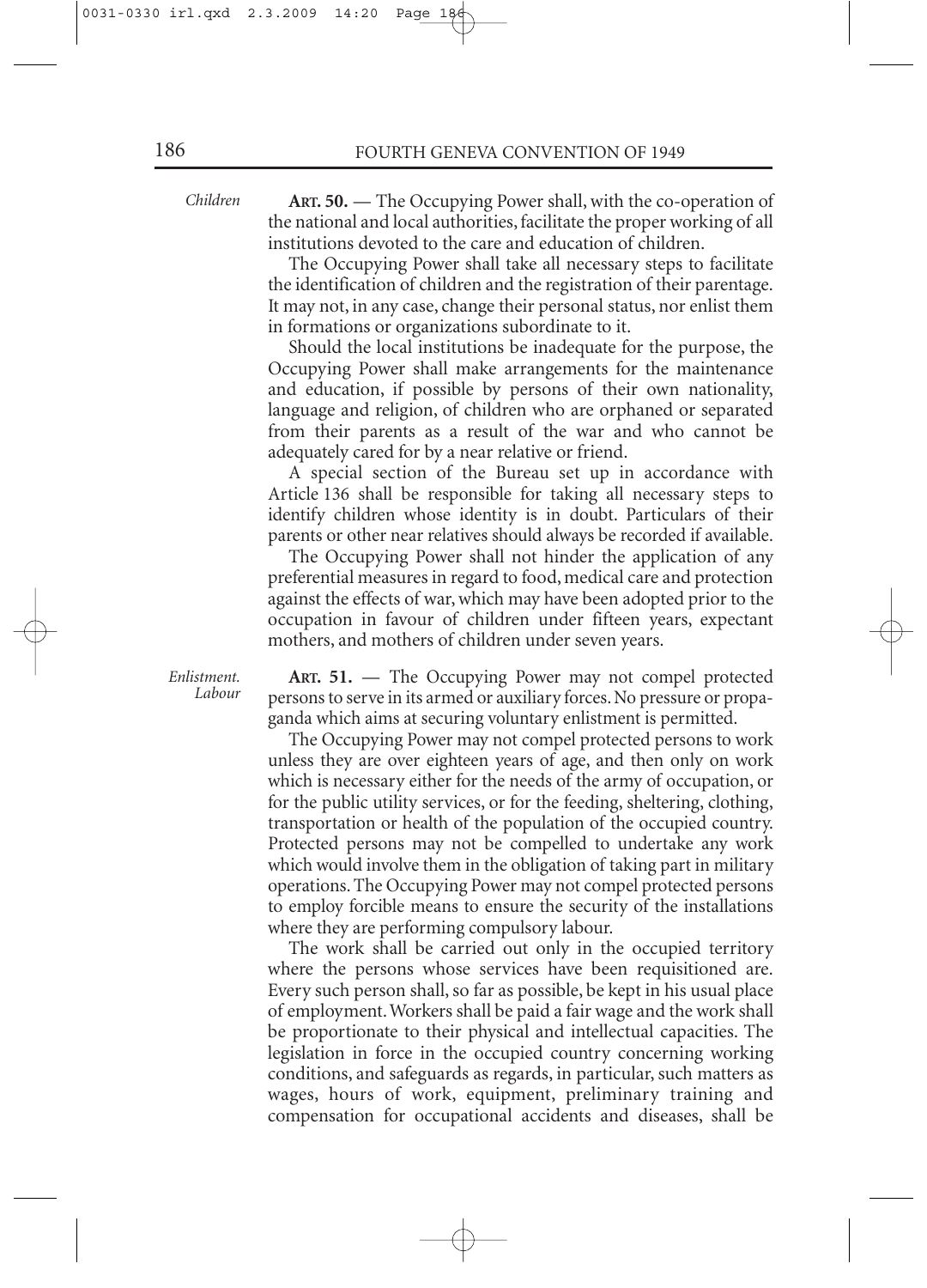*Children*

**ART. 50.** — The Occupying Power shall, with the co-operation of the national and local authorities, facilitate the proper working of all institutions devoted to the care and education of children.

The Occupying Power shall take all necessary steps to facilitate the identification of children and the registration of their parentage. It may not, in any case, change their personal status, nor enlist them in formations or organizations subordinate to it.

Should the local institutions be inadequate for the purpose, the Occupying Power shall make arrangements for the maintenance and education, if possible by persons of their own nationality, language and religion, of children who are orphaned or separated from their parents as a result of the war and who cannot be adequately cared for by a near relative or friend.

A special section of the Bureau set up in accordance with Article 136 shall be responsible for taking all necessary steps to identify children whose identity is in doubt. Particulars of their parents or other near relatives should always be recorded if available.

The Occupying Power shall not hinder the application of any preferential measures in regard to food, medical care and protection against the effects of war, which may have been adopted prior to the occupation in favour of children under fifteen years, expectant mothers, and mothers of children under seven years.

*Enlistment. Labour*

**ART. 51.** — The Occupying Power may not compel protected persons to serve in its armed or auxiliary forces. No pressure or propaganda which aims at securing voluntary enlistment is permitted.

The Occupying Power may not compel protected persons to work unless they are over eighteen years of age, and then only on work which is necessary either for the needs of the army of occupation, or for the public utility services, or for the feeding, sheltering, clothing, transportation or health of the population of the occupied country. Protected persons may not be compelled to undertake any work which would involve them in the obligation of taking part in military operations. The Occupying Power may not compel protected persons to employ forcible means to ensure the security of the installations where they are performing compulsory labour.

The work shall be carried out only in the occupied territory where the persons whose services have been requisitioned are. Every such person shall, so far as possible, be kept in his usual place of employment. Workers shall be paid a fair wage and the work shall be proportionate to their physical and intellectual capacities. The legislation in force in the occupied country concerning working conditions, and safeguards as regards, in particular, such matters as wages, hours of work, equipment, preliminary training and compensation for occupational accidents and diseases, shall be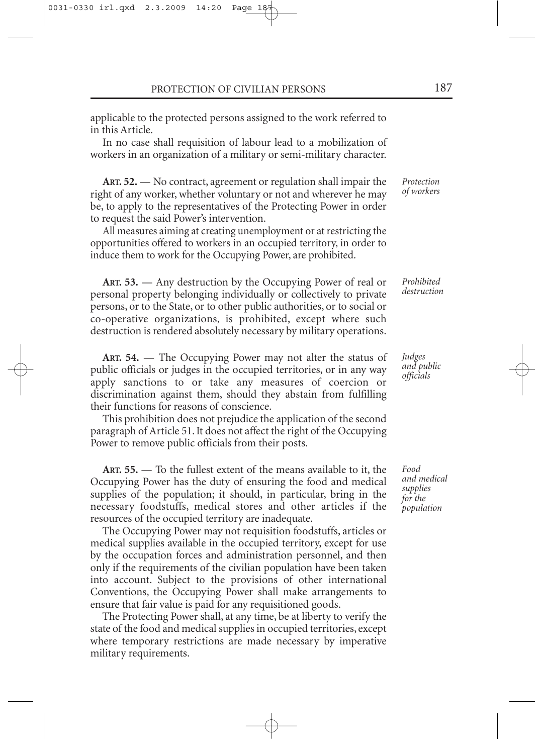applicable to the protected persons assigned to the work referred to in this Article.

In no case shall requisition of labour lead to a mobilization of workers in an organization of a military or semi-military character.

*Protection of workers*

**ART. 52.** — No contract, agreement or regulation shall impair the right of any worker, whether voluntary or not and wherever he may be, to apply to the representatives of the Protecting Power in order to request the said Power's intervention.

All measures aiming at creating unemployment or at restricting the opportunities offered to workers in an occupied territory, in order to induce them to work for the Occupying Power, are prohibited.

*Prohibited destruction*

**ART. 53.** — Any destruction by the Occupying Power of real or personal property belonging individually or collectively to private persons, or to the State, or to other public authorities, or to social or co-operative organizations, is prohibited, except where such destruction is rendered absolutely necessary by military operations.

*Judges and public officials*

**ART. 54.** — The Occupying Power may not alter the status of public officials or judges in the occupied territories, or in any way apply sanctions to or take any measures of coercion or discrimination against them, should they abstain from fulfilling their functions for reasons of conscience.

This prohibition does not prejudice the application of the second paragraph of Article 51. It does not affect the right of the Occupying Power to remove public officials from their posts.

*Food and medical supplies for the population*

**ART. 55.** — To the fullest extent of the means available to it, the Occupying Power has the duty of ensuring the food and medical supplies of the population; it should, in particular, bring in the necessary foodstuffs, medical stores and other articles if the resources of the occupied territory are inadequate.

The Occupying Power may not requisition foodstuffs, articles or medical supplies available in the occupied territory, except for use by the occupation forces and administration personnel, and then only if the requirements of the civilian population have been taken into account. Subject to the provisions of other international Conventions, the Occupying Power shall make arrangements to ensure that fair value is paid for any requisitioned goods.

The Protecting Power shall, at any time, be at liberty to verify the state of the food and medical supplies in occupied territories, except where temporary restrictions are made necessary by imperative military requirements.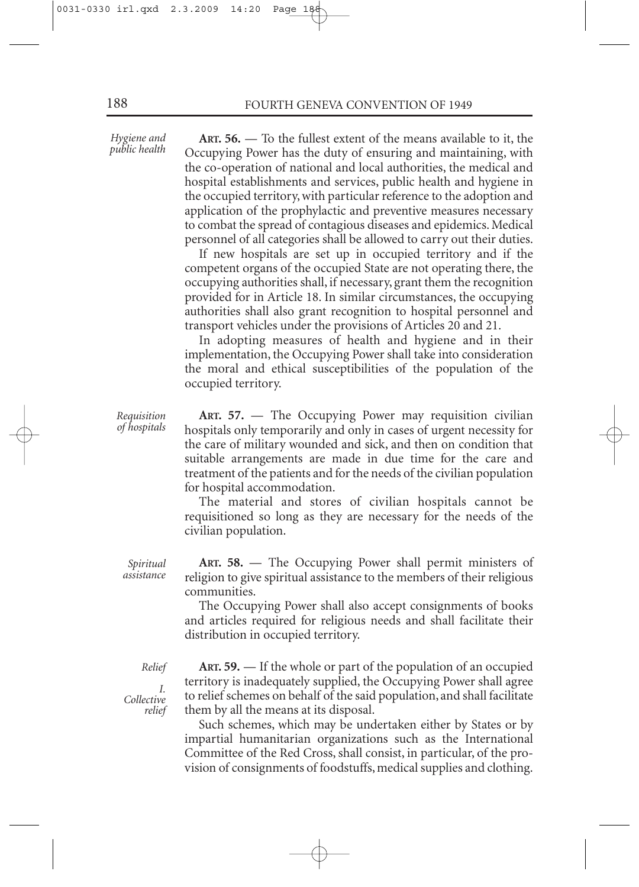*Hygiene and public health*

**ART. 56.** — To the fullest extent of the means available to it, the Occupying Power has the duty of ensuring and maintaining, with the co-operation of national and local authorities, the medical and hospital establishments and services, public health and hygiene in the occupied territory, with particular reference to the adoption and application of the prophylactic and preventive measures necessary to combat the spread of contagious diseases and epidemics. Medical personnel of all categories shall be allowed to carry out their duties.

If new hospitals are set up in occupied territory and if the competent organs of the occupied State are not operating there, the occupying authorities shall, if necessary, grant them the recognition provided for in Article 18. In similar circumstances, the occupying authorities shall also grant recognition to hospital personnel and transport vehicles under the provisions of Articles 20 and 21.

In adopting measures of health and hygiene and in their implementation, the Occupying Power shall take into consideration the moral and ethical susceptibilities of the population of the occupied territory.

*Requisition of hospitals*

**ART. 57.** — The Occupying Power may requisition civilian hospitals only temporarily and only in cases of urgent necessity for the care of military wounded and sick, and then on condition that suitable arrangements are made in due time for the care and treatment of the patients and for the needs of the civilian population for hospital accommodation.

The material and stores of civilian hospitals cannot be requisitioned so long as they are necessary for the needs of the civilian population.

*Spiritual assistance*

**ART. 58.** — The Occupying Power shall permit ministers of religion to give spiritual assistance to the members of their religious communities.

The Occupying Power shall also accept consignments of books and articles required for religious needs and shall facilitate their distribution in occupied territory.

*Relief*

*I. Collective relief*

**ART. 59.** — If the whole or part of the population of an occupied territory is inadequately supplied, the Occupying Power shall agree to relief schemes on behalf of the said population, and shall facilitate them by all the means at its disposal.

Such schemes, which may be undertaken either by States or by impartial humanitarian organizations such as the International Committee of the Red Cross, shall consist, in particular, of the provision of consignments of foodstuffs, medical supplies and clothing.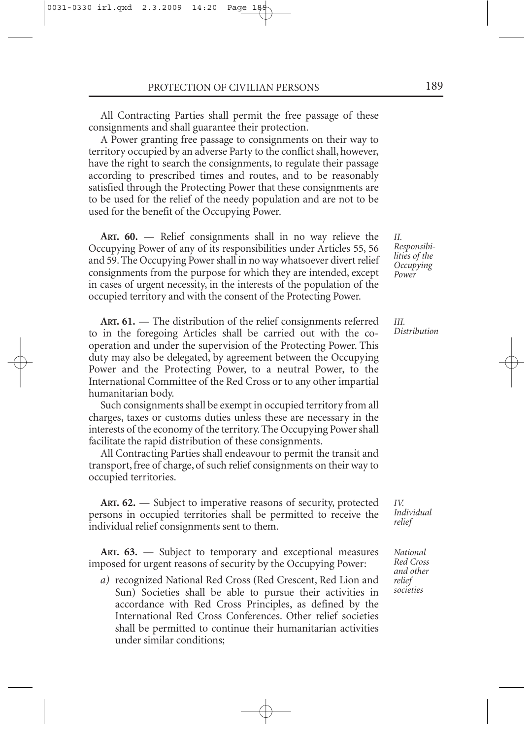All Contracting Parties shall permit the free passage of these consignments and shall guarantee their protection.

A Power granting free passage to consignments on their way to territory occupied by an adverse Party to the conflict shall, however, have the right to search the consignments, to regulate their passage according to prescribed times and routes, and to be reasonably satisfied through the Protecting Power that these consignments are to be used for the relief of the needy population and are not to be used for the benefit of the Occupying Power.

*II. Responsibilities of the Occupying Power*

**ART. 60.** — Relief consignments shall in no way relieve the Occupying Power of any of its responsibilities under Articles 55, 56 and 59. The Occupying Power shall in no way whatsoever divert relief consignments from the purpose for which they are intended, except in cases of urgent necessity, in the interests of the population of the occupied territory and with the consent of the Protecting Power.

*III. Distribution*

**ART. 61.** — The distribution of the relief consignments referred to in the foregoing Articles shall be carried out with the co-operation and under the supervision of the Protecting Power. This duty may also be delegated, by agreement between the Occupying Power and the Protecting Power, to a neutral Power, to the International Committee of the Red Cross or to any other impartial humanitarian body.

Such consignments shall be exempt in occupied territory from all charges, taxes or customs duties unless these are necessary in the interests of the economy of the territory. The Occupying Power shall facilitate the rapid distribution of these consignments.

All Contracting Parties shall endeavour to permit the transit and transport, free of charge, of such relief consignments on their way to occupied territories.

*IV. Individual relief*

**ART. 62.** — Subject to imperative reasons of security, protected persons in occupied territories shall be permitted to receive the individual relief consignments sent to them.

*National Red Cross and other relief societies*

**ART. 63.** — Subject to temporary and exceptional measures imposed for urgent reasons of security by the Occupying Power:

*a)* recognized National Red Cross (Red Crescent, Red Lion and Sun) Societies shall be able to pursue their activities in accordance with Red Cross Principles, as defined by the International Red Cross Conferences. Other relief societies shall be permitted to continue their humanitarian activities under similar conditions;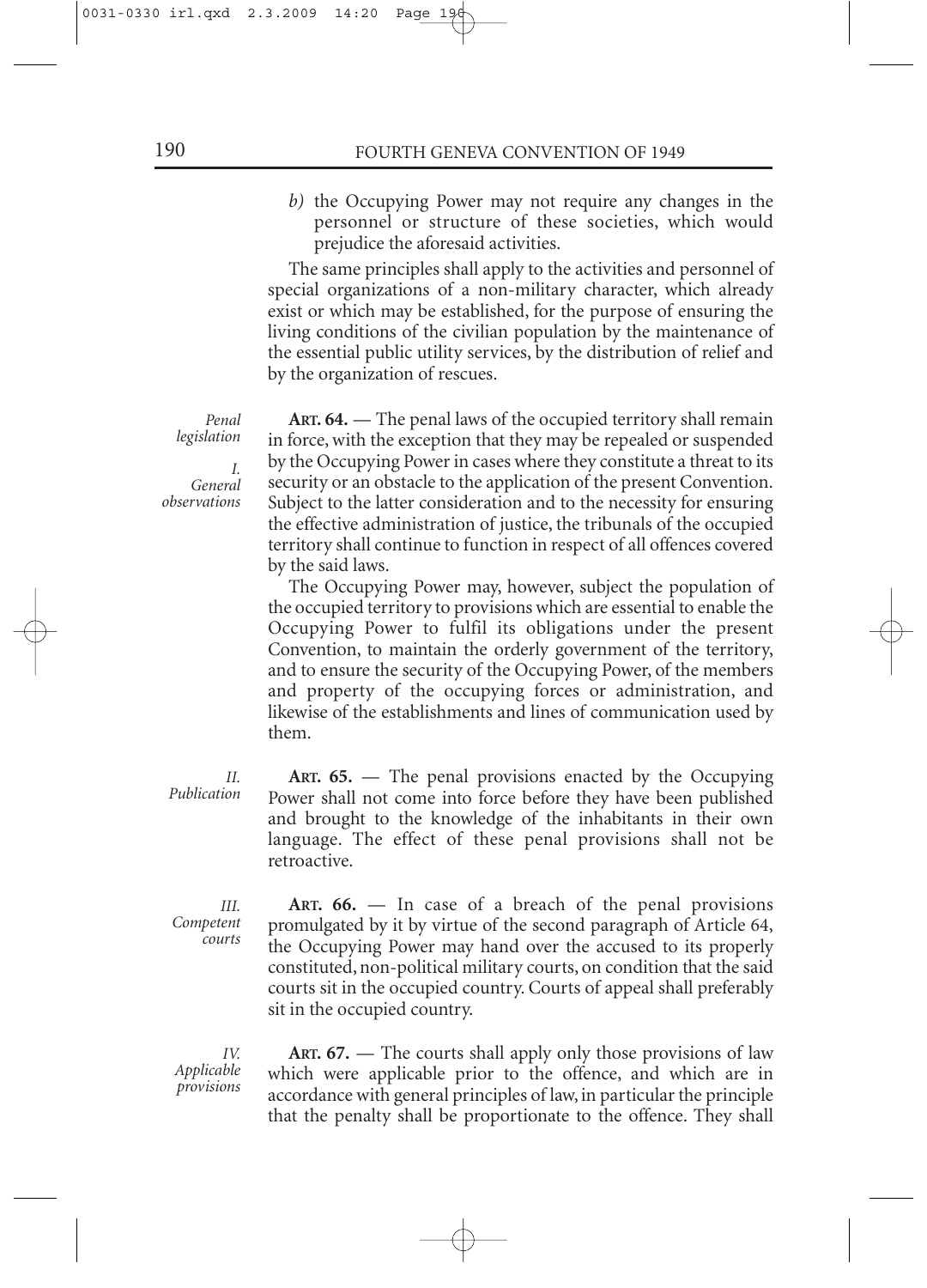*b)* the Occupying Power may not require any changes in the personnel or structure of these societies, which would prejudice the aforesaid activities.

The same principles shall apply to the activities and personnel of special organizations of a non-military character, which already exist or which may be established, for the purpose of ensuring the living conditions of the civilian population by the maintenance of the essential public utility services, by the distribution of relief and by the organization of rescues.

*Penal legislation*

*I. General observations*

**ART. 64.** — The penal laws of the occupied territory shall remain in force, with the exception that they may be repealed or suspended by the Occupying Power in cases where they constitute a threat to its security or an obstacle to the application of the present Convention. Subject to the latter consideration and to the necessity for ensuring the effective administration of justice, the tribunals of the occupied territory shall continue to function in respect of all offences covered by the said laws.

The Occupying Power may, however, subject the population of the occupied territory to provisions which are essential to enable the Occupying Power to fulfil its obligations under the present Convention, to maintain the orderly government of the territory, and to ensure the security of the Occupying Power, of the members and property of the occupying forces or administration, and likewise of the establishments and lines of communication used by them.

*II. Publication*

**ART. 65.** — The penal provisions enacted by the Occupying Power shall not come into force before they have been published and brought to the knowledge of the inhabitants in their own language. The effect of these penal provisions shall not be retroactive.

*III. Competent courts*

**ART. 66.** — In case of a breach of the penal provisions promulgated by it by virtue of the second paragraph of Article 64, the Occupying Power may hand over the accused to its properly constituted, non-political military courts, on condition that the said courts sit in the occupied country. Courts of appeal shall preferably sit in the occupied country.

*IV. Applicable provisions*

**ART. 67.** — The courts shall apply only those provisions of law which were applicable prior to the offence, and which are in accordance with general principles of law, in particular the principle that the penalty shall be proportionate to the offence. They shall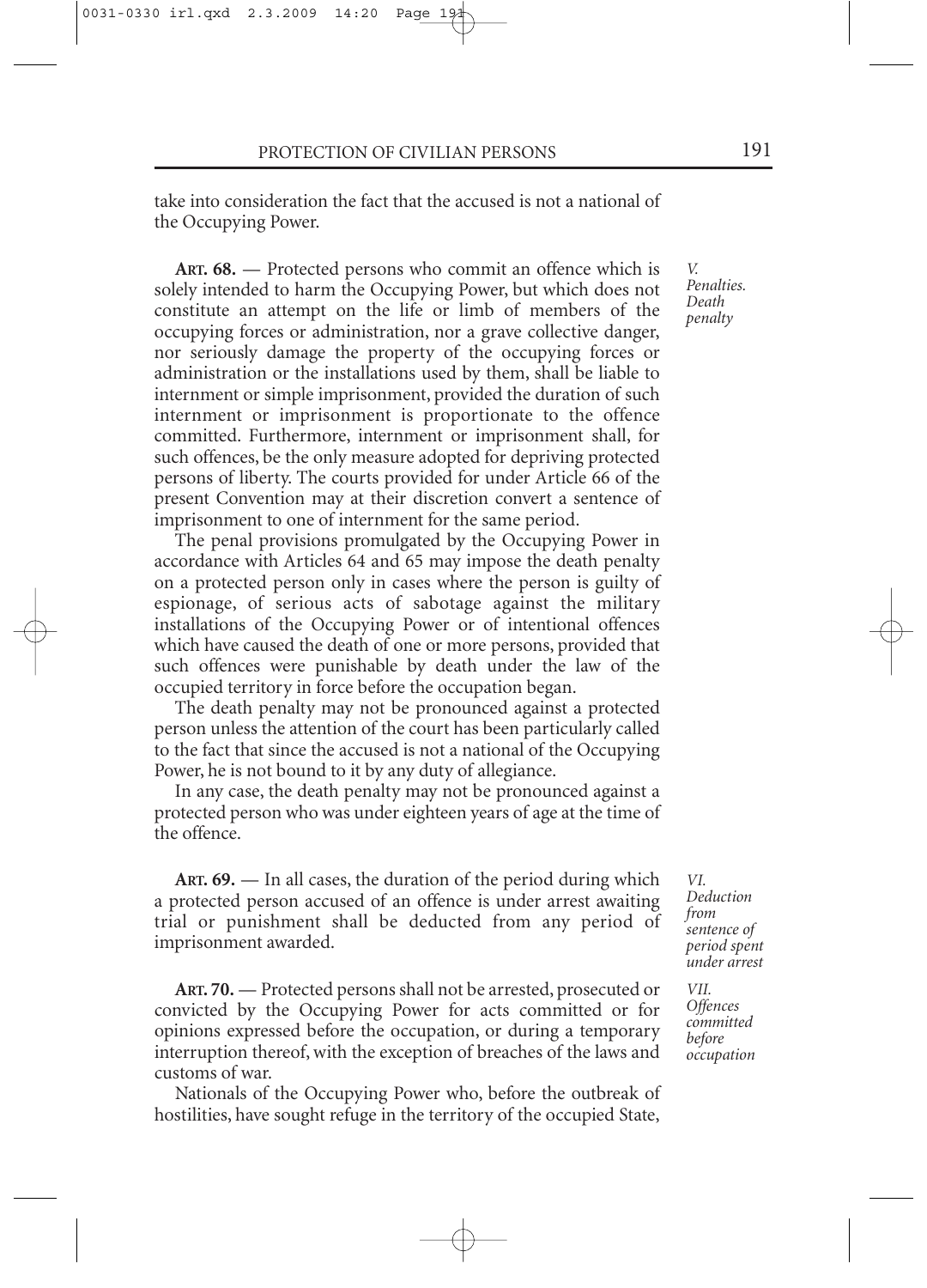take into consideration the fact that the accused is not a national of the Occupying Power.

*V. Penalties. Death penalty*

**ART. 68.** — Protected persons who commit an offence which is solely intended to harm the Occupying Power, but which does not constitute an attempt on the life or limb of members of the occupying forces or administration, nor a grave collective danger, nor seriously damage the property of the occupying forces or administration or the installations used by them, shall be liable to internment or simple imprisonment, provided the duration of such internment or imprisonment is proportionate to the offence committed. Furthermore, internment or imprisonment shall, for such offences, be the only measure adopted for depriving protected persons of liberty. The courts provided for under Article 66 of the present Convention may at their discretion convert a sentence of imprisonment to one of internment for the same period.

The penal provisions promulgated by the Occupying Power in accordance with Articles 64 and 65 may impose the death penalty on a protected person only in cases where the person is guilty of espionage, of serious acts of sabotage against the military installations of the Occupying Power or of intentional offences which have caused the death of one or more persons, provided that such offences were punishable by death under the law of the occupied territory in force before the occupation began.

The death penalty may not be pronounced against a protected person unless the attention of the court has been particularly called to the fact that since the accused is not a national of the Occupying Power, he is not bound to it by any duty of allegiance.

In any case, the death penalty may not be pronounced against a protected person who was under eighteen years of age at the time of the offence.

*VI. Deduction from sentence of period spent under arrest*

**ART. 69.** — In all cases, the duration of the period during which a protected person accused of an offence is under arrest awaiting trial or punishment shall be deducted from any period of imprisonment awarded.

*VII. Offences committed before occupation*

**ART. 70.** — Protected persons shall not be arrested, prosecuted or convicted by the Occupying Power for acts committed or for opinions expressed before the occupation, or during a temporary interruption thereof, with the exception of breaches of the laws and customs of war.

Nationals of the Occupying Power who, before the outbreak of hostilities, have sought refuge in the territory of the occupied State,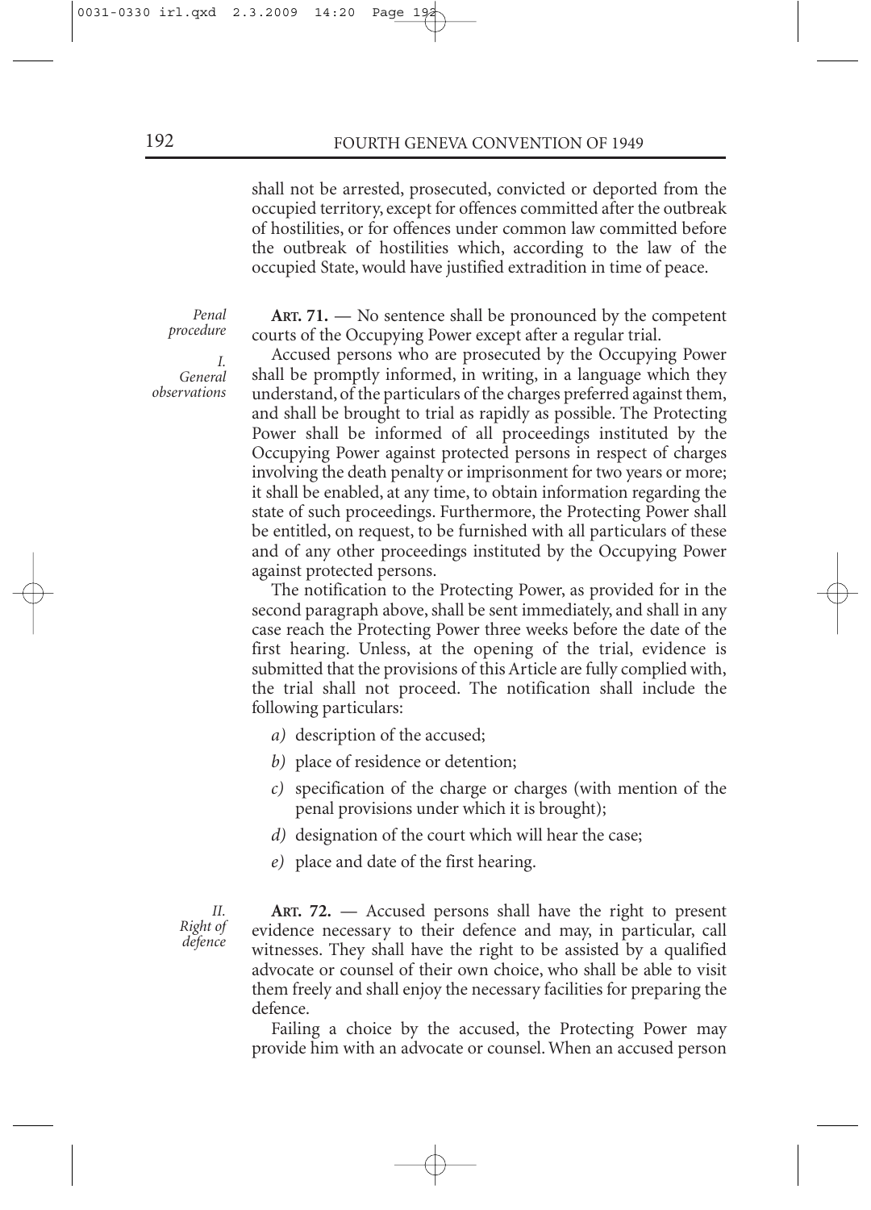shall not be arrested, prosecuted, convicted or deported from the occupied territory, except for offences committed after the outbreak of hostilities, or for offences under common law committed before the outbreak of hostilities which, according to the law of the occupied State, would have justified extradition in time of peace.

*Penal procedure*

*I. General observations*

**ART. 71.** — No sentence shall be pronounced by the competent courts of the Occupying Power except after a regular trial.

Accused persons who are prosecuted by the Occupying Power shall be promptly informed, in writing, in a language which they understand, of the particulars of the charges preferred against them, and shall be brought to trial as rapidly as possible. The Protecting Power shall be informed of all proceedings instituted by the Occupying Power against protected persons in respect of charges involving the death penalty or imprisonment for two years or more; it shall be enabled, at any time, to obtain information regarding the state of such proceedings. Furthermore, the Protecting Power shall be entitled, on request, to be furnished with all particulars of these and of any other proceedings instituted by the Occupying Power against protected persons.

The notification to the Protecting Power, as provided for in the second paragraph above, shall be sent immediately, and shall in any case reach the Protecting Power three weeks before the date of the first hearing. Unless, at the opening of the trial, evidence is submitted that the provisions of this Article are fully complied with, the trial shall not proceed. The notification shall include the following particulars:

*a)* description of the accused;

*b)* place of residence or detention;

*c)* specification of the charge or charges (with mention of the penal provisions under which it is brought);

*d)* designation of the court which will hear the case;

*e)* place and date of the first hearing.

*II. Right of defence*

**ART. 72.** — Accused persons shall have the right to present evidence necessary to their defence and may, in particular, call witnesses. They shall have the right to be assisted by a qualified advocate or counsel of their own choice, who shall be able to visit them freely and shall enjoy the necessary facilities for preparing the defence.

Failing a choice by the accused, the Protecting Power may provide him with an advocate or counsel. When an accused person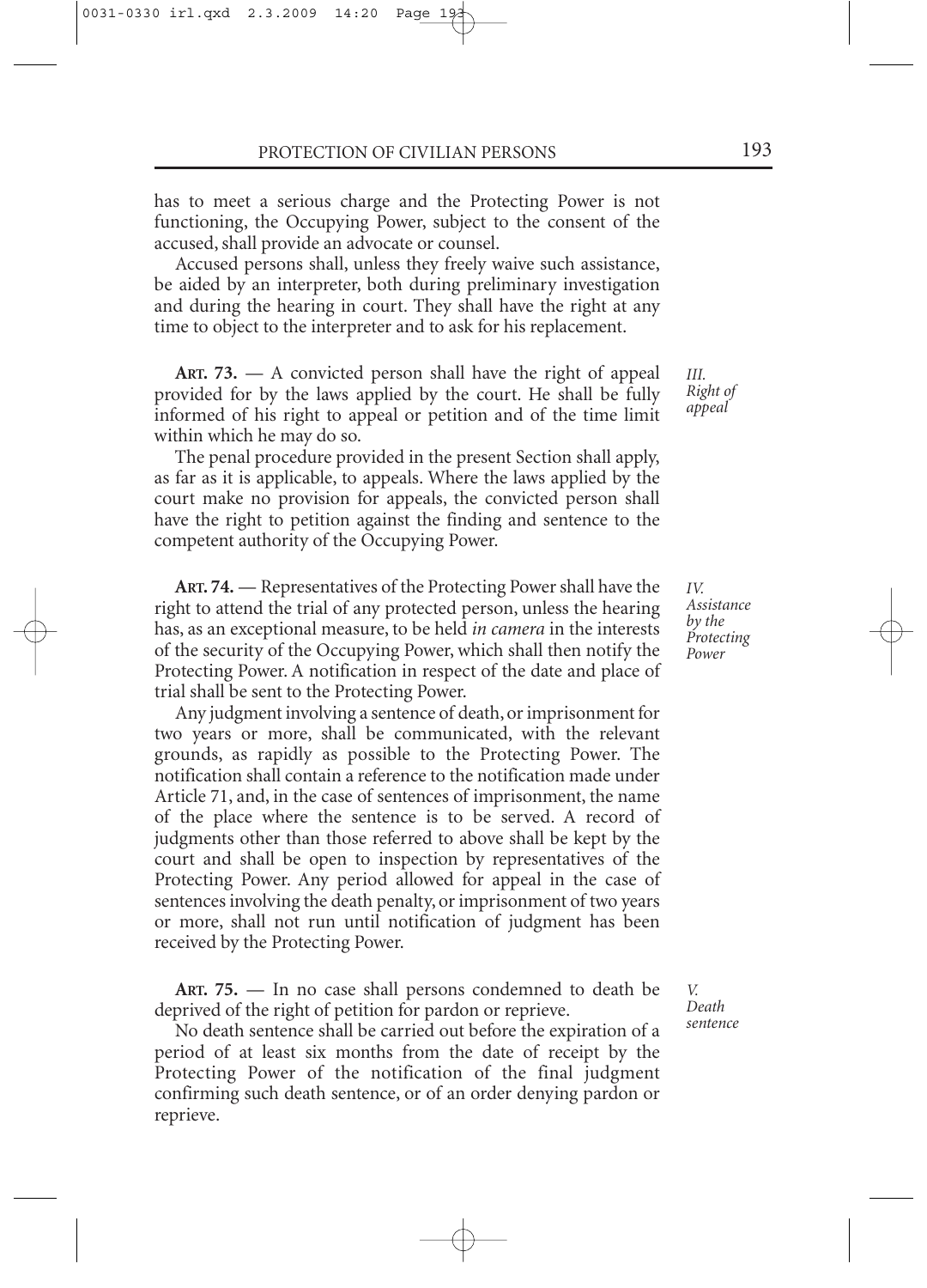has to meet a serious charge and the Protecting Power is not functioning, the Occupying Power, subject to the consent of the accused, shall provide an advocate or counsel.

Accused persons shall, unless they freely waive such assistance, be aided by an interpreter, both during preliminary investigation and during the hearing in court. They shall have the right at any time to object to the interpreter and to ask for his replacement.

*III. Right of appeal*

**ART. 73.** — A convicted person shall have the right of appeal provided for by the laws applied by the court. He shall be fully informed of his right to appeal or petition and of the time limit within which he may do so.

The penal procedure provided in the present Section shall apply, as far as it is applicable, to appeals. Where the laws applied by the court make no provision for appeals, the convicted person shall have the right to petition against the finding and sentence to the competent authority of the Occupying Power.

*IV. Assistance by the Protecting Power*

**ART. 74.** — Representatives of the Protecting Power shall have the right to attend the trial of any protected person, unless the hearing has, as an exceptional measure, to be held *in camera* in the interests of the security of the Occupying Power, which shall then notify the Protecting Power. A notification in respect of the date and place of trial shall be sent to the Protecting Power.

Any judgment involving a sentence of death, or imprisonment for two years or more, shall be communicated, with the relevant grounds, as rapidly as possible to the Protecting Power. The notification shall contain a reference to the notification made under Article 71, and, in the case of sentences of imprisonment, the name of the place where the sentence is to be served. A record of judgments other than those referred to above shall be kept by the court and shall be open to inspection by representatives of the Protecting Power. Any period allowed for appeal in the case of sentences involving the death penalty, or imprisonment of two years or more, shall not run until notification of judgment has been received by the Protecting Power.

*V. Death sentence*

**ART. 75.** — In no case shall persons condemned to death be deprived of the right of petition for pardon or reprieve.

No death sentence shall be carried out before the expiration of a period of at least six months from the date of receipt by the Protecting Power of the notification of the final judgment confirming such death sentence, or of an order denying pardon or reprieve.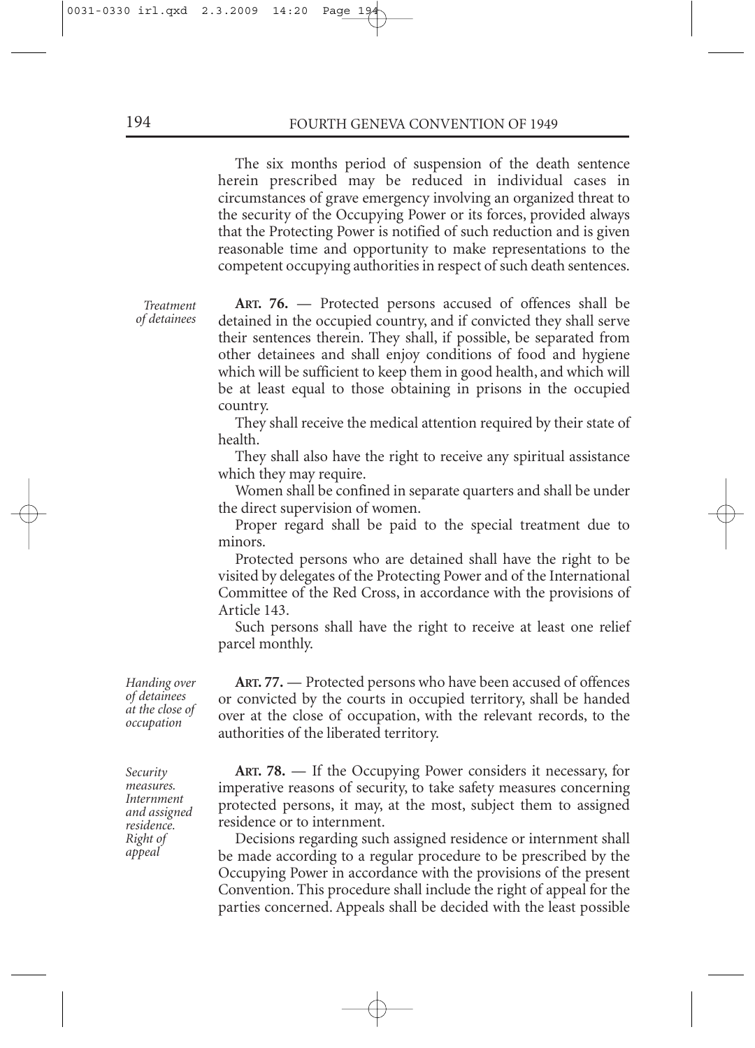The six months period of suspension of the death sentence herein prescribed may be reduced in individual cases in circumstances of grave emergency involving an organized threat to the security of the Occupying Power or its forces, provided always that the Protecting Power is notified of such reduction and is given reasonable time and opportunity to make representations to the competent occupying authorities in respect of such death sentences.

*Treatment of detainees*

**ART. 76.** — Protected persons accused of offences shall be detained in the occupied country, and if convicted they shall serve their sentences therein. They shall, if possible, be separated from other detainees and shall enjoy conditions of food and hygiene which will be sufficient to keep them in good health, and which will be at least equal to those obtaining in prisons in the occupied country.

They shall receive the medical attention required by their state of health.

They shall also have the right to receive any spiritual assistance which they may require.

Women shall be confined in separate quarters and shall be under the direct supervision of women.

Proper regard shall be paid to the special treatment due to minors.

Protected persons who are detained shall have the right to be visited by delegates of the Protecting Power and of the International Committee of the Red Cross, in accordance with the provisions of Article 143.

Such persons shall have the right to receive at least one relief parcel monthly.

*Handing over of detainees at the close of occupation*

**ART. 77.** — Protected persons who have been accused of offences or convicted by the courts in occupied territory, shall be handed over at the close of occupation, with the relevant records, to the authorities of the liberated territory.

*Security measures. Internment and assigned residence. Right of appeal*

**ART. 78.** — If the Occupying Power considers it necessary, for imperative reasons of security, to take safety measures concerning protected persons, it may, at the most, subject them to assigned residence or to internment.

Decisions regarding such assigned residence or internment shall be made according to a regular procedure to be prescribed by the Occupying Power in accordance with the provisions of the present Convention. This procedure shall include the right of appeal for the parties concerned. Appeals shall be decided with the least possible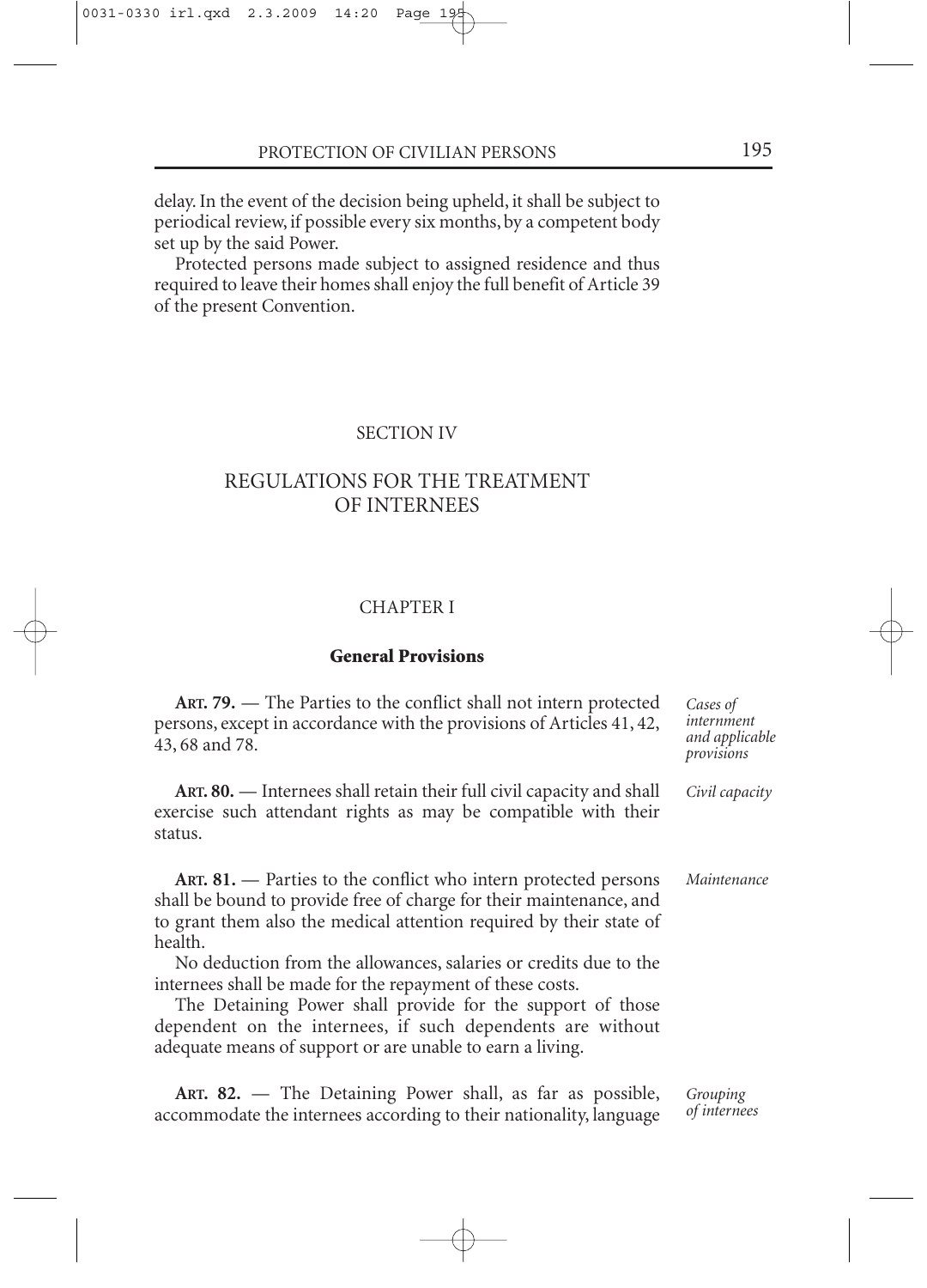delay. In the event of the decision being upheld, it shall be subject to periodical review, if possible every six months, by a competent body set up by the said Power.

Protected persons made subject to assigned residence and thus required to leave their homes shall enjoy the full benefit of Article 39 of the present Convention.

## SECTION IV

## REGULATIONS FOR THE TREATMENT OF INTERNEES

### CHAPTER I

### General Provisions

*Cases of internment and applicable provisions*

**ART. 79.** — The Parties to the conflict shall not intern protected persons, except in accordance with the provisions of Articles 41, 42, 43, 68 and 78.

*Civil capacity*

**ART. 80.** — Internees shall retain their full civil capacity and shall exercise such attendant rights as may be compatible with their status.

*Maintenance*

**ART. 81.** — Parties to the conflict who intern protected persons shall be bound to provide free of charge for their maintenance, and to grant them also the medical attention required by their state of health.

No deduction from the allowances, salaries or credits due to the internees shall be made for the repayment of these costs.

The Detaining Power shall provide for the support of those dependent on the internees, if such dependents are without adequate means of support or are unable to earn a living.

*Grouping of internees*

**ART. 82.** — The Detaining Power shall, as far as possible, accommodate the internees according to their nationality, language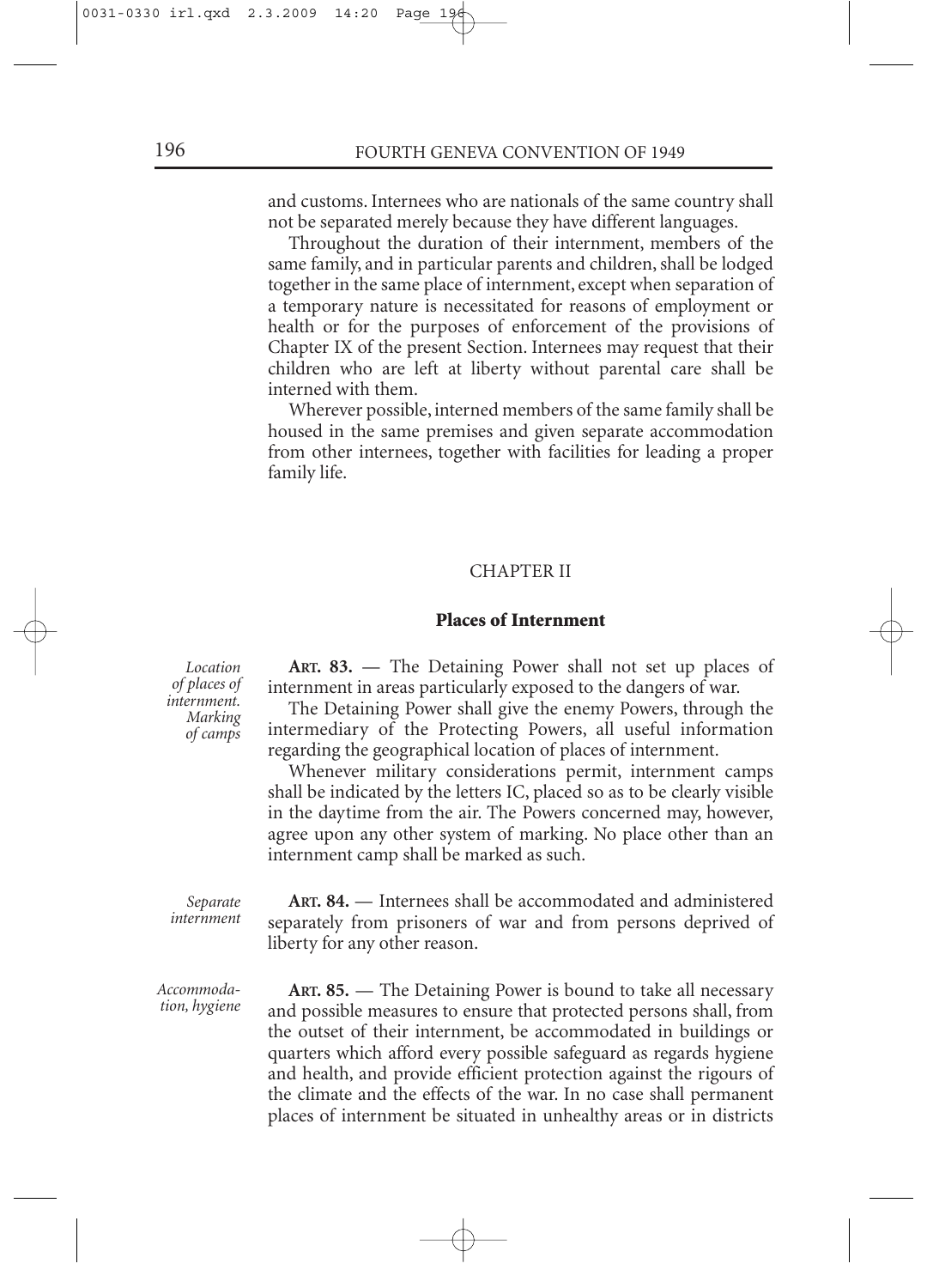and customs. Internees who are nationals of the same country shall not be separated merely because they have different languages.

Throughout the duration of their internment, members of the same family, and in particular parents and children, shall be lodged together in the same place of internment, except when separation of a temporary nature is necessitated for reasons of employment or health or for the purposes of enforcement of the provisions of Chapter IX of the present Section. Internees may request that their children who are left at liberty without parental care shall be interned with them.

Wherever possible, interned members of the same family shall be housed in the same premises and given separate accommodation from other internees, together with facilities for leading a proper family life.

## CHAPTER II

## Places of Internment

*Location of places of internment. Marking of camps*

**ART. 83.** — The Detaining Power shall not set up places of internment in areas particularly exposed to the dangers of war.

The Detaining Power shall give the enemy Powers, through the intermediary of the Protecting Powers, all useful information regarding the geographical location of places of internment.

Whenever military considerations permit, internment camps shall be indicated by the letters IC, placed so as to be clearly visible in the daytime from the air. The Powers concerned may, however, agree upon any other system of marking. No place other than an internment camp shall be marked as such.

*Separate internment*

**ART. 84.** — Internees shall be accommodated and administered separately from prisoners of war and from persons deprived of liberty for any other reason.

*Accommodation, hygiene*

**ART. 85.** — The Detaining Power is bound to take all necessary and possible measures to ensure that protected persons shall, from the outset of their internment, be accommodated in buildings or quarters which afford every possible safeguard as regards hygiene and health, and provide efficient protection against the rigours of the climate and the effects of the war. In no case shall permanent places of internment be situated in unhealthy areas or in districts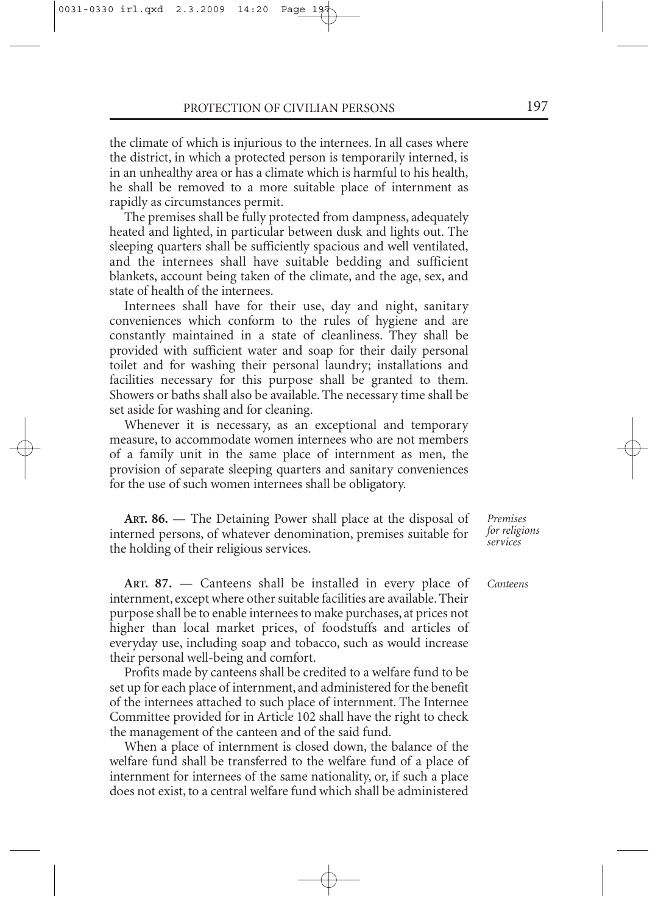the climate of which is injurious to the internees. In all cases where the district, in which a protected person is temporarily interned, is in an unhealthy area or has a climate which is harmful to his health, he shall be removed to a more suitable place of internment as rapidly as circumstances permit.

The premises shall be fully protected from dampness, adequately heated and lighted, in particular between dusk and lights out. The sleeping quarters shall be sufficiently spacious and well ventilated, and the internees shall have suitable bedding and sufficient blankets, account being taken of the climate, and the age, sex, and state of health of the internees.

Internees shall have for their use, day and night, sanitary conveniences which conform to the rules of hygiene and are constantly maintained in a state of cleanliness. They shall be provided with sufficient water and soap for their daily personal toilet and for washing their personal laundry; installations and facilities necessary for this purpose shall be granted to them. Showers or baths shall also be available. The necessary time shall be set aside for washing and for cleaning.

Whenever it is necessary, as an exceptional and temporary measure, to accommodate women internees who are not members of a family unit in the same place of internment as men, the provision of separate sleeping quarters and sanitary conveniences for the use of such women internees shall be obligatory.

*Premises for religions services*

**ART. 86.** — The Detaining Power shall place at the disposal of interned persons, of whatever denomination, premises suitable for the holding of their religious services.

*Canteens*

**ART. 87.** — Canteens shall be installed in every place of internment, except where other suitable facilities are available. Their purpose shall be to enable internees to make purchases, at prices not higher than local market prices, of foodstuffs and articles of everyday use, including soap and tobacco, such as would increase their personal well-being and comfort.

Profits made by canteens shall be credited to a welfare fund to be set up for each place of internment, and administered for the benefit of the internees attached to such place of internment. The Internee Committee provided for in Article 102 shall have the right to check the management of the canteen and of the said fund.

When a place of internment is closed down, the balance of the welfare fund shall be transferred to the welfare fund of a place of internment for internees of the same nationality, or, if such a place does not exist, to a central welfare fund which shall be administered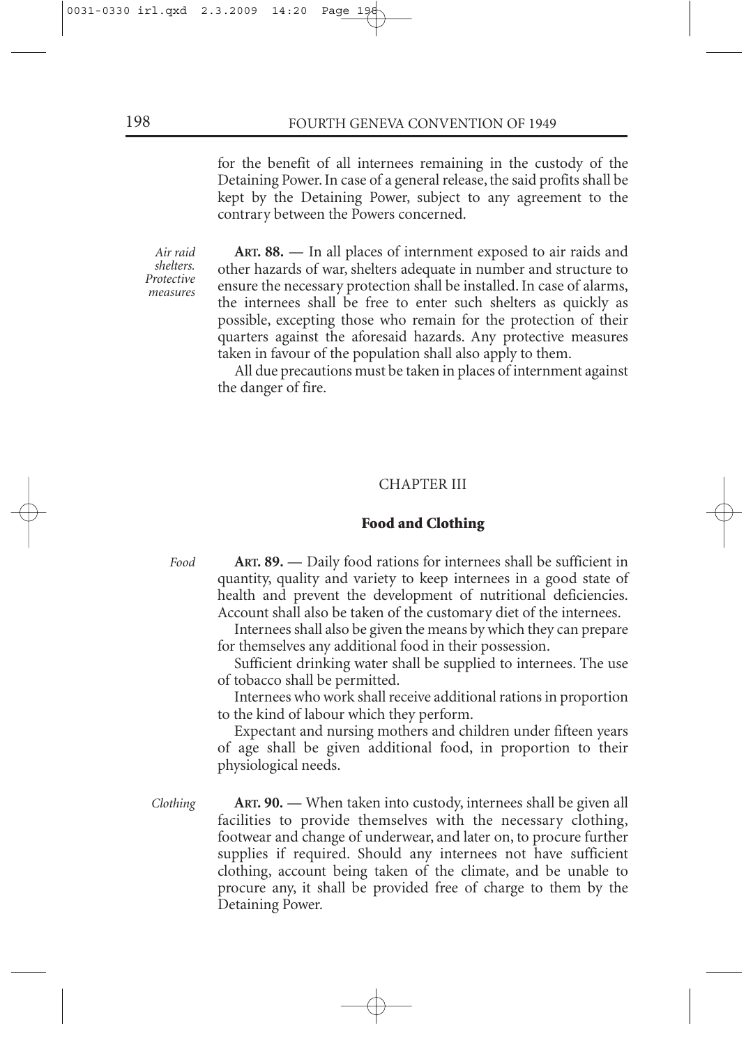for the benefit of all internees remaining in the custody of the Detaining Power. In case of a general release, the said profits shall be kept by the Detaining Power, subject to any agreement to the contrary between the Powers concerned.

*Air raid shelters. Protective measures*

**ART. 88.** — In all places of internment exposed to air raids and other hazards of war, shelters adequate in number and structure to ensure the necessary protection shall be installed. In case of alarms, the internees shall be free to enter such shelters as quickly as possible, excepting those who remain for the protection of their quarters against the aforesaid hazards. Any protective measures taken in favour of the population shall also apply to them.

All due precautions must be taken in places of internment against the danger of fire.

## CHAPTER III

### Food and Clothing

*Food*

**ART. 89.** — Daily food rations for internees shall be sufficient in quantity, quality and variety to keep internees in a good state of health and prevent the development of nutritional deficiencies. Account shall also be taken of the customary diet of the internees.

Internees shall also be given the means by which they can prepare for themselves any additional food in their possession.

Sufficient drinking water shall be supplied to internees. The use of tobacco shall be permitted.

Internees who work shall receive additional rations in proportion to the kind of labour which they perform.

Expectant and nursing mothers and children under fifteen years of age shall be given additional food, in proportion to their physiological needs.

*Clothing*

**ART. 90.** — When taken into custody, internees shall be given all facilities to provide themselves with the necessary clothing, footwear and change of underwear, and later on, to procure further supplies if required. Should any internees not have sufficient clothing, account being taken of the climate, and be unable to procure any, it shall be provided free of charge to them by the Detaining Power.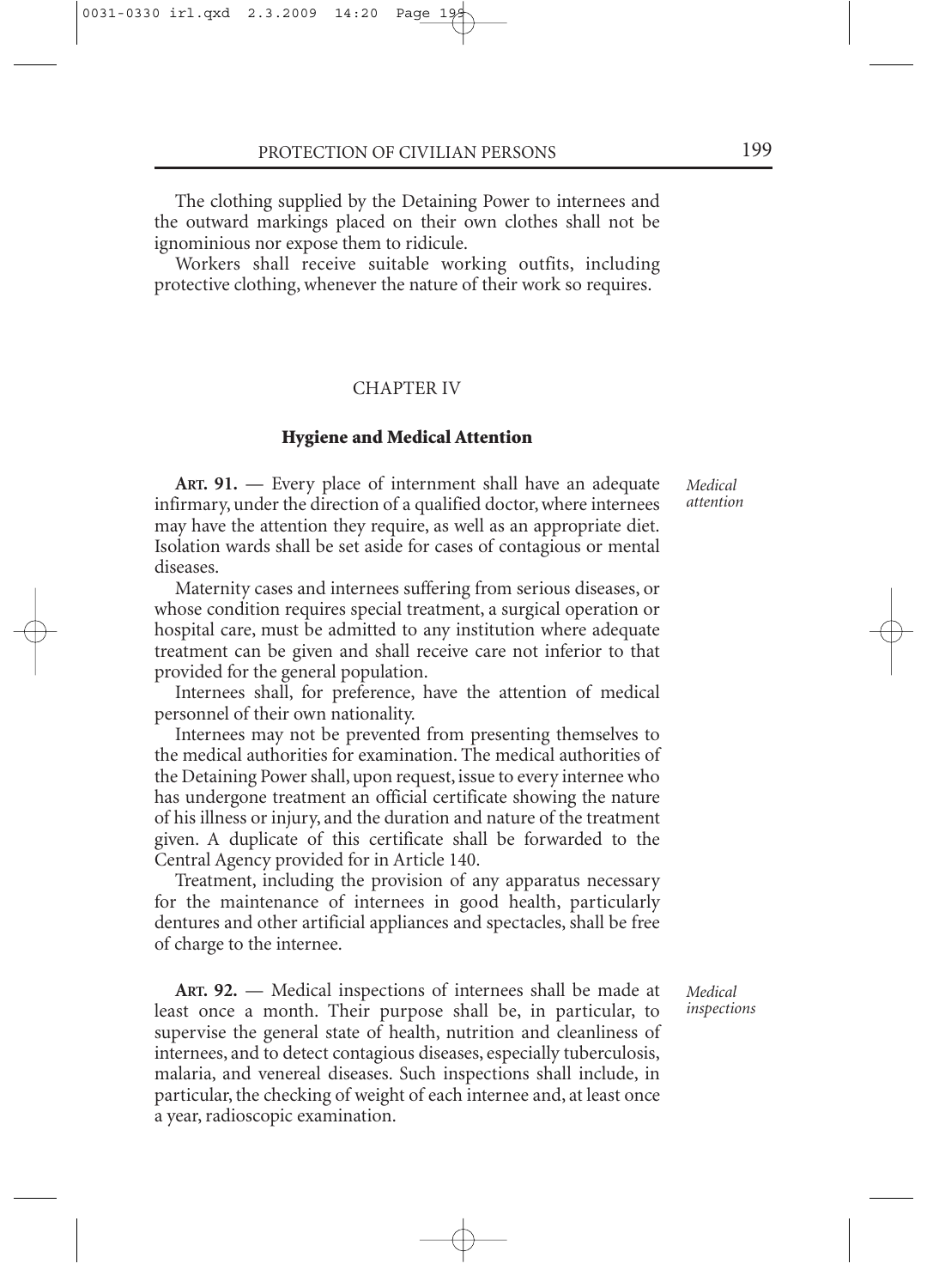The clothing supplied by the Detaining Power to internees and the outward markings placed on their own clothes shall not be ignominious nor expose them to ridicule.

Workers shall receive suitable working outfits, including protective clothing, whenever the nature of their work so requires.

## CHAPTER IV

### Hygiene and Medical Attention

*Medical attention*

**ART. 91.** — Every place of internment shall have an adequate infirmary, under the direction of a qualified doctor, where internees may have the attention they require, as well as an appropriate diet. Isolation wards shall be set aside for cases of contagious or mental diseases.

Maternity cases and internees suffering from serious diseases, or whose condition requires special treatment, a surgical operation or hospital care, must be admitted to any institution where adequate treatment can be given and shall receive care not inferior to that provided for the general population.

Internees shall, for preference, have the attention of medical personnel of their own nationality.

Internees may not be prevented from presenting themselves to the medical authorities for examination. The medical authorities of the Detaining Power shall, upon request, issue to every internee who has undergone treatment an official certificate showing the nature of his illness or injury, and the duration and nature of the treatment given. A duplicate of this certificate shall be forwarded to the Central Agency provided for in Article 140.

Treatment, including the provision of any apparatus necessary for the maintenance of internees in good health, particularly dentures and other artificial appliances and spectacles, shall be free of charge to the internee.

*Medical inspections*

**ART. 92.** — Medical inspections of internees shall be made at least once a month. Their purpose shall be, in particular, to supervise the general state of health, nutrition and cleanliness of internees, and to detect contagious diseases, especially tuberculosis, malaria, and venereal diseases. Such inspections shall include, in particular, the checking of weight of each internee and, at least once a year, radioscopic examination.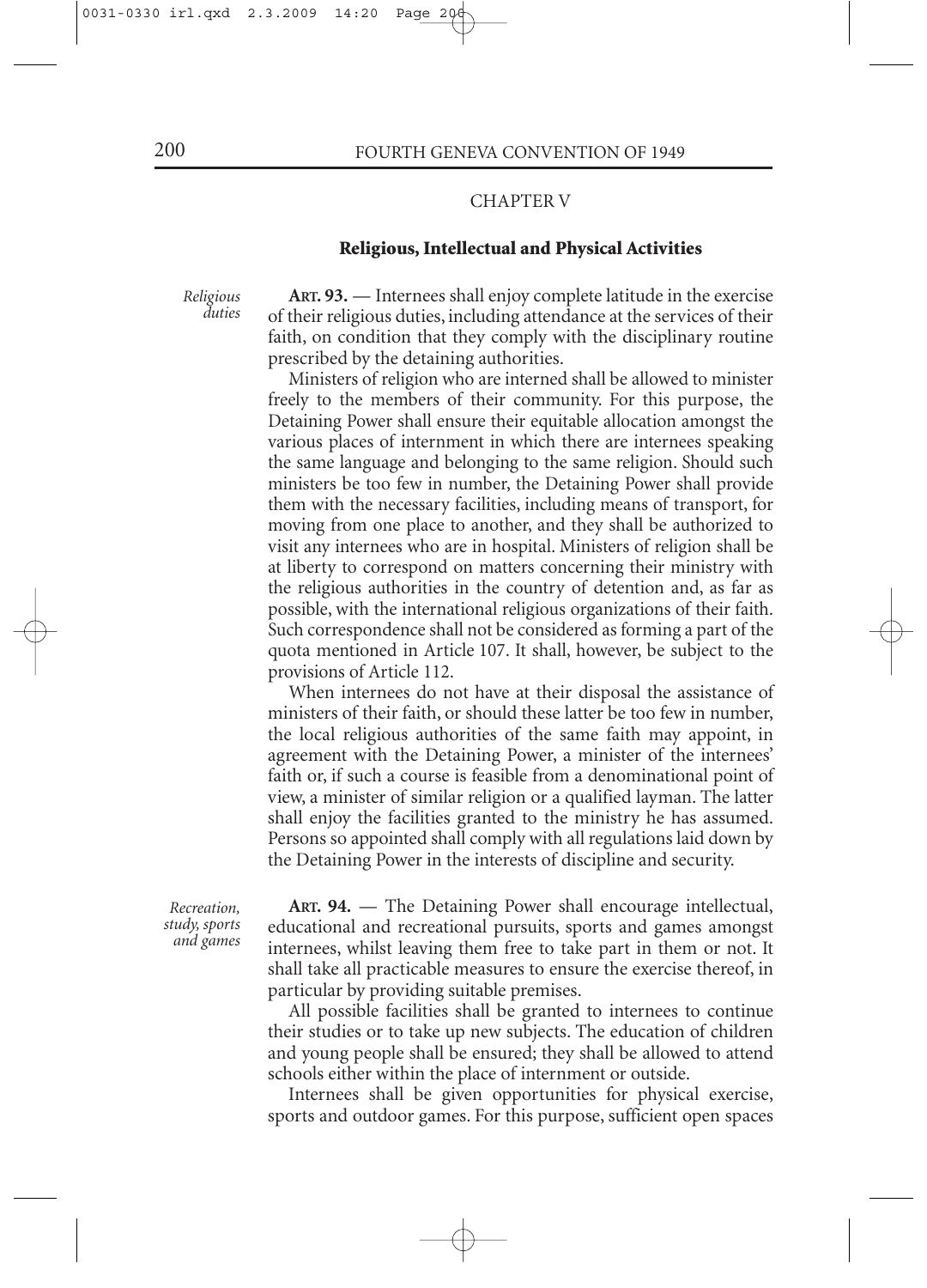## CHAPTER V

### Religious, Intellectual and Physical Activities

*Religious duties*

**ART. 93.** — Internees shall enjoy complete latitude in the exercise of their religious duties, including attendance at the services of their faith, on condition that they comply with the disciplinary routine prescribed by the detaining authorities.

Ministers of religion who are interned shall be allowed to minister freely to the members of their community. For this purpose, the Detaining Power shall ensure their equitable allocation amongst the various places of internment in which there are internees speaking the same language and belonging to the same religion. Should such ministers be too few in number, the Detaining Power shall provide them with the necessary facilities, including means of transport, for moving from one place to another, and they shall be authorized to visit any internees who are in hospital. Ministers of religion shall be at liberty to correspond on matters concerning their ministry with the religious authorities in the country of detention and, as far as possible, with the international religious organizations of their faith. Such correspondence shall not be considered as forming a part of the quota mentioned in Article 107. It shall, however, be subject to the provisions of Article 112.

When internees do not have at their disposal the assistance of ministers of their faith, or should these latter be too few in number, the local religious authorities of the same faith may appoint, in agreement with the Detaining Power, a minister of the internees' faith or, if such a course is feasible from a denominational point of view, a minister of similar religion or a qualified layman. The latter shall enjoy the facilities granted to the ministry he has assumed. Persons so appointed shall comply with all regulations laid down by the Detaining Power in the interests of discipline and security.

*Recreation, study, sports and games*

**ART. 94.** — The Detaining Power shall encourage intellectual, educational and recreational pursuits, sports and games amongst internees, whilst leaving them free to take part in them or not. It shall take all practicable measures to ensure the exercise thereof, in particular by providing suitable premises.

All possible facilities shall be granted to internees to continue their studies or to take up new subjects. The education of children and young people shall be ensured; they shall be allowed to attend schools either within the place of internment or outside.

Internees shall be given opportunities for physical exercise, sports and outdoor games. For this purpose, sufficient open spaces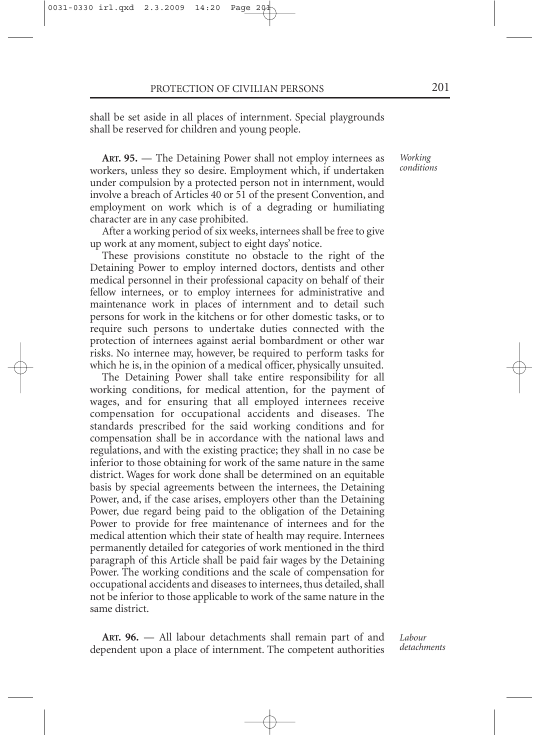shall be set aside in all places of internment. Special playgrounds shall be reserved for children and young people.

*Working conditions*

**ART. 95.** — The Detaining Power shall not employ internees as workers, unless they so desire. Employment which, if undertaken under compulsion by a protected person not in internment, would involve a breach of Articles 40 or 51 of the present Convention, and employment on work which is of a degrading or humiliating character are in any case prohibited.

After a working period of six weeks, internees shall be free to give up work at any moment, subject to eight days' notice.

These provisions constitute no obstacle to the right of the Detaining Power to employ interned doctors, dentists and other medical personnel in their professional capacity on behalf of their fellow internees, or to employ internees for administrative and maintenance work in places of internment and to detail such persons for work in the kitchens or for other domestic tasks, or to require such persons to undertake duties connected with the protection of internees against aerial bombardment or other war risks. No internee may, however, be required to perform tasks for which he is, in the opinion of a medical officer, physically unsuited.

The Detaining Power shall take entire responsibility for all working conditions, for medical attention, for the payment of wages, and for ensuring that all employed internees receive compensation for occupational accidents and diseases. The standards prescribed for the said working conditions and for compensation shall be in accordance with the national laws and regulations, and with the existing practice; they shall in no case be inferior to those obtaining for work of the same nature in the same district. Wages for work done shall be determined on an equitable basis by special agreements between the internees, the Detaining Power, and, if the case arises, employers other than the Detaining Power, due regard being paid to the obligation of the Detaining Power to provide for free maintenance of internees and for the medical attention which their state of health may require. Internees permanently detailed for categories of work mentioned in the third paragraph of this Article shall be paid fair wages by the Detaining Power. The working conditions and the scale of compensation for occupational accidents and diseases to internees, thus detailed, shall not be inferior to those applicable to work of the same nature in the same district.

*Labour detachments*

**ART. 96.** — All labour detachments shall remain part of and dependent upon a place of internment. The competent authorities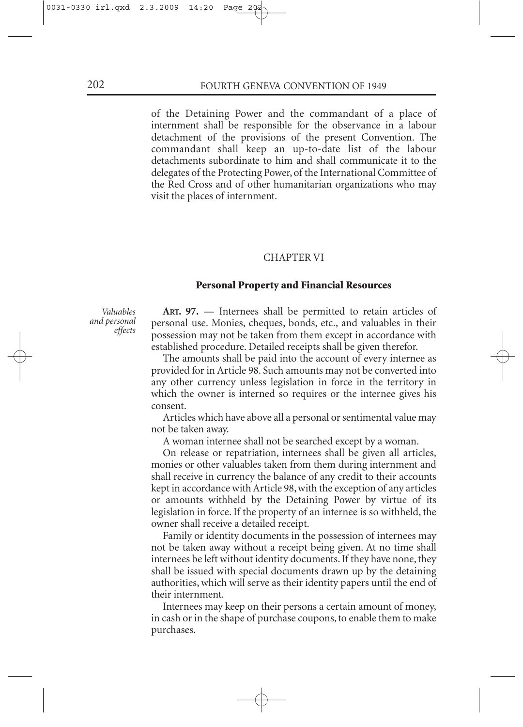of the Detaining Power and the commandant of a place of internment shall be responsible for the observance in a labour detachment of the provisions of the present Convention. The commandant shall keep an up-to-date list of the labour detachments subordinate to him and shall communicate it to the delegates of the Protecting Power, of the International Committee of the Red Cross and of other humanitarian organizations who may visit the places of internment.

## CHAPTER VI

### Personal Property and Financial Resources

*Valuables and personal effects*

**ART. 97.** — Internees shall be permitted to retain articles of personal use. Monies, cheques, bonds, etc., and valuables in their possession may not be taken from them except in accordance with established procedure. Detailed receipts shall be given therefor.

The amounts shall be paid into the account of every internee as provided for in Article 98. Such amounts may not be converted into any other currency unless legislation in force in the territory in which the owner is interned so requires or the internee gives his consent.

Articles which have above all a personal or sentimental value may not be taken away.

A woman internee shall not be searched except by a woman.

On release or repatriation, internees shall be given all articles, monies or other valuables taken from them during internment and shall receive in currency the balance of any credit to their accounts kept in accordance with Article 98, with the exception of any articles or amounts withheld by the Detaining Power by virtue of its legislation in force. If the property of an internee is so withheld, the owner shall receive a detailed receipt.

Family or identity documents in the possession of internees may not be taken away without a receipt being given. At no time shall internees be left without identity documents. If they have none, they shall be issued with special documents drawn up by the detaining authorities, which will serve as their identity papers until the end of their internment.

Internees may keep on their persons a certain amount of money, in cash or in the shape of purchase coupons, to enable them to make purchases.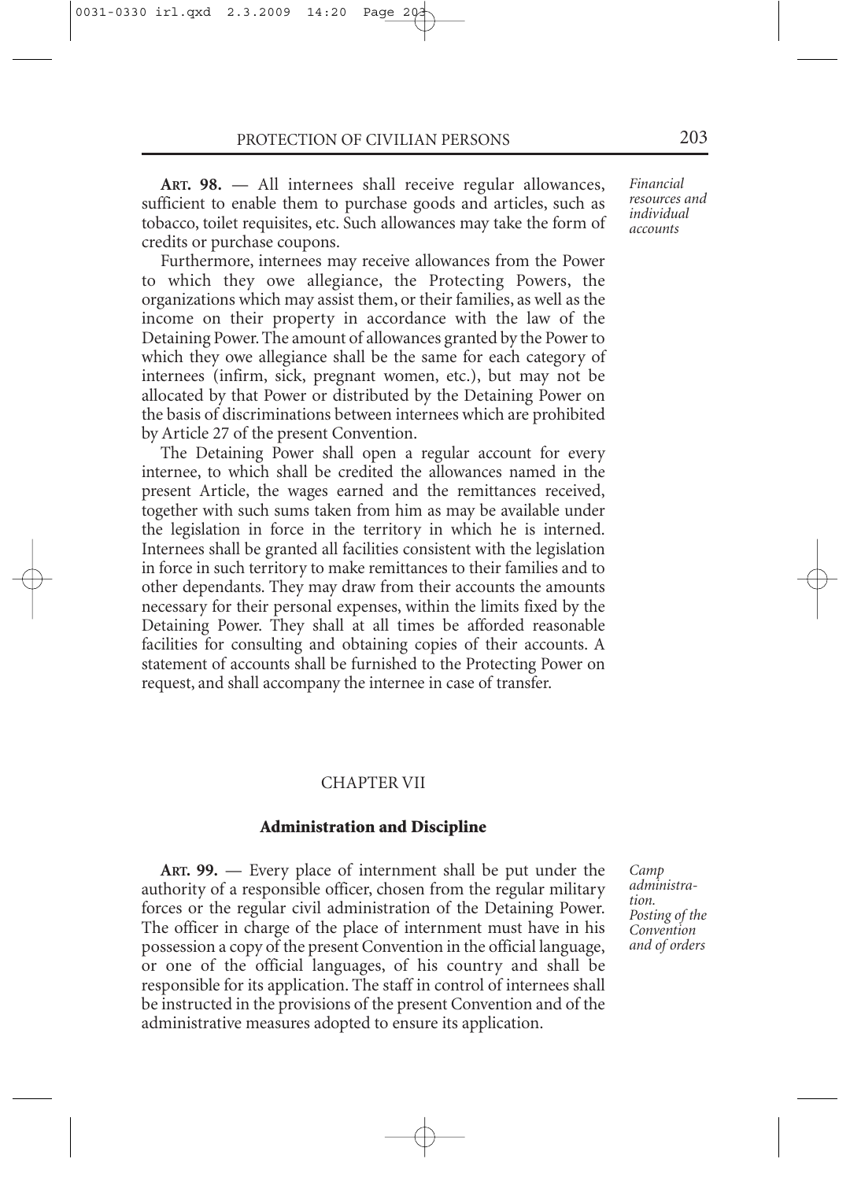**ART. 98.** — All internees shall receive regular allowances, sufficient to enable them to purchase goods and articles, such as tobacco, toilet requisites, etc. Such allowances may take the form of credits or purchase coupons.

*Financial resources and individual accounts*

Furthermore, internees may receive allowances from the Power to which they owe allegiance, the Protecting Powers, the organizations which may assist them, or their families, as well as the income on their property in accordance with the law of the Detaining Power. The amount of allowances granted by the Power to which they owe allegiance shall be the same for each category of internees (infirm, sick, pregnant women, etc.), but may not be allocated by that Power or distributed by the Detaining Power on the basis of discriminations between internees which are prohibited by Article 27 of the present Convention.

The Detaining Power shall open a regular account for every internee, to which shall be credited the allowances named in the present Article, the wages earned and the remittances received, together with such sums taken from him as may be available under the legislation in force in the territory in which he is interned. Internees shall be granted all facilities consistent with the legislation in force in such territory to make remittances to their families and to other dependants. They may draw from their accounts the amounts necessary for their personal expenses, within the limits fixed by the Detaining Power. They shall at all times be afforded reasonable facilities for consulting and obtaining copies of their accounts. A statement of accounts shall be furnished to the Protecting Power on request, and shall accompany the internee in case of transfer.

## CHAPTER VII

### Administration and Discipline

**ART. 99.** — Every place of internment shall be put under the authority of a responsible officer, chosen from the regular military forces or the regular civil administration of the Detaining Power. The officer in charge of the place of internment must have in his possession a copy of the present Convention in the official language, or one of the official languages, of his country and shall be responsible for its application. The staff in control of internees shall be instructed in the provisions of the present Convention and of the administrative measures adopted to ensure its application.

*Camp administration. Posting of the Convention and of orders*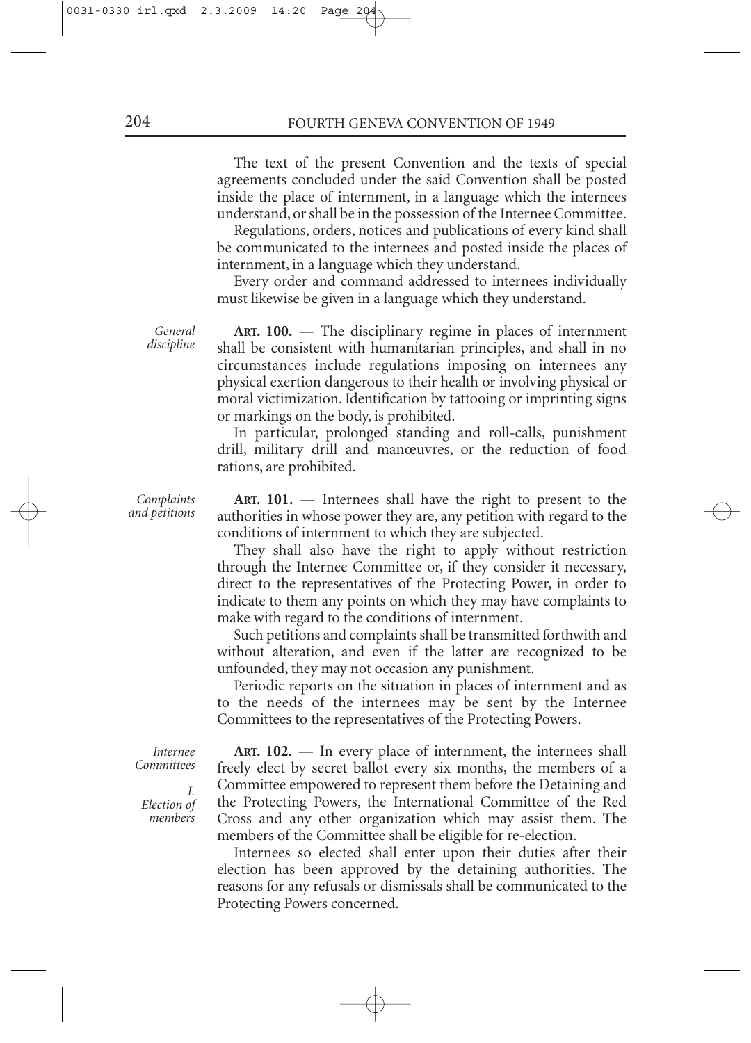The text of the present Convention and the texts of special agreements concluded under the said Convention shall be posted inside the place of internment, in a language which the internees understand, or shall be in the possession of the Internee Committee.

Regulations, orders, notices and publications of every kind shall be communicated to the internees and posted inside the places of internment, in a language which they understand.

Every order and command addressed to internees individually must likewise be given in a language which they understand.

*General discipline*

**ART. 100.** — The disciplinary regime in places of internment shall be consistent with humanitarian principles, and shall in no circumstances include regulations imposing on internees any physical exertion dangerous to their health or involving physical or moral victimization. Identification by tattooing or imprinting signs or markings on the body, is prohibited.

In particular, prolonged standing and roll-calls, punishment drill, military drill and manœuvres, or the reduction of food rations, are prohibited.

*Complaints and petitions*

**ART. 101.** — Internees shall have the right to present to the authorities in whose power they are, any petition with regard to the conditions of internment to which they are subjected.

They shall also have the right to apply without restriction through the Internee Committee or, if they consider it necessary, direct to the representatives of the Protecting Power, in order to indicate to them any points on which they may have complaints to make with regard to the conditions of internment.

Such petitions and complaints shall be transmitted forthwith and without alteration, and even if the latter are recognized to be unfounded, they may not occasion any punishment.

Periodic reports on the situation in places of internment and as to the needs of the internees may be sent by the Internee Committees to the representatives of the Protecting Powers.

*Internee Committees*

*I. Election of members*

**ART. 102.** — In every place of internment, the internees shall freely elect by secret ballot every six months, the members of a Committee empowered to represent them before the Detaining and the Protecting Powers, the International Committee of the Red Cross and any other organization which may assist them. The members of the Committee shall be eligible for re-election.

Internees so elected shall enter upon their duties after their election has been approved by the detaining authorities. The reasons for any refusals or dismissals shall be communicated to the Protecting Powers concerned.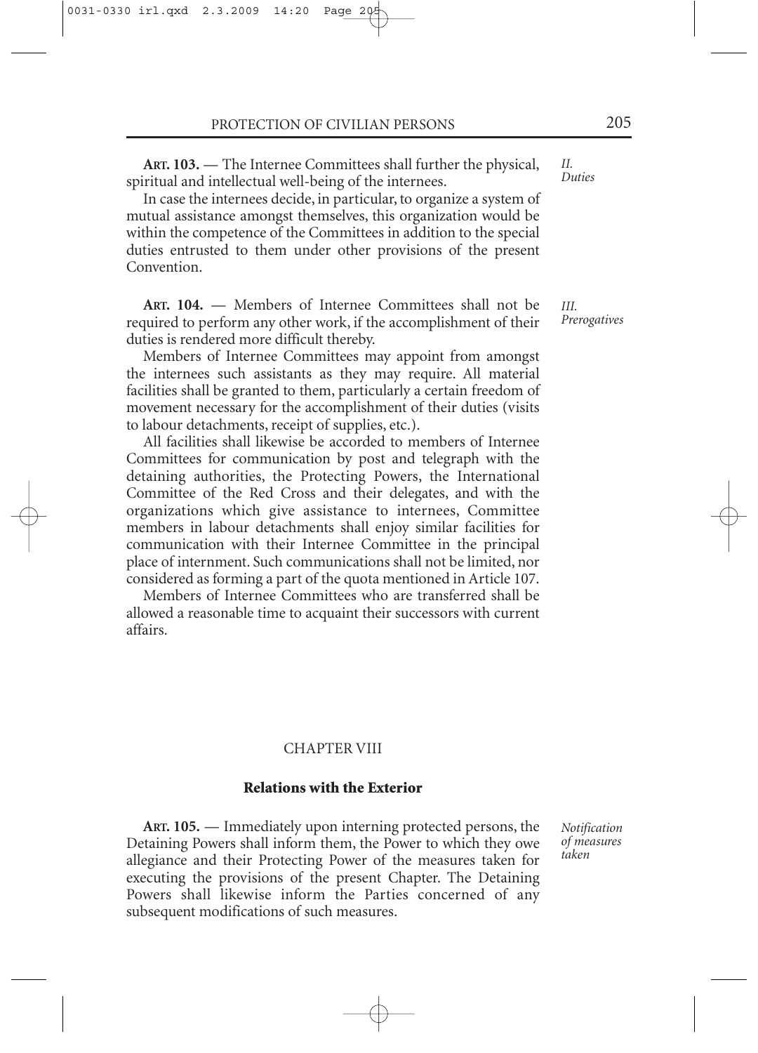**ART. 103.** — The Internee Committees shall further the physical, spiritual and intellectual well-being of the internees.

*II. Duties*

In case the internees decide, in particular, to organize a system of mutual assistance amongst themselves, this organization would be within the competence of the Committees in addition to the special duties entrusted to them under other provisions of the present Convention.

**ART. 104.** — Members of Internee Committees shall not be required to perform any other work, if the accomplishment of their duties is rendered more difficult thereby.

*III. Prerogatives*

Members of Internee Committees may appoint from amongst the internees such assistants as they may require. All material facilities shall be granted to them, particularly a certain freedom of movement necessary for the accomplishment of their duties (visits to labour detachments, receipt of supplies, etc.).

All facilities shall likewise be accorded to members of Internee Committees for communication by post and telegraph with the detaining authorities, the Protecting Powers, the International Committee of the Red Cross and their delegates, and with the organizations which give assistance to internees, Committee members in labour detachments shall enjoy similar facilities for communication with their Internee Committee in the principal place of internment. Such communications shall not be limited, nor considered as forming a part of the quota mentioned in Article 107.

Members of Internee Committees who are transferred shall be allowed a reasonable time to acquaint their successors with current affairs.

## CHAPTER VIII

### Relations with the Exterior

**ART. 105.** — Immediately upon interning protected persons, the Detaining Powers shall inform them, the Power to which they owe allegiance and their Protecting Power of the measures taken for executing the provisions of the present Chapter. The Detaining Powers shall likewise inform the Parties concerned of any subsequent modifications of such measures.

*Notification of measures taken*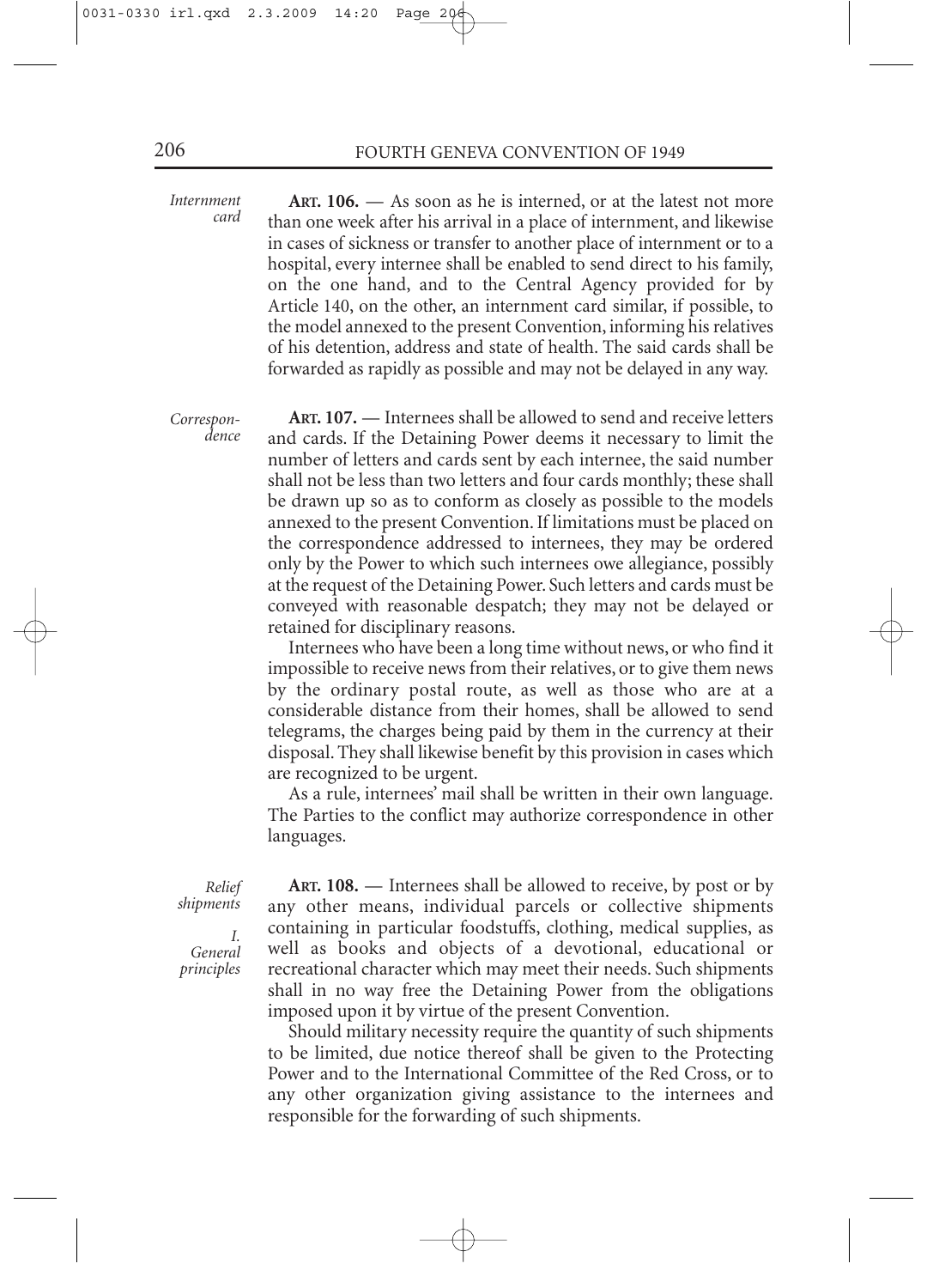*Internment card*

**ART. 106.** — As soon as he is interned, or at the latest not more than one week after his arrival in a place of internment, and likewise in cases of sickness or transfer to another place of internment or to a hospital, every internee shall be enabled to send direct to his family, on the one hand, and to the Central Agency provided for by Article 140, on the other, an internment card similar, if possible, to the model annexed to the present Convention, informing his relatives of his detention, address and state of health. The said cards shall be forwarded as rapidly as possible and may not be delayed in any way.

*Correspondence*

**ART. 107.** — Internees shall be allowed to send and receive letters and cards. If the Detaining Power deems it necessary to limit the number of letters and cards sent by each internee, the said number shall not be less than two letters and four cards monthly; these shall be drawn up so as to conform as closely as possible to the models annexed to the present Convention. If limitations must be placed on the correspondence addressed to internees, they may be ordered only by the Power to which such internees owe allegiance, possibly at the request of the Detaining Power. Such letters and cards must be conveyed with reasonable despatch; they may not be delayed or retained for disciplinary reasons.

Internees who have been a long time without news, or who find it impossible to receive news from their relatives, or to give them news by the ordinary postal route, as well as those who are at a considerable distance from their homes, shall be allowed to send telegrams, the charges being paid by them in the currency at their disposal. They shall likewise benefit by this provision in cases which are recognized to be urgent.

As a rule, internees' mail shall be written in their own language. The Parties to the conflict may authorize correspondence in other languages.

*Relief shipments*

*I. General principles*

**ART. 108.** — Internees shall be allowed to receive, by post or by any other means, individual parcels or collective shipments containing in particular foodstuffs, clothing, medical supplies, as well as books and objects of a devotional, educational or recreational character which may meet their needs. Such shipments shall in no way free the Detaining Power from the obligations imposed upon it by virtue of the present Convention.

Should military necessity require the quantity of such shipments to be limited, due notice thereof shall be given to the Protecting Power and to the International Committee of the Red Cross, or to any other organization giving assistance to the internees and responsible for the forwarding of such shipments.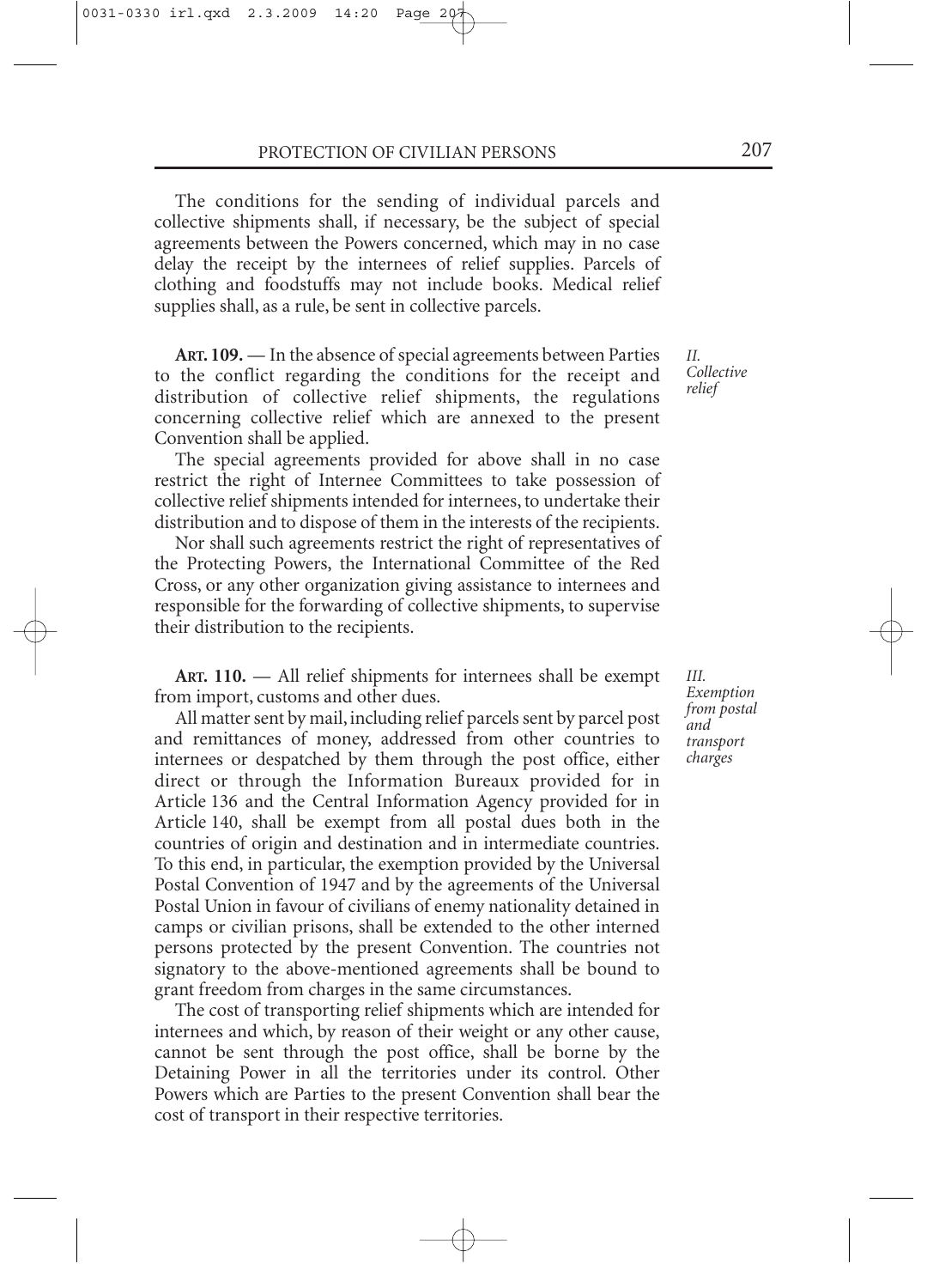The conditions for the sending of individual parcels and collective shipments shall, if necessary, be the subject of special agreements between the Powers concerned, which may in no case delay the receipt by the internees of relief supplies. Parcels of clothing and foodstuffs may not include books. Medical relief supplies shall, as a rule, be sent in collective parcels.

*II. Collective relief*

**ART. 109.** — In the absence of special agreements between Parties to the conflict regarding the conditions for the receipt and distribution of collective relief shipments, the regulations concerning collective relief which are annexed to the present Convention shall be applied.

The special agreements provided for above shall in no case restrict the right of Internee Committees to take possession of collective relief shipments intended for internees, to undertake their distribution and to dispose of them in the interests of the recipients.

Nor shall such agreements restrict the right of representatives of the Protecting Powers, the International Committee of the Red Cross, or any other organization giving assistance to internees and responsible for the forwarding of collective shipments, to supervise their distribution to the recipients.

*III. Exemption from postal and transport charges*

**ART. 110.** — All relief shipments for internees shall be exempt from import, customs and other dues.

All matter sent by mail, including relief parcels sent by parcel post and remittances of money, addressed from other countries to internees or despatched by them through the post office, either direct or through the Information Bureaux provided for in Article 136 and the Central Information Agency provided for in Article 140, shall be exempt from all postal dues both in the countries of origin and destination and in intermediate countries. To this end, in particular, the exemption provided by the Universal Postal Convention of 1947 and by the agreements of the Universal Postal Union in favour of civilians of enemy nationality detained in camps or civilian prisons, shall be extended to the other interned persons protected by the present Convention. The countries not signatory to the above-mentioned agreements shall be bound to grant freedom from charges in the same circumstances.

The cost of transporting relief shipments which are intended for internees and which, by reason of their weight or any other cause, cannot be sent through the post office, shall be borne by the Detaining Power in all the territories under its control. Other Powers which are Parties to the present Convention shall bear the cost of transport in their respective territories.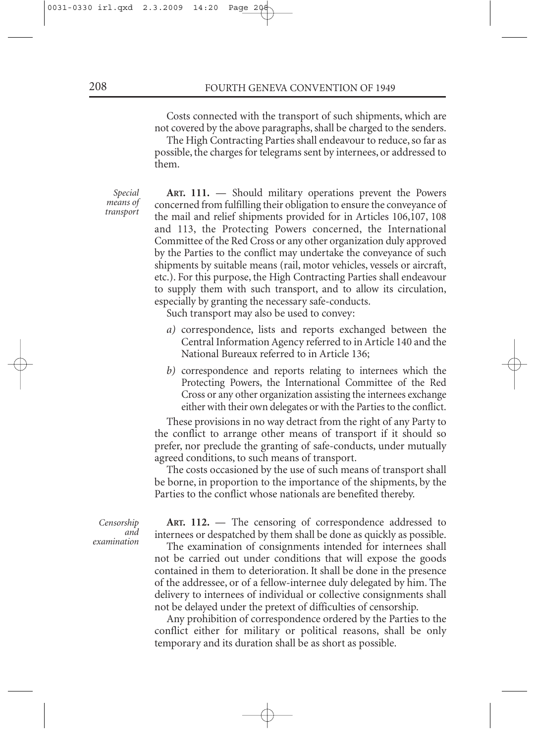Costs connected with the transport of such shipments, which are not covered by the above paragraphs, shall be charged to the senders.

The High Contracting Parties shall endeavour to reduce, so far as possible, the charges for telegrams sent by internees, or addressed to them.

*Special means of transport*

**ART. 111.** — Should military operations prevent the Powers concerned from fulfilling their obligation to ensure the conveyance of the mail and relief shipments provided for in Articles 106,107, 108 and 113, the Protecting Powers concerned, the International Committee of the Red Cross or any other organization duly approved by the Parties to the conflict may undertake the conveyance of such shipments by suitable means (rail, motor vehicles, vessels or aircraft, etc.). For this purpose, the High Contracting Parties shall endeavour to supply them with such transport, and to allow its circulation, especially by granting the necessary safe-conducts.

Such transport may also be used to convey:

*a)* correspondence, lists and reports exchanged between the Central Information Agency referred to in Article 140 and the National Bureaux referred to in Article 136;

*b)* correspondence and reports relating to internees which the Protecting Powers, the International Committee of the Red Cross or any other organization assisting the internees exchange either with their own delegates or with the Parties to the conflict.

These provisions in no way detract from the right of any Party to the conflict to arrange other means of transport if it should so prefer, nor preclude the granting of safe-conducts, under mutually agreed conditions, to such means of transport.

The costs occasioned by the use of such means of transport shall be borne, in proportion to the importance of the shipments, by the Parties to the conflict whose nationals are benefited thereby.

*Censorship and examination*

**ART. 112.** — The censoring of correspondence addressed to internees or despatched by them shall be done as quickly as possible.

The examination of consignments intended for internees shall not be carried out under conditions that will expose the goods contained in them to deterioration. It shall be done in the presence of the addressee, or of a fellow-internee duly delegated by him. The delivery to internees of individual or collective consignments shall not be delayed under the pretext of difficulties of censorship.

Any prohibition of correspondence ordered by the Parties to the conflict either for military or political reasons, shall be only temporary and its duration shall be as short as possible.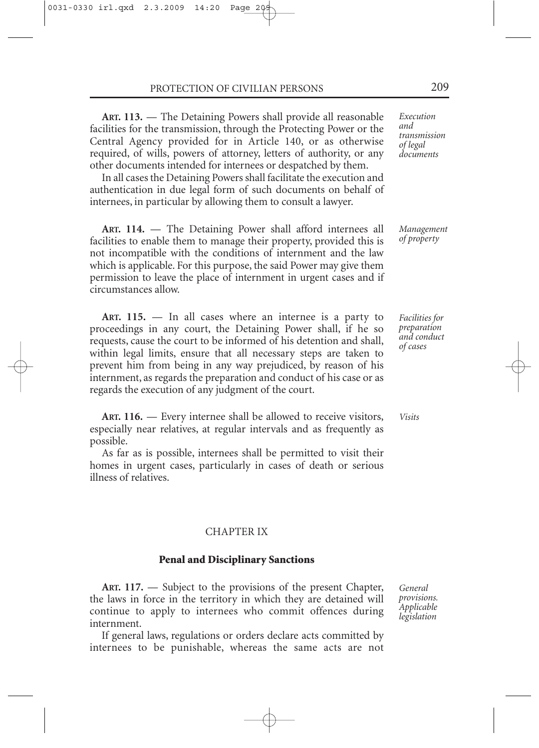**ART. 113.** — The Detaining Powers shall provide all reasonable facilities for the transmission, through the Protecting Power or the Central Agency provided for in Article 140, or as otherwise required, of wills, powers of attorney, letters of authority, or any other documents intended for internees or despatched by them.

*Execution and transmission of legal documents*

In all cases the Detaining Powers shall facilitate the execution and authentication in due legal form of such documents on behalf of internees, in particular by allowing them to consult a lawyer.

**ART. 114.** — The Detaining Power shall afford internees all facilities to enable them to manage their property, provided this is not incompatible with the conditions of internment and the law which is applicable. For this purpose, the said Power may give them permission to leave the place of internment in urgent cases and if circumstances allow.

*Management of property*

**ART. 115.** — In all cases where an internee is a party to proceedings in any court, the Detaining Power shall, if he so requests, cause the court to be informed of his detention and shall, within legal limits, ensure that all necessary steps are taken to prevent him from being in any way prejudiced, by reason of his internment, as regards the preparation and conduct of his case or as regards the execution of any judgment of the court.

*Facilities for preparation and conduct of cases*

**ART. 116.** — Every internee shall be allowed to receive visitors, especially near relatives, at regular intervals and as frequently as possible.

*Visits*

As far as is possible, internees shall be permitted to visit their homes in urgent cases, particularly in cases of death or serious illness of relatives.

## CHAPTER IX

### Penal and Disciplinary Sanctions

**ART. 117.** — Subject to the provisions of the present Chapter, the laws in force in the territory in which they are detained will continue to apply to internees who commit offences during internment.

*General provisions. Applicable legislation*

If general laws, regulations or orders declare acts committed by internees to be punishable, whereas the same acts are not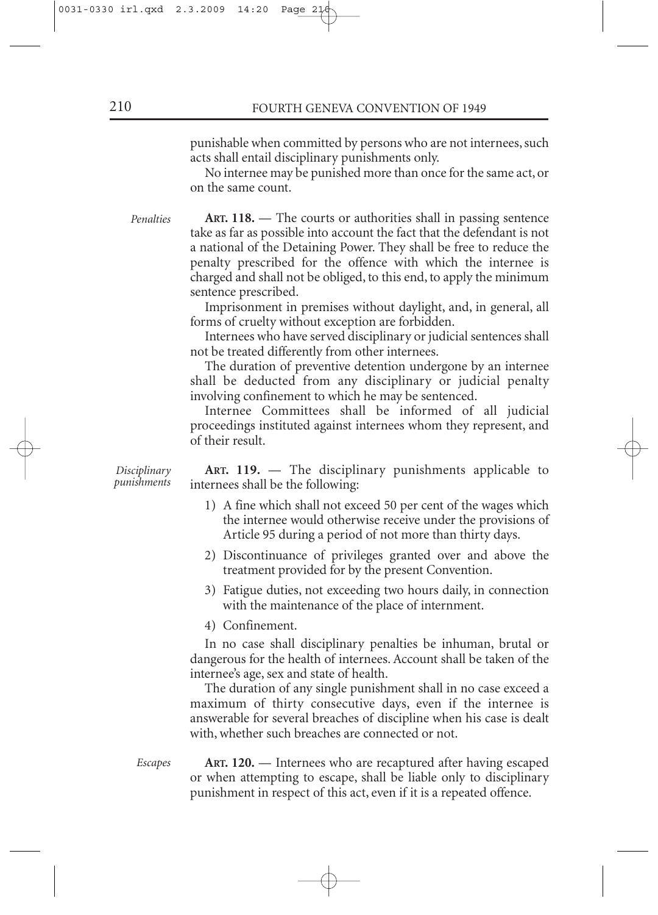punishable when committed by persons who are not internees, such acts shall entail disciplinary punishments only.

No internee may be punished more than once for the same act, or on the same count.

*Penalties*

**ART. 118.** — The courts or authorities shall in passing sentence take as far as possible into account the fact that the defendant is not a national of the Detaining Power. They shall be free to reduce the penalty prescribed for the offence with which the internee is charged and shall not be obliged, to this end, to apply the minimum sentence prescribed.

Imprisonment in premises without daylight, and, in general, all forms of cruelty without exception are forbidden.

Internees who have served disciplinary or judicial sentences shall not be treated differently from other internees.

The duration of preventive detention undergone by an internee shall be deducted from any disciplinary or judicial penalty involving confinement to which he may be sentenced.

Internee Committees shall be informed of all judicial proceedings instituted against internees whom they represent, and of their result.

*Disciplinary punishments*

**ART. 119.** — The disciplinary punishments applicable to internees shall be the following:

1) A fine which shall not exceed 50 per cent of the wages which the internee would otherwise receive under the provisions of Article 95 during a period of not more than thirty days.
2) Discontinuance of privileges granted over and above the treatment provided for by the present Convention.
3) Fatigue duties, not exceeding two hours daily, in connection with the maintenance of the place of internment.
4) Confinement.

In no case shall disciplinary penalties be inhuman, brutal or dangerous for the health of internees. Account shall be taken of the internee's age, sex and state of health.

The duration of any single punishment shall in no case exceed a maximum of thirty consecutive days, even if the internee is answerable for several breaches of discipline when his case is dealt with, whether such breaches are connected or not.

*Escapes*

**ART. 120.** — Internees who are recaptured after having escaped or when attempting to escape, shall be liable only to disciplinary punishment in respect of this act, even if it is a repeated offence.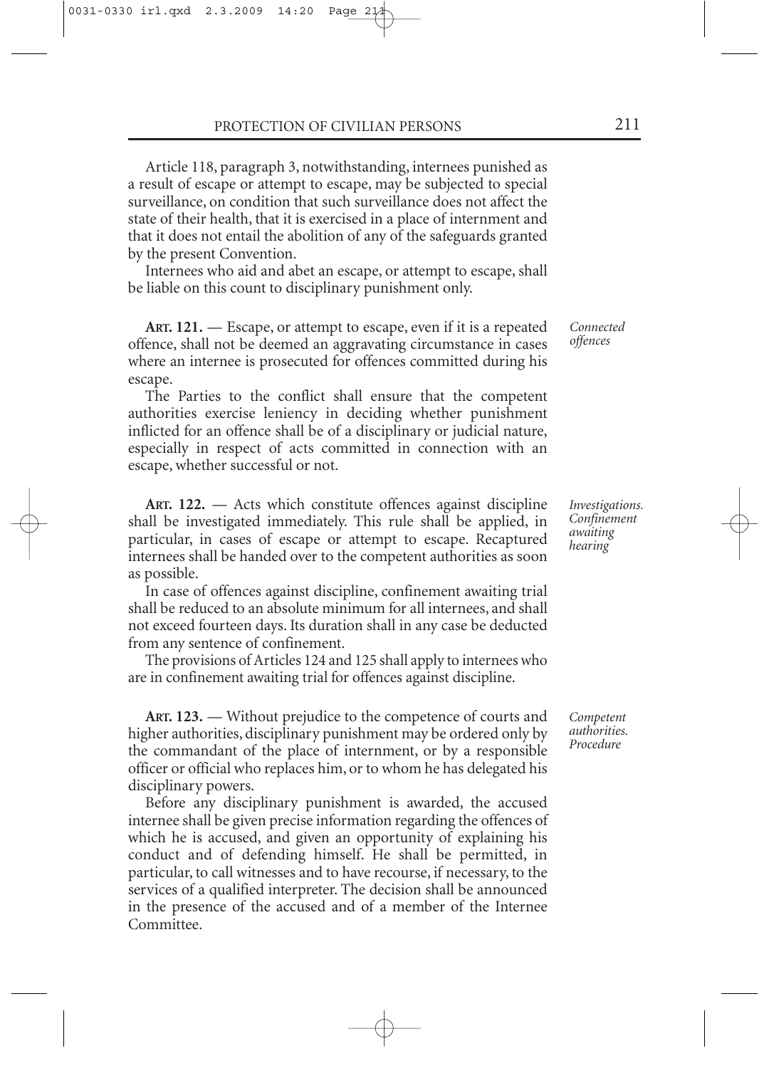Article 118, paragraph 3, notwithstanding, internees punished as a result of escape or attempt to escape, may be subjected to special surveillance, on condition that such surveillance does not affect the state of their health, that it is exercised in a place of internment and that it does not entail the abolition of any of the safeguards granted by the present Convention.

Internees who aid and abet an escape, or attempt to escape, shall be liable on this count to disciplinary punishment only.

*Connected offences*

**ART. 121.** — Escape, or attempt to escape, even if it is a repeated offence, shall not be deemed an aggravating circumstance in cases where an internee is prosecuted for offences committed during his escape.

The Parties to the conflict shall ensure that the competent authorities exercise leniency in deciding whether punishment inflicted for an offence shall be of a disciplinary or judicial nature, especially in respect of acts committed in connection with an escape, whether successful or not.

*Investigations. Confinement awaiting hearing*

**ART. 122.** — Acts which constitute offences against discipline shall be investigated immediately. This rule shall be applied, in particular, in cases of escape or attempt to escape. Recaptured internees shall be handed over to the competent authorities as soon as possible.

In case of offences against discipline, confinement awaiting trial shall be reduced to an absolute minimum for all internees, and shall not exceed fourteen days. Its duration shall in any case be deducted from any sentence of confinement.

The provisions of Articles 124 and 125 shall apply to internees who are in confinement awaiting trial for offences against discipline.

*Competent authorities. Procedure*

**ART. 123.** — Without prejudice to the competence of courts and higher authorities, disciplinary punishment may be ordered only by the commandant of the place of internment, or by a responsible officer or official who replaces him, or to whom he has delegated his disciplinary powers.

Before any disciplinary punishment is awarded, the accused internee shall be given precise information regarding the offences of which he is accused, and given an opportunity of explaining his conduct and of defending himself. He shall be permitted, in particular, to call witnesses and to have recourse, if necessary, to the services of a qualified interpreter. The decision shall be announced in the presence of the accused and of a member of the Internee Committee.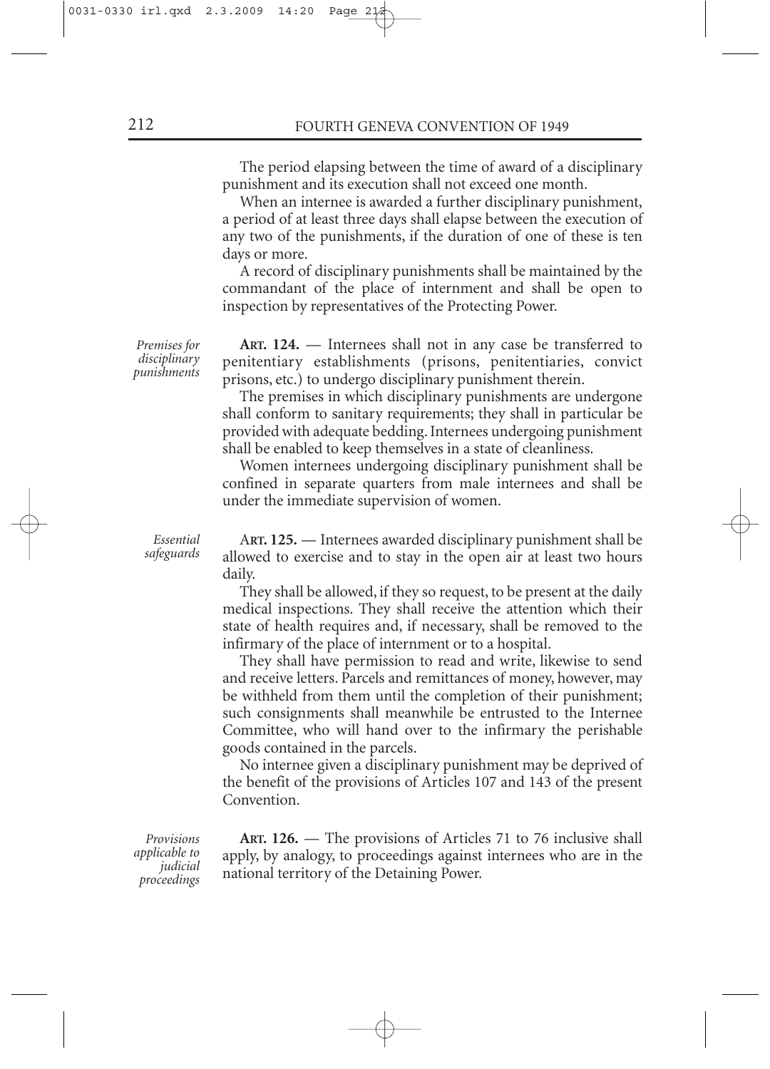The period elapsing between the time of award of a disciplinary punishment and its execution shall not exceed one month.

When an internee is awarded a further disciplinary punishment, a period of at least three days shall elapse between the execution of any two of the punishments, if the duration of one of these is ten days or more.

A record of disciplinary punishments shall be maintained by the commandant of the place of internment and shall be open to inspection by representatives of the Protecting Power.

*Premises for disciplinary punishments*

**ART. 124.** — Internees shall not in any case be transferred to penitentiary establishments (prisons, penitentiaries, convict prisons, etc.) to undergo disciplinary punishment therein.

The premises in which disciplinary punishments are undergone shall conform to sanitary requirements; they shall in particular be provided with adequate bedding. Internees undergoing punishment shall be enabled to keep themselves in a state of cleanliness.

Women internees undergoing disciplinary punishment shall be confined in separate quarters from male internees and shall be under the immediate supervision of women.

*Essential safeguards*

**ART. 125.** — Internees awarded disciplinary punishment shall be allowed to exercise and to stay in the open air at least two hours daily.

They shall be allowed, if they so request, to be present at the daily medical inspections. They shall receive the attention which their state of health requires and, if necessary, shall be removed to the infirmary of the place of internment or to a hospital.

They shall have permission to read and write, likewise to send and receive letters. Parcels and remittances of money, however, may be withheld from them until the completion of their punishment; such consignments shall meanwhile be entrusted to the Internee Committee, who will hand over to the infirmary the perishable goods contained in the parcels.

No internee given a disciplinary punishment may be deprived of the benefit of the provisions of Articles 107 and 143 of the present Convention.

*Provisions applicable to judicial proceedings*

**ART. 126.** — The provisions of Articles 71 to 76 inclusive shall apply, by analogy, to proceedings against internees who are in the national territory of the Detaining Power.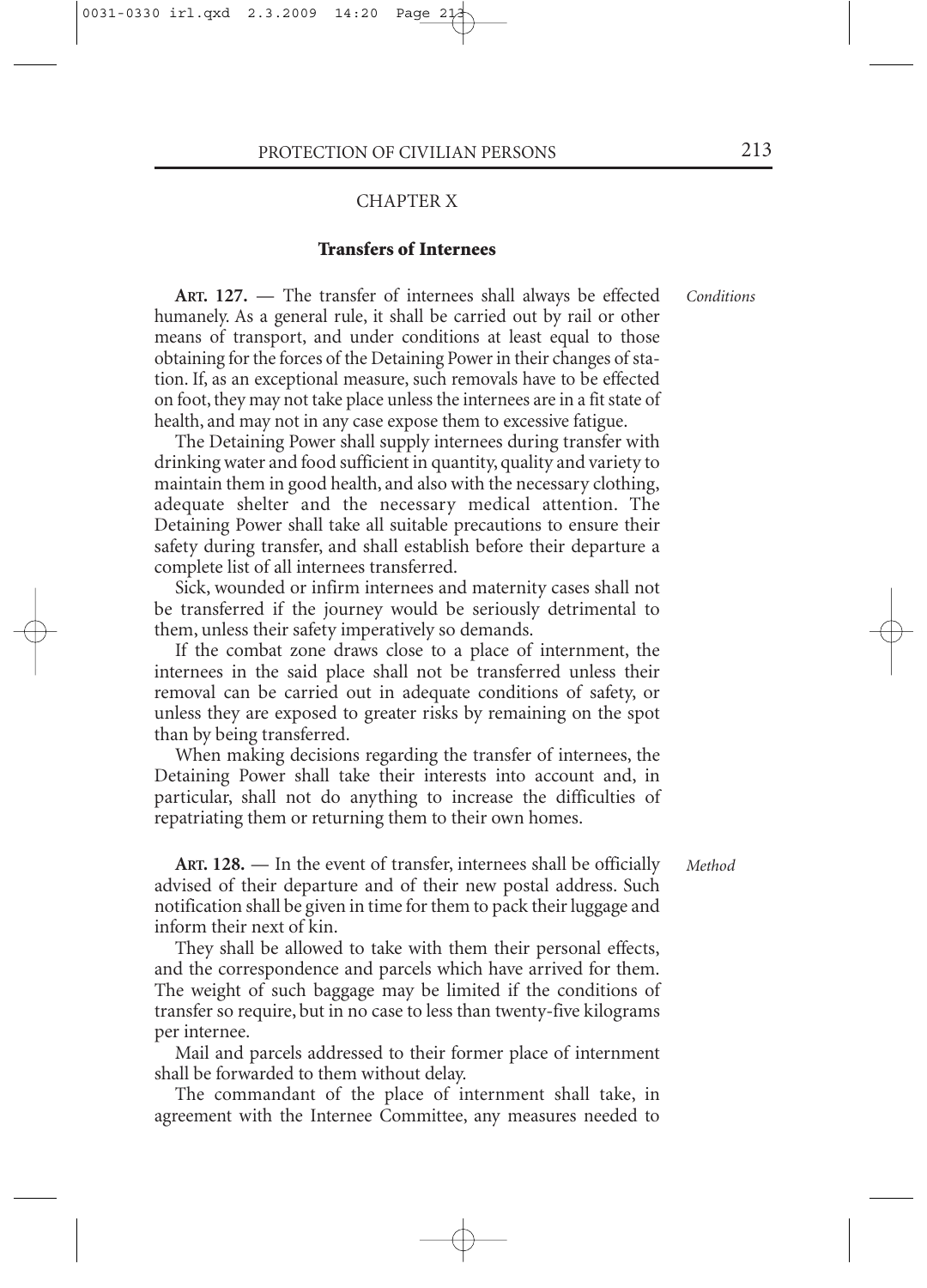## CHAPTER X

### Transfers of Internees

**ART. 127.** — The transfer of internees shall always be effected humanely. As a general rule, it shall be carried out by rail or other means of transport, and under conditions at least equal to those obtaining for the forces of the Detaining Power in their changes of station. If, as an exceptional measure, such removals have to be effected on foot, they may not take place unless the internees are in a fit state of health, and may not in any case expose them to excessive fatigue.

*Conditions*

The Detaining Power shall supply internees during transfer with drinking water and food sufficient in quantity, quality and variety to maintain them in good health, and also with the necessary clothing, adequate shelter and the necessary medical attention. The Detaining Power shall take all suitable precautions to ensure their safety during transfer, and shall establish before their departure a complete list of all internees transferred.

Sick, wounded or infirm internees and maternity cases shall not be transferred if the journey would be seriously detrimental to them, unless their safety imperatively so demands.

If the combat zone draws close to a place of internment, the internees in the said place shall not be transferred unless their removal can be carried out in adequate conditions of safety, or unless they are exposed to greater risks by remaining on the spot than by being transferred.

When making decisions regarding the transfer of internees, the Detaining Power shall take their interests into account and, in particular, shall not do anything to increase the difficulties of repatriating them or returning them to their own homes.

**ART. 128.** — In the event of transfer, internees shall be officially advised of their departure and of their new postal address. Such notification shall be given in time for them to pack their luggage and inform their next of kin.

*Method*

They shall be allowed to take with them their personal effects, and the correspondence and parcels which have arrived for them. The weight of such baggage may be limited if the conditions of transfer so require, but in no case to less than twenty-five kilograms per internee.

Mail and parcels addressed to their former place of internment shall be forwarded to them without delay.

The commandant of the place of internment shall take, in agreement with the Internee Committee, any measures needed to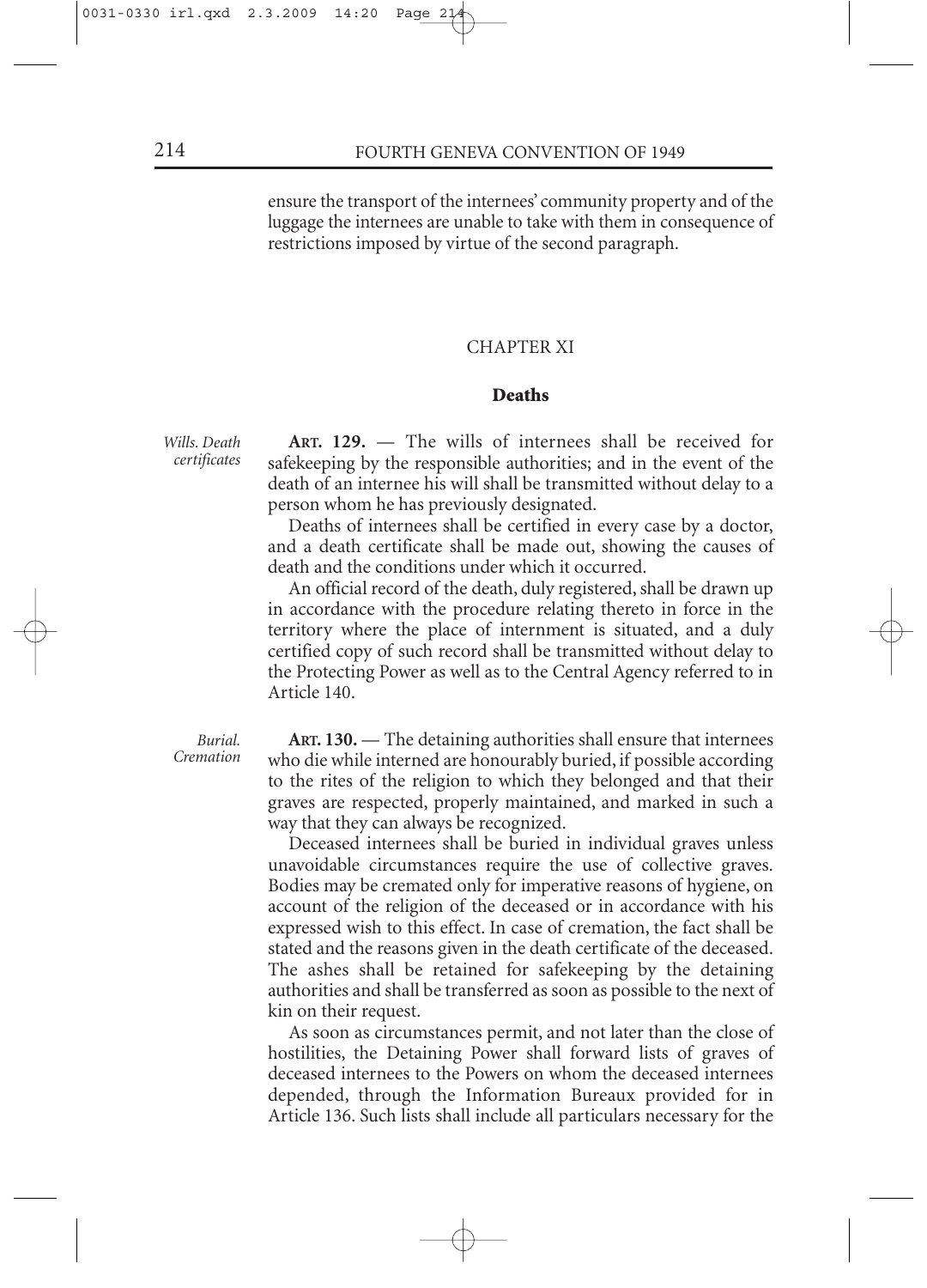ensure the transport of the internees' community property and of the luggage the internees are unable to take with them in consequence of restrictions imposed by virtue of the second paragraph.

## CHAPTER XI

### Deaths

*Wills. Death certificates*

**ART. 129.** — The wills of internees shall be received for safekeeping by the responsible authorities; and in the event of the death of an internee his will shall be transmitted without delay to a person whom he has previously designated.

Deaths of internees shall be certified in every case by a doctor, and a death certificate shall be made out, showing the causes of death and the conditions under which it occurred.

An official record of the death, duly registered, shall be drawn up in accordance with the procedure relating thereto in force in the territory where the place of internment is situated, and a duly certified copy of such record shall be transmitted without delay to the Protecting Power as well as to the Central Agency referred to in Article 140.

*Burial. Cremation*

**ART. 130.** — The detaining authorities shall ensure that internees who die while interned are honourably buried, if possible according to the rites of the religion to which they belonged and that their graves are respected, properly maintained, and marked in such a way that they can always be recognized.

Deceased internees shall be buried in individual graves unless unavoidable circumstances require the use of collective graves. Bodies may be cremated only for imperative reasons of hygiene, on account of the religion of the deceased or in accordance with his expressed wish to this effect. In case of cremation, the fact shall be stated and the reasons given in the death certificate of the deceased. The ashes shall be retained for safekeeping by the detaining authorities and shall be transferred as soon as possible to the next of kin on their request.

As soon as circumstances permit, and not later than the close of hostilities, the Detaining Power shall forward lists of graves of deceased internees to the Powers on whom the deceased internees depended, through the Information Bureaux provided for in Article 136. Such lists shall include all particulars necessary for the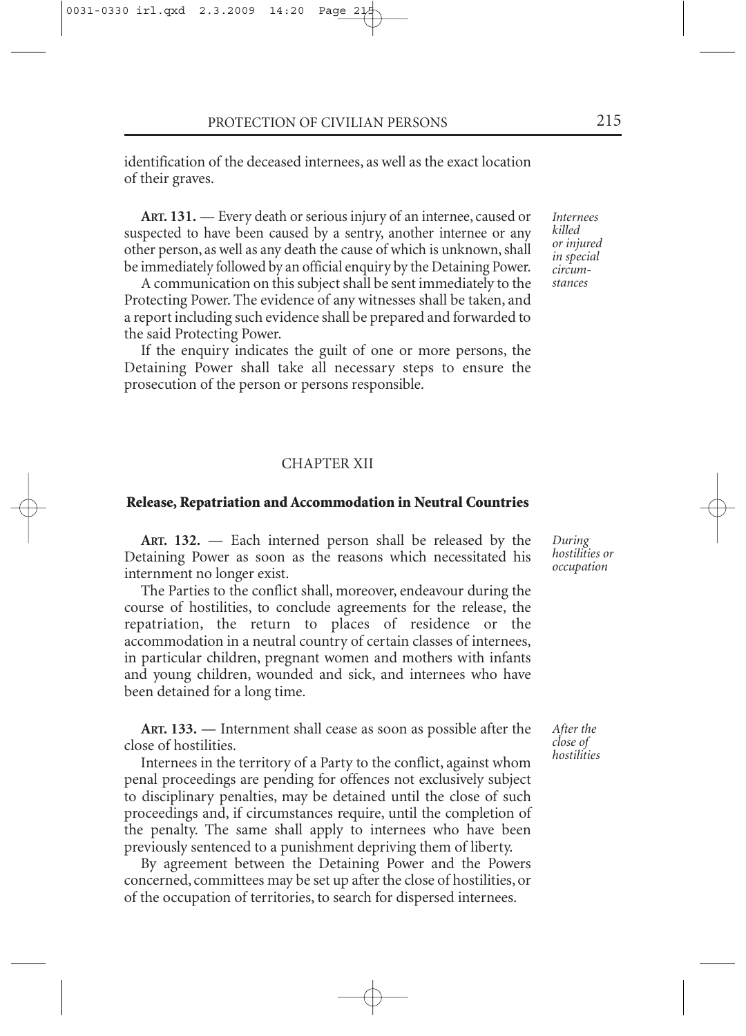identification of the deceased internees, as well as the exact location of their graves.

*Internees killed or injured in special circumstances*

**ART. 131.** — Every death or serious injury of an internee, caused or suspected to have been caused by a sentry, another internee or any other person, as well as any death the cause of which is unknown, shall be immediately followed by an official enquiry by the Detaining Power.

A communication on this subject shall be sent immediately to the Protecting Power. The evidence of any witnesses shall be taken, and a report including such evidence shall be prepared and forwarded to the said Protecting Power.

If the enquiry indicates the guilt of one or more persons, the Detaining Power shall take all necessary steps to ensure the prosecution of the person or persons responsible.

## CHAPTER XII

### Release, Repatriation and Accommodation in Neutral Countries

*During hostilities or occupation*

**ART. 132.** — Each interned person shall be released by the Detaining Power as soon as the reasons which necessitated his internment no longer exist.

The Parties to the conflict shall, moreover, endeavour during the course of hostilities, to conclude agreements for the release, the repatriation, the return to places of residence or the accommodation in a neutral country of certain classes of internees, in particular children, pregnant women and mothers with infants and young children, wounded and sick, and internees who have been detained for a long time.

*After the close of hostilities*

**ART. 133.** — Internment shall cease as soon as possible after the close of hostilities.

Internees in the territory of a Party to the conflict, against whom penal proceedings are pending for offences not exclusively subject to disciplinary penalties, may be detained until the close of such proceedings and, if circumstances require, until the completion of the penalty. The same shall apply to internees who have been previously sentenced to a punishment depriving them of liberty.

By agreement between the Detaining Power and the Powers concerned, committees may be set up after the close of hostilities, or of the occupation of territories, to search for dispersed internees.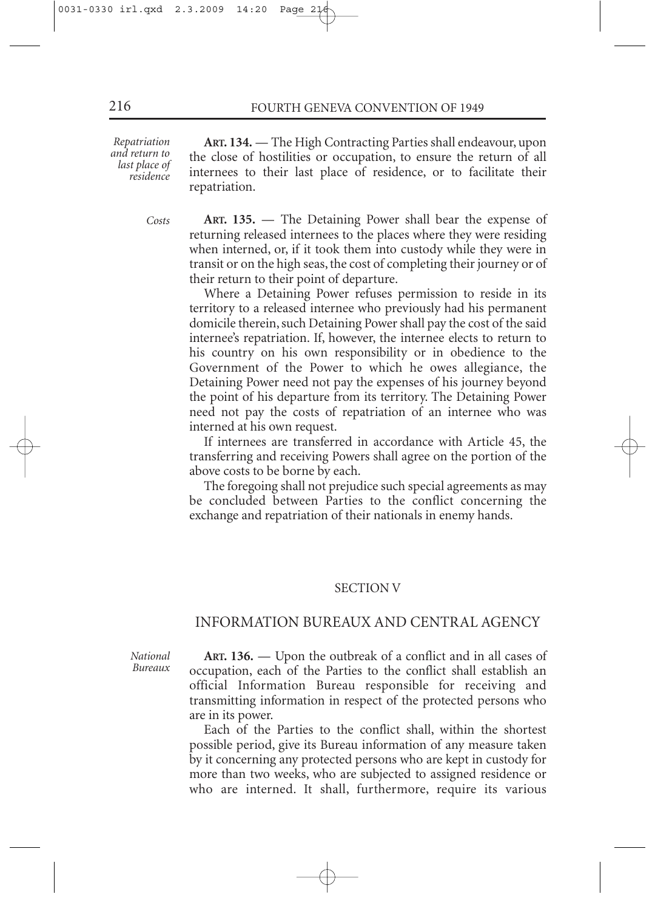*Repatriation and return to last place of residence*

**ART. 134.** — The High Contracting Parties shall endeavour, upon the close of hostilities or occupation, to ensure the return of all internees to their last place of residence, or to facilitate their repatriation.

*Costs*

**ART. 135.** — The Detaining Power shall bear the expense of returning released internees to the places where they were residing when interned, or, if it took them into custody while they were in transit or on the high seas, the cost of completing their journey or of their return to their point of departure.

Where a Detaining Power refuses permission to reside in its territory to a released internee who previously had his permanent domicile therein, such Detaining Power shall pay the cost of the said internee's repatriation. If, however, the internee elects to return to his country on his own responsibility or in obedience to the Government of the Power to which he owes allegiance, the Detaining Power need not pay the expenses of his journey beyond the point of his departure from its territory. The Detaining Power need not pay the costs of repatriation of an internee who was interned at his own request.

If internees are transferred in accordance with Article 45, the transferring and receiving Powers shall agree on the portion of the above costs to be borne by each.

The foregoing shall not prejudice such special agreements as may be concluded between Parties to the conflict concerning the exchange and repatriation of their nationals in enemy hands.

## SECTION V

## INFORMATION BUREAUX AND CENTRAL AGENCY

*National Bureaux*

**ART. 136.** — Upon the outbreak of a conflict and in all cases of occupation, each of the Parties to the conflict shall establish an official Information Bureau responsible for receiving and transmitting information in respect of the protected persons who are in its power.

Each of the Parties to the conflict shall, within the shortest possible period, give its Bureau information of any measure taken by it concerning any protected persons who are kept in custody for more than two weeks, who are subjected to assigned residence or who are interned. It shall, furthermore, require its various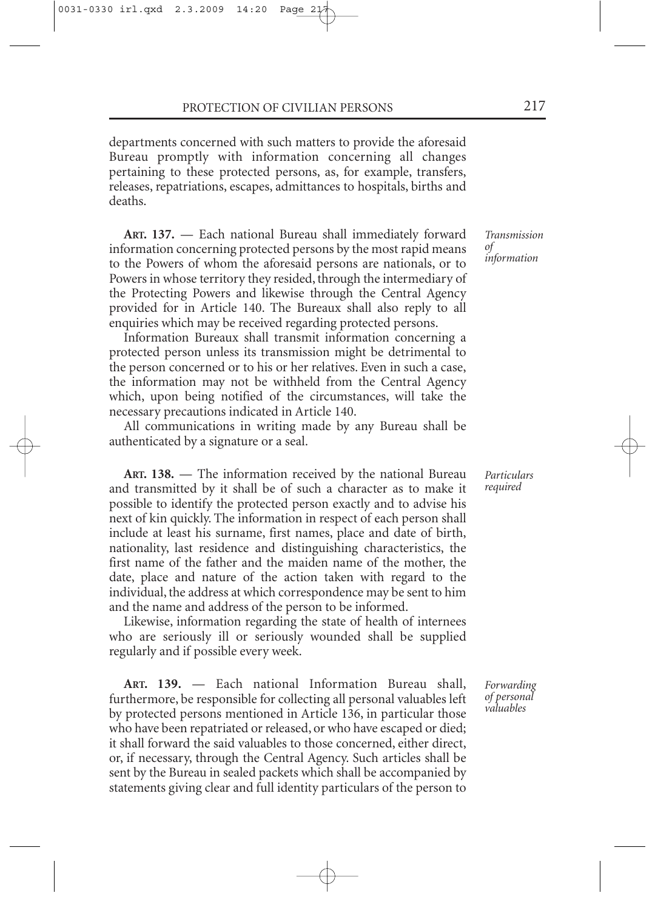departments concerned with such matters to provide the aforesaid Bureau promptly with information concerning all changes pertaining to these protected persons, as, for example, transfers, releases, repatriations, escapes, admittances to hospitals, births and deaths.

*Transmission of information*

**ART. 137.** — Each national Bureau shall immediately forward information concerning protected persons by the most rapid means to the Powers of whom the aforesaid persons are nationals, or to Powers in whose territory they resided, through the intermediary of the Protecting Powers and likewise through the Central Agency provided for in Article 140. The Bureaux shall also reply to all enquiries which may be received regarding protected persons.

Information Bureaux shall transmit information concerning a protected person unless its transmission might be detrimental to the person concerned or to his or her relatives. Even in such a case, the information may not be withheld from the Central Agency which, upon being notified of the circumstances, will take the necessary precautions indicated in Article 140.

All communications in writing made by any Bureau shall be authenticated by a signature or a seal.

*Particulars required*

**ART. 138.** — The information received by the national Bureau and transmitted by it shall be of such a character as to make it possible to identify the protected person exactly and to advise his next of kin quickly. The information in respect of each person shall include at least his surname, first names, place and date of birth, nationality, last residence and distinguishing characteristics, the first name of the father and the maiden name of the mother, the date, place and nature of the action taken with regard to the individual, the address at which correspondence may be sent to him and the name and address of the person to be informed.

Likewise, information regarding the state of health of internees who are seriously ill or seriously wounded shall be supplied regularly and if possible every week.

*Forwarding of personal valuables*

**ART. 139.** — Each national Information Bureau shall, furthermore, be responsible for collecting all personal valuables left by protected persons mentioned in Article 136, in particular those who have been repatriated or released, or who have escaped or died; it shall forward the said valuables to those concerned, either direct, or, if necessary, through the Central Agency. Such articles shall be sent by the Bureau in sealed packets which shall be accompanied by statements giving clear and full identity particulars of the person to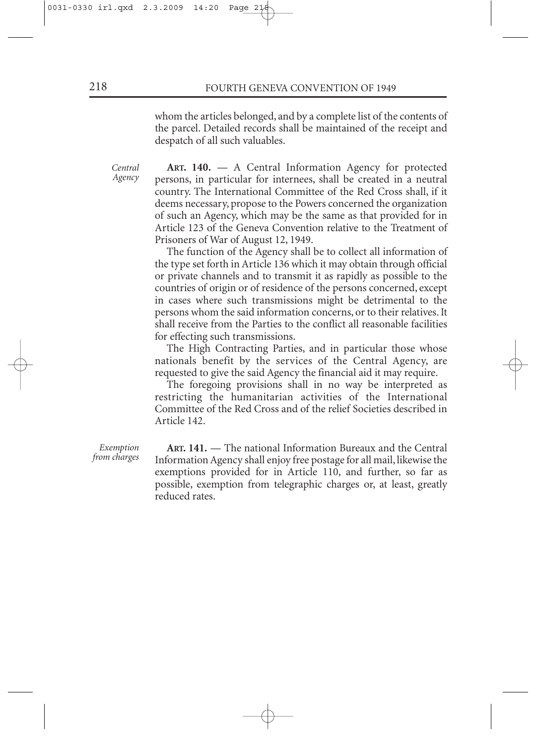whom the articles belonged, and by a complete list of the contents of the parcel. Detailed records shall be maintained of the receipt and despatch of all such valuables.

*Central Agency*

**ART. 140.** — A Central Information Agency for protected persons, in particular for internees, shall be created in a neutral country. The International Committee of the Red Cross shall, if it deems necessary, propose to the Powers concerned the organization of such an Agency, which may be the same as that provided for in Article 123 of the Geneva Convention relative to the Treatment of Prisoners of War of August 12, 1949.

The function of the Agency shall be to collect all information of the type set forth in Article 136 which it may obtain through official or private channels and to transmit it as rapidly as possible to the countries of origin or of residence of the persons concerned, except in cases where such transmissions might be detrimental to the persons whom the said information concerns, or to their relatives. It shall receive from the Parties to the conflict all reasonable facilities for effecting such transmissions.

The High Contracting Parties, and in particular those whose nationals benefit by the services of the Central Agency, are requested to give the said Agency the financial aid it may require.

The foregoing provisions shall in no way be interpreted as restricting the humanitarian activities of the International Committee of the Red Cross and of the relief Societies described in Article 142.

*Exemption from charges*

**ART. 141.** — The national Information Bureaux and the Central Information Agency shall enjoy free postage for all mail, likewise the exemptions provided for in Article 110, and further, so far as possible, exemption from telegraphic charges or, at least, greatly reduced rates.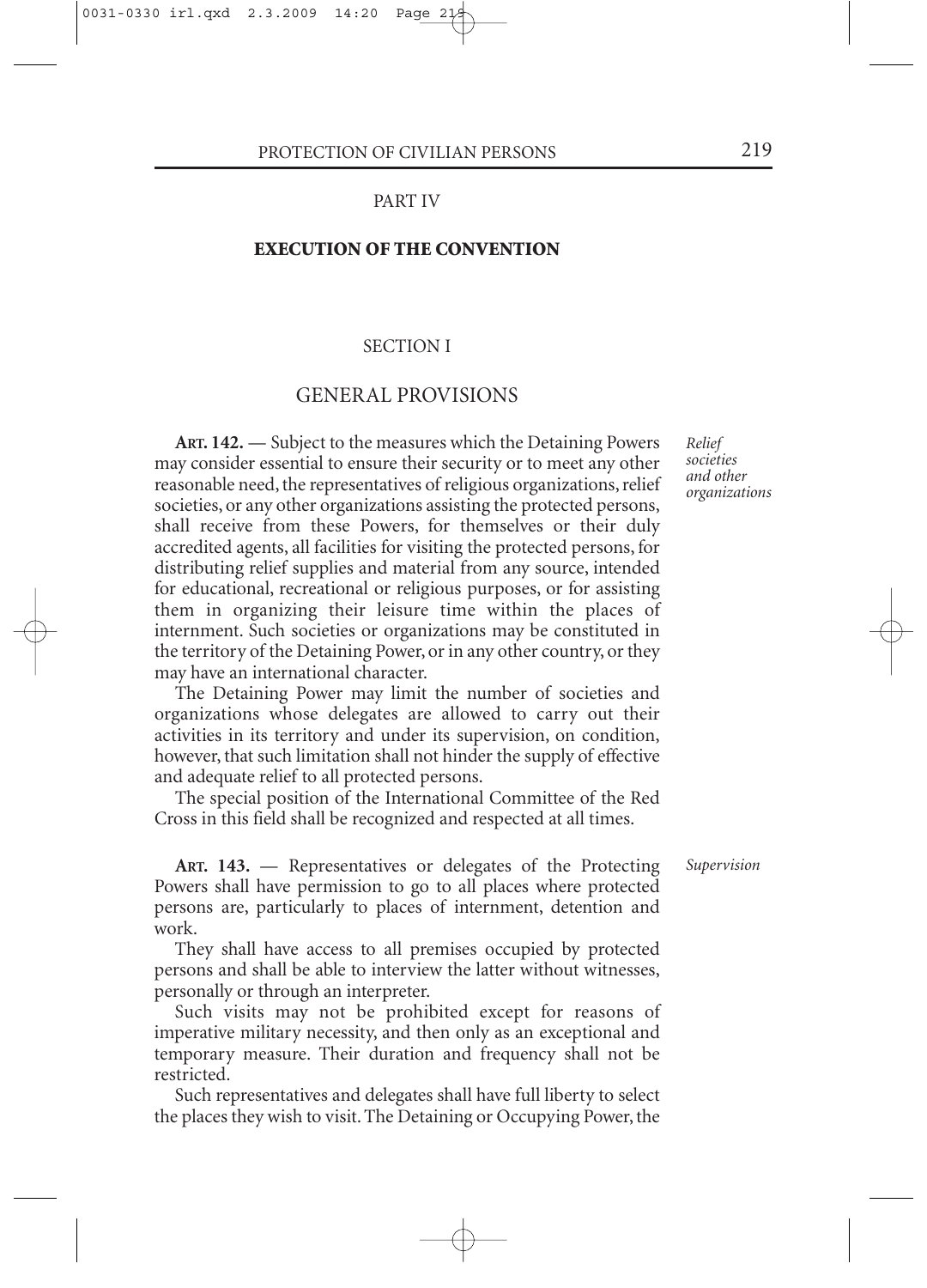# PART IV

## EXECUTION OF THE CONVENTION

### SECTION I

### GENERAL PROVISIONS

*Relief societies and other organizations*

**ART. 142.** — Subject to the measures which the Detaining Powers may consider essential to ensure their security or to meet any other reasonable need, the representatives of religious organizations, relief societies, or any other organizations assisting the protected persons, shall receive from these Powers, for themselves or their duly accredited agents, all facilities for visiting the protected persons, for distributing relief supplies and material from any source, intended for educational, recreational or religious purposes, or for assisting them in organizing their leisure time within the places of internment. Such societies or organizations may be constituted in the territory of the Detaining Power, or in any other country, or they may have an international character.

The Detaining Power may limit the number of societies and organizations whose delegates are allowed to carry out their activities in its territory and under its supervision, on condition, however, that such limitation shall not hinder the supply of effective and adequate relief to all protected persons.

The special position of the International Committee of the Red Cross in this field shall be recognized and respected at all times.

*Supervision*

**ART. 143.** — Representatives or delegates of the Protecting Powers shall have permission to go to all places where protected persons are, particularly to places of internment, detention and work.

They shall have access to all premises occupied by protected persons and shall be able to interview the latter without witnesses, personally or through an interpreter.

Such visits may not be prohibited except for reasons of imperative military necessity, and then only as an exceptional and temporary measure. Their duration and frequency shall not be restricted.

Such representatives and delegates shall have full liberty to select the places they wish to visit. The Detaining or Occupying Power, the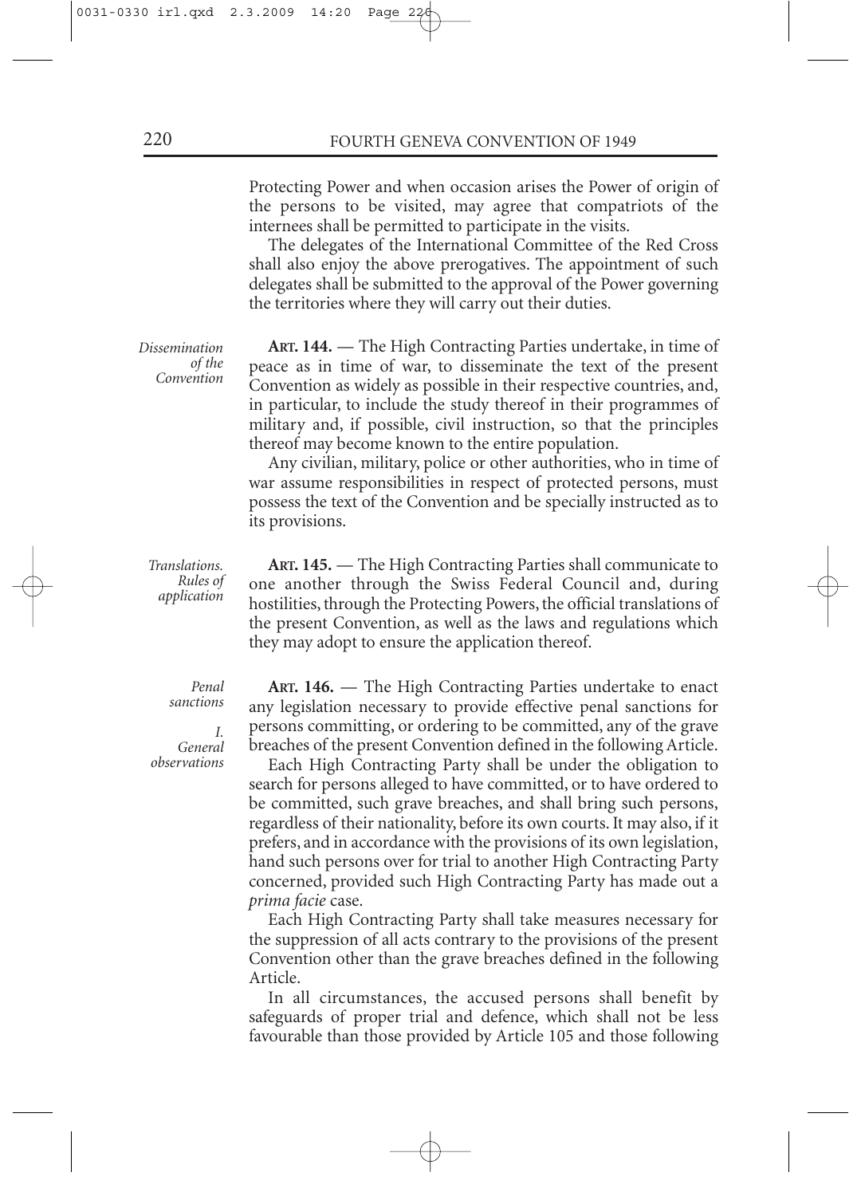Protecting Power and when occasion arises the Power of origin of the persons to be visited, may agree that compatriots of the internees shall be permitted to participate in the visits.

The delegates of the International Committee of the Red Cross shall also enjoy the above prerogatives. The appointment of such delegates shall be submitted to the approval of the Power governing the territories where they will carry out their duties.

*Dissemination of the Convention*

**ART. 144.** — The High Contracting Parties undertake, in time of peace as in time of war, to disseminate the text of the present Convention as widely as possible in their respective countries, and, in particular, to include the study thereof in their programmes of military and, if possible, civil instruction, so that the principles thereof may become known to the entire population.

Any civilian, military, police or other authorities, who in time of war assume responsibilities in respect of protected persons, must possess the text of the Convention and be specially instructed as to its provisions.

*Translations. Rules of application*

**ART. 145.** — The High Contracting Parties shall communicate to one another through the Swiss Federal Council and, during hostilities, through the Protecting Powers, the official translations of the present Convention, as well as the laws and regulations which they may adopt to ensure the application thereof.

*Penal sanctions*

*I. General observations*

**ART. 146.** — The High Contracting Parties undertake to enact any legislation necessary to provide effective penal sanctions for persons committing, or ordering to be committed, any of the grave breaches of the present Convention defined in the following Article.

Each High Contracting Party shall be under the obligation to search for persons alleged to have committed, or to have ordered to be committed, such grave breaches, and shall bring such persons, regardless of their nationality, before its own courts. It may also, if it prefers, and in accordance with the provisions of its own legislation, hand such persons over for trial to another High Contracting Party concerned, provided such High Contracting Party has made out a *prima facie* case.

Each High Contracting Party shall take measures necessary for the suppression of all acts contrary to the provisions of the present Convention other than the grave breaches defined in the following Article.

In all circumstances, the accused persons shall benefit by safeguards of proper trial and defence, which shall not be less favourable than those provided by Article 105 and those following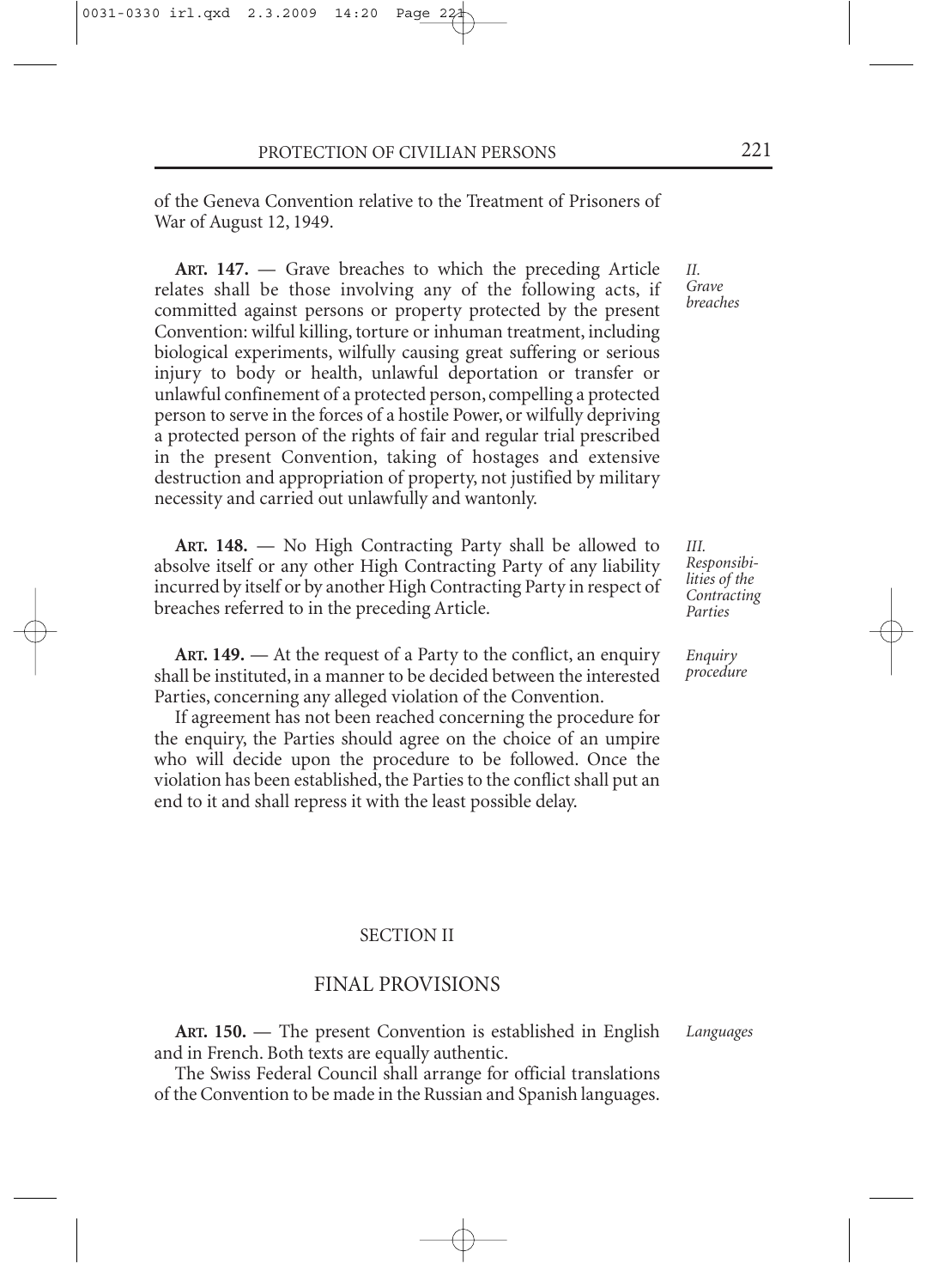of the Geneva Convention relative to the Treatment of Prisoners of War of August 12, 1949.

*II. Grave breaches*

**ART. 147.** — Grave breaches to which the preceding Article relates shall be those involving any of the following acts, if committed against persons or property protected by the present Convention: wilful killing, torture or inhuman treatment, including biological experiments, wilfully causing great suffering or serious injury to body or health, unlawful deportation or transfer or unlawful confinement of a protected person, compelling a protected person to serve in the forces of a hostile Power, or wilfully depriving a protected person of the rights of fair and regular trial prescribed in the present Convention, taking of hostages and extensive destruction and appropriation of property, not justified by military necessity and carried out unlawfully and wantonly.

*III. Responsibilities of the Contracting Parties*

**ART. 148.** — No High Contracting Party shall be allowed to absolve itself or any other High Contracting Party of any liability incurred by itself or by another High Contracting Party in respect of breaches referred to in the preceding Article.

*Enquiry procedure*

**ART. 149.** — At the request of a Party to the conflict, an enquiry shall be instituted, in a manner to be decided between the interested Parties, concerning any alleged violation of the Convention.

If agreement has not been reached concerning the procedure for the enquiry, the Parties should agree on the choice of an umpire who will decide upon the procedure to be followed. Once the violation has been established, the Parties to the conflict shall put an end to it and shall repress it with the least possible delay.

## SECTION II

## FINAL PROVISIONS

*Languages*

**ART. 150.** — The present Convention is established in English and in French. Both texts are equally authentic.

The Swiss Federal Council shall arrange for official translations of the Convention to be made in the Russian and Spanish languages.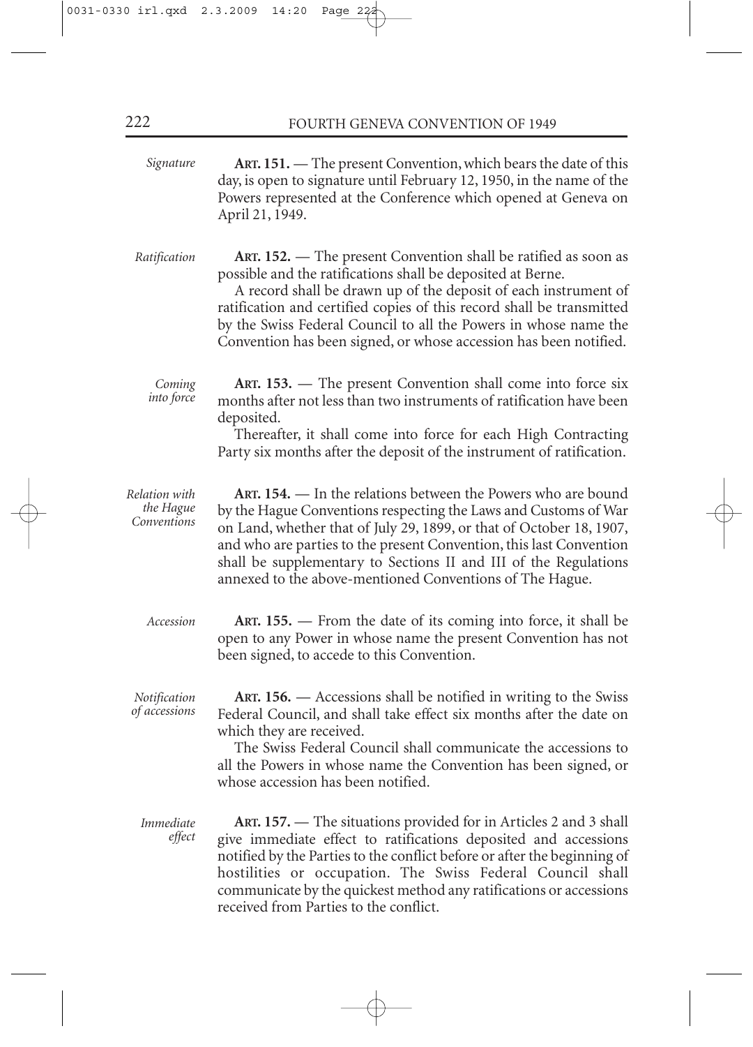*Signature*

**ART. 151.** — The present Convention, which bears the date of this day, is open to signature until February 12, 1950, in the name of the Powers represented at the Conference which opened at Geneva on April 21, 1949.

*Ratification*

**ART. 152.** — The present Convention shall be ratified as soon as possible and the ratifications shall be deposited at Berne.

A record shall be drawn up of the deposit of each instrument of ratification and certified copies of this record shall be transmitted by the Swiss Federal Council to all the Powers in whose name the Convention has been signed, or whose accession has been notified.

*Coming into force*

**ART. 153.** — The present Convention shall come into force six months after not less than two instruments of ratification have been deposited.

Thereafter, it shall come into force for each High Contracting Party six months after the deposit of the instrument of ratification.

*Relation with the Hague Conventions*

**ART. 154.** — In the relations between the Powers who are bound by the Hague Conventions respecting the Laws and Customs of War on Land, whether that of July 29, 1899, or that of October 18, 1907, and who are parties to the present Convention, this last Convention shall be supplementary to Sections II and III of the Regulations annexed to the above-mentioned Conventions of The Hague.

*Accession*

**ART. 155.** — From the date of its coming into force, it shall be open to any Power in whose name the present Convention has not been signed, to accede to this Convention.

*Notification of accessions*

**ART. 156.** — Accessions shall be notified in writing to the Swiss Federal Council, and shall take effect six months after the date on which they are received.

The Swiss Federal Council shall communicate the accessions to all the Powers in whose name the Convention has signed, or whose accession has been notified.

*Immediate effect*

**ART. 157.** — The situations provided for in Articles 2 and 3 shall give immediate effect to ratifications deposited and accessions notified by the Parties to the conflict before or after the beginning of hostilities or occupation. The Swiss Federal Council shall communicate by the quickest method any ratifications or accessions received from Parties to the conflict.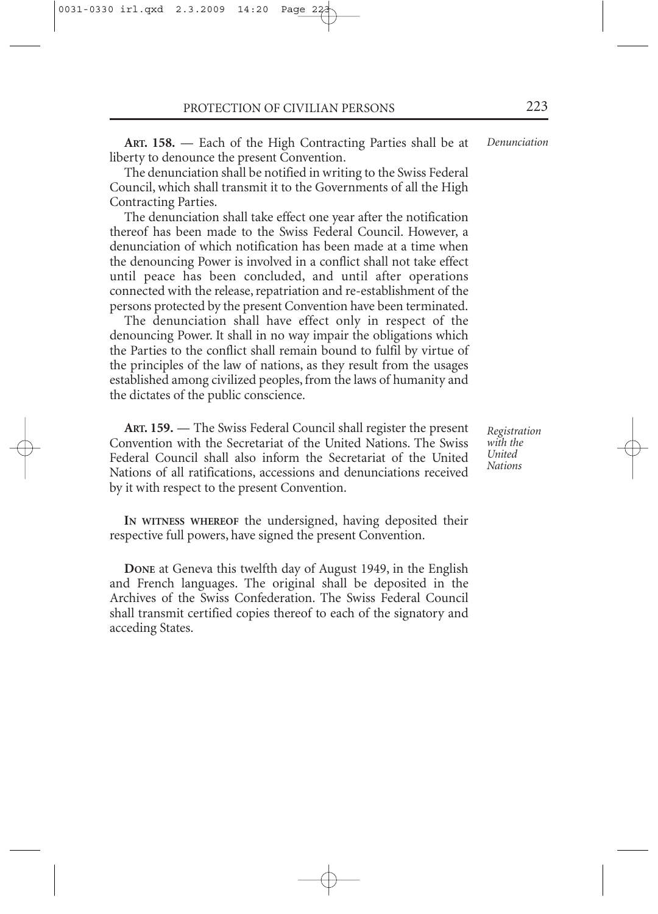**ART. 158.** — Each of the High Contracting Parties shall be at liberty to denounce the present Convention.

*Denunciation*

The denunciation shall be notified in writing to the Swiss Federal Council, which shall transmit it to the Governments of all the High Contracting Parties.

The denunciation shall take effect one year after the notification thereof has been made to the Swiss Federal Council. However, a denunciation of which notification has been made at a time when the denouncing Power is involved in a conflict shall not take effect until peace has been concluded, and until after operations connected with the release, repatriation and re-establishment of the persons protected by the present Convention have been terminated.

The denunciation shall have effect only in respect of the denouncing Power. It shall in no way impair the obligations which the Parties to the conflict shall remain bound to fulfil by virtue of the principles of the law of nations, as they result from the usages established among civilized peoples, from the laws of humanity and the dictates of the public conscience.

**ART. 159.** — The Swiss Federal Council shall register the present Convention with the Secretariat of the United Nations. The Swiss Federal Council shall also inform the Secretariat of the United Nations of all ratifications, accessions and denunciations received by it with respect to the present Convention.

*Registration with the United Nations*

**IN WITNESS WHEREOF** the undersigned, having deposited their respective full powers, have signed the present Convention.

**DONE** at Geneva this twelfth day of August 1949, in the English and French languages. The original shall be deposited in the Archives of the Swiss Confederation. The Swiss Federal Council shall transmit certified copies thereof to each of the signatory and acceding States.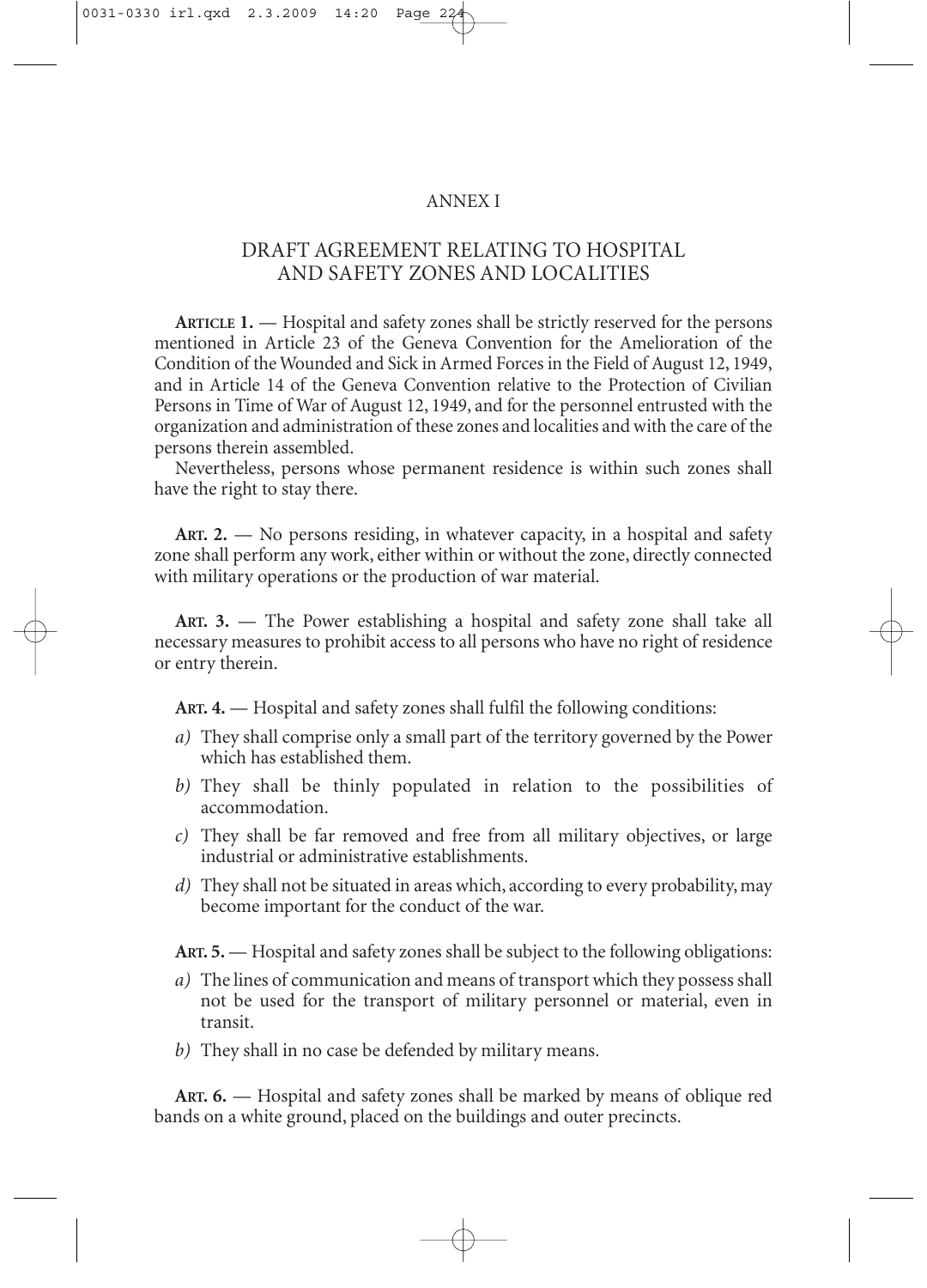# ANNEX I

## DRAFT AGREEMENT RELATING TO HOSPITAL AND SAFETY ZONES AND LOCALITIES

**ARTICLE 1.** — Hospital and safety zones shall be strictly reserved for the persons mentioned in Article 23 of the Geneva Convention for the Amelioration of the Condition of the Wounded and Sick in Armed Forces in the Field of August 12, 1949, and in Article 14 of the Geneva Convention relative to the Protection of Civilian Persons in Time of War of August 12, 1949, and for the personnel entrusted with the organization and administration of these zones and localities and with the care of the persons therein assembled.

Nevertheless, persons whose permanent residence is within such zones shall have the right to stay there.

**ART. 2.** — No persons residing, in whatever capacity, in a hospital and safety zone shall perform any work, either within or without the zone, directly connected with military operations or the production of war material.

**ART. 3.** — The Power establishing a hospital and safety zone shall take all necessary measures to prohibit access to all persons who have no right of residence or entry therein.

**ART. 4.** — Hospital and safety zones shall fulfil the following conditions:

*a)* They shall comprise only a small part of the territory governed by the Power which has established them.

*b)* They shall be thinly populated in relation to the possibilities of accommodation.

*c)* They shall be far removed and free from all military objectives, or large industrial or administrative establishments.

*d)* They shall not be situated in areas which, according to every probability, may become important for the conduct of the war.

**ART. 5.** — Hospital and safety zones shall be subject to the following obligations:

*a)* The lines of communication and means of transport which they possess shall not be used for the transport of military personnel or material, even in transit.

*b)* They shall in no case be defended by military means.

**ART. 6.** — Hospital and safety zones shall be marked by means of oblique red bands on a white ground, placed on the buildings and outer precincts.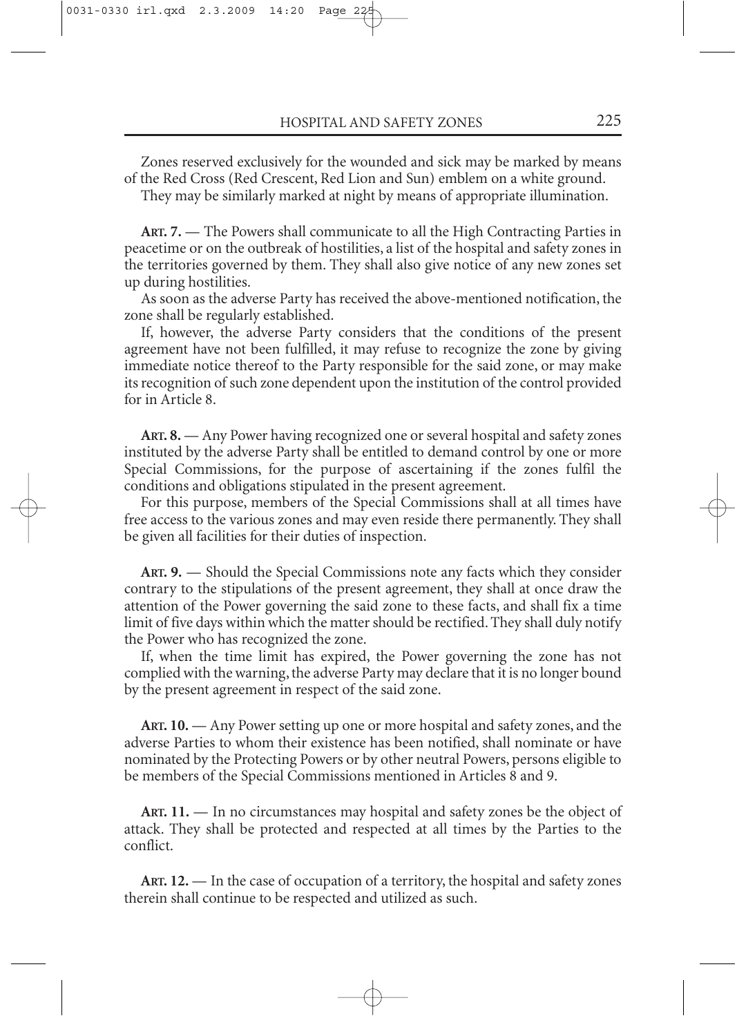Zones reserved exclusively for the wounded and sick may be marked by means of the Red Cross (Red Crescent, Red Lion and Sun) emblem on a white ground.

They may be similarly marked at night by means of appropriate illumination.

**Art. 7.** — The Powers shall communicate to all the High Contracting Parties in peacetime or on the outbreak of hostilities, a list of the hospital and safety zones in the territories governed by them. They shall also give notice of any new zones set up during hostilities.

As soon as the adverse Party has received the above-mentioned notification, the zone shall be regularly established.

If, however, the adverse Party considers that the conditions of the present agreement have not been fulfilled, it may refuse to recognize the zone by giving immediate notice thereof to the Party responsible for the said zone, or may make its recognition of such zone dependent upon the institution of the control provided for in Article 8.

**Art. 8.** — Any Power having recognized one or several hospital and safety zones instituted by the adverse Party shall be entitled to demand control by one or more Special Commissions, for the purpose of ascertaining if the zones fulfil the conditions and obligations stipulated in the present agreement.

For this purpose, members of the Special Commissions shall at all times have free access to the various zones and may even reside there permanently. They shall be given all facilities for their duties of inspection.

**Art. 9.** — Should the Special Commissions note any facts which they consider contrary to the stipulations of the present agreement, they shall at once draw the attention of the Power governing the said zone to these facts, and shall fix a time limit of five days within which the matter should be rectified. They shall duly notify the Power who has recognized the zone.

If, when the time limit has expired, the Power governing the zone has not complied with the warning, the adverse Party may declare that it is no longer bound by the present agreement in respect of the said zone.

**Art. 10.** — Any Power setting up one or more hospital and safety zones, and the adverse Parties to whom their existence has been notified, shall nominate or have nominated by the Protecting Powers or by other neutral Powers, persons eligible to be members of the Special Commissions mentioned in Articles 8 and 9.

**Art. 11.** — In no circumstances may hospital and safety zones be the object of attack. They shall be protected and respected at all times by the Parties to the conflict.

**Art. 12.** — In the case of occupation of a territory, the hospital and safety zones therein shall continue to be respected and utilized as such.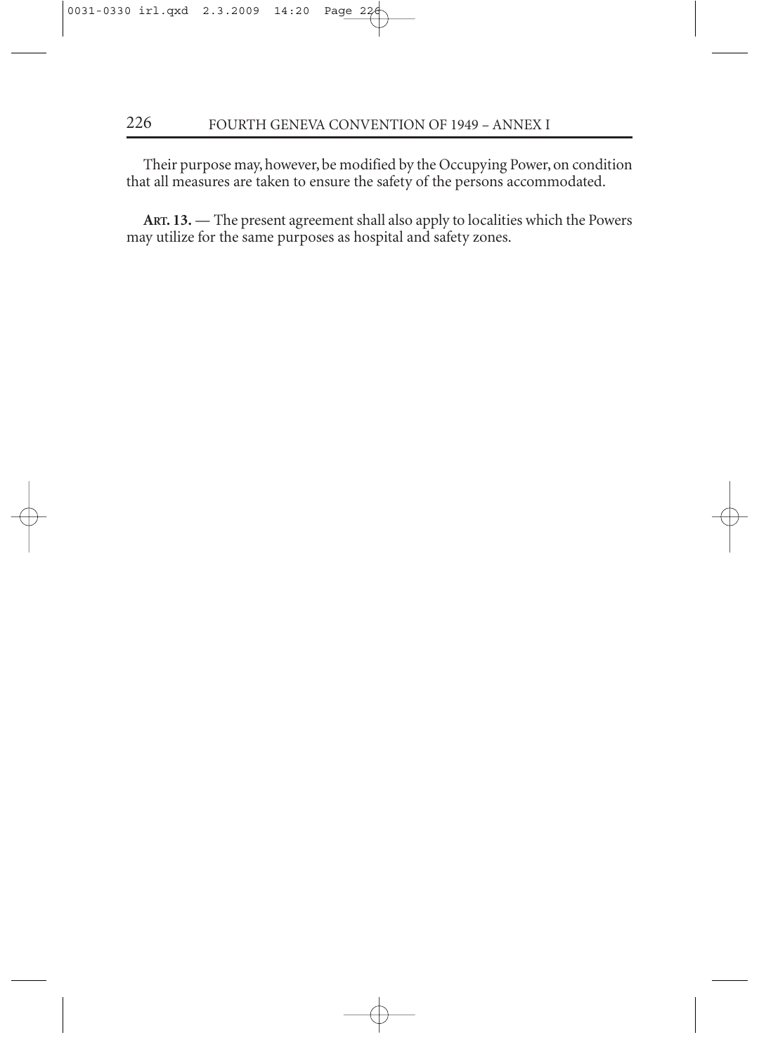Their purpose may, however, be modified by the Occupying Power, on condition that all measures are taken to ensure the safety of the persons accommodated.

**ART. 13.** — The present agreement shall also apply to localities which the Powers may utilize for the same purposes as hospital and safety zones.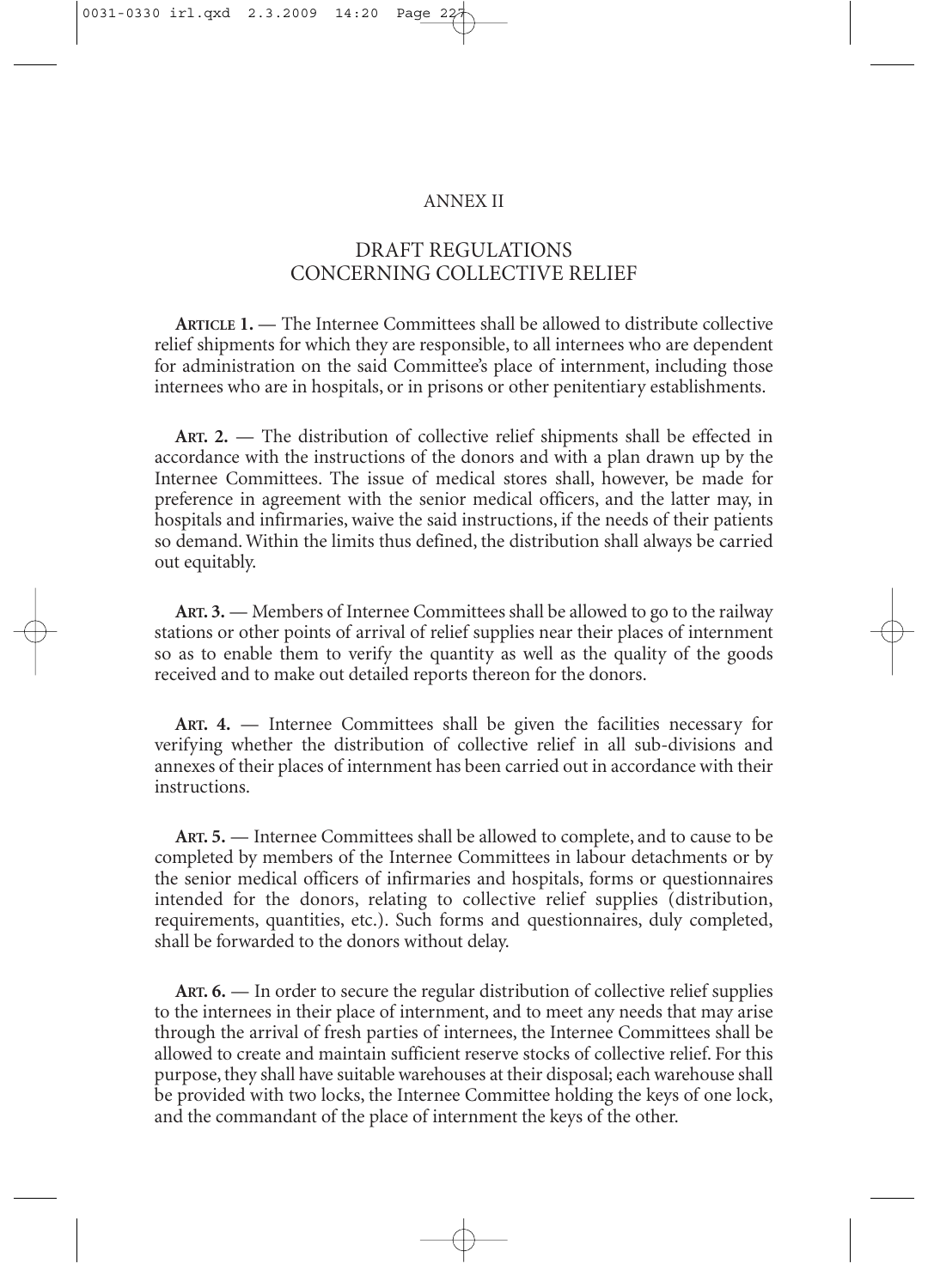# ANNEX II

## DRAFT REGULATIONS CONCERNING COLLECTIVE RELIEF

**ARTICLE 1.** — The Internee Committees shall be allowed to distribute collective relief shipments for which they are responsible, to all internees who are dependent for administration on the said Committee's place of internment, including those internees who are in hospitals, or in prisons or other penitentiary establishments.

**ART. 2.** — The distribution of collective relief shipments shall be effected in accordance with the instructions of the donors and with a plan drawn up by the Internee Committees. The issue of medical stores shall, however, be made for preference in agreement with the senior medical officers, and the latter may, in hospitals and infirmaries, waive the said instructions, if the needs of their patients so demand. Within the limits thus defined, the distribution shall always be carried out equitably.

**ART. 3.** — Members of Internee Committees shall be allowed to go to the railway stations or other points of arrival of relief supplies near their places of internment so as to enable them to verify the quantity as well as the quality of the goods received and to make out detailed reports thereon for the donors.

**ART. 4.** — Internee Committees shall be given the facilities necessary for verifying whether the distribution of collective relief in all sub-divisions and annexes of their places of internment has been carried out in accordance with their instructions.

**ART. 5.** — Internee Committees shall be allowed to complete, and to cause to be completed by members of the Internee Committees in labour detachments or by the senior medical officers of infirmaries and hospitals, forms or questionnaires intended for the donors, relating to collective relief supplies (distribution, requirements, quantities, etc.). Such forms and questionnaires, duly completed, shall be forwarded to the donors without delay.

**ART. 6.** — In order to secure the regular distribution of collective relief supplies to the internees in their place of internment, and to meet any needs that may arise through the arrival of fresh parties of internees, the Internee Committees shall be allowed to create and maintain sufficient reserve stocks of collective relief. For this purpose, they shall have suitable warehouses at their disposal; each warehouse shall be provided with two locks, the Internee Committee holding the keys of one lock, and the commandant of the place of internment the keys of the other.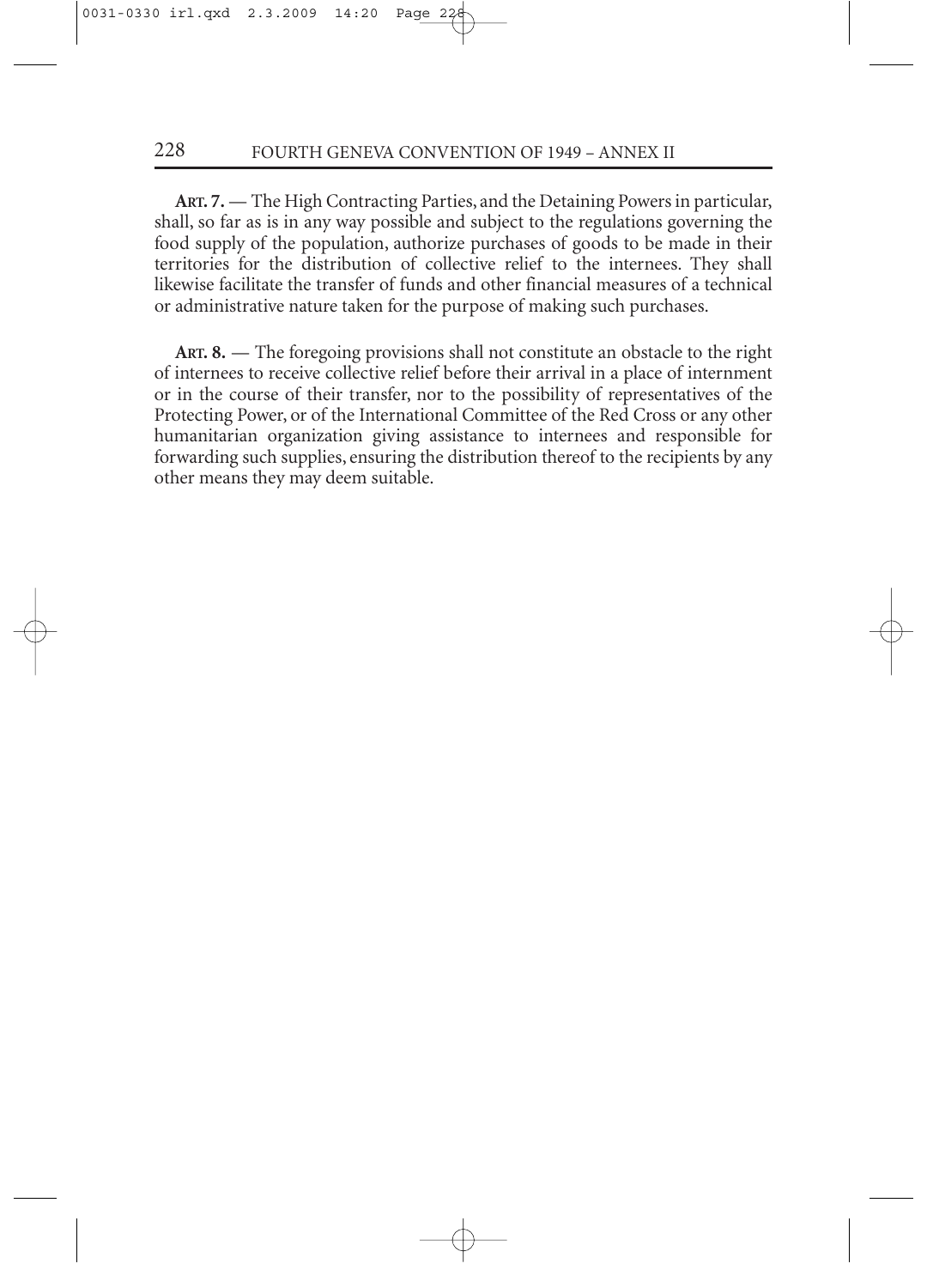**ART. 7.** — The High Contracting Parties, and the Detaining Powers in particular, shall, so far as is in any way possible and subject to the regulations governing the food supply of the population, authorize purchases of goods to be made in their territories for the distribution of collective relief to the internees. They shall likewise facilitate the transfer of funds and other financial measures of a technical or administrative nature taken for the purpose of making such purchases.

**ART. 8.** — The foregoing provisions shall not constitute an obstacle to the right of internees to receive collective relief before their arrival in a place of internment or in the course of their transfer, nor to the possibility of representatives of the Protecting Power, or of the International Committee of the Red Cross or any other humanitarian organization giving assistance to internees and responsible for forwarding such supplies, ensuring the distribution thereof to the recipients by any other means they may deem suitable.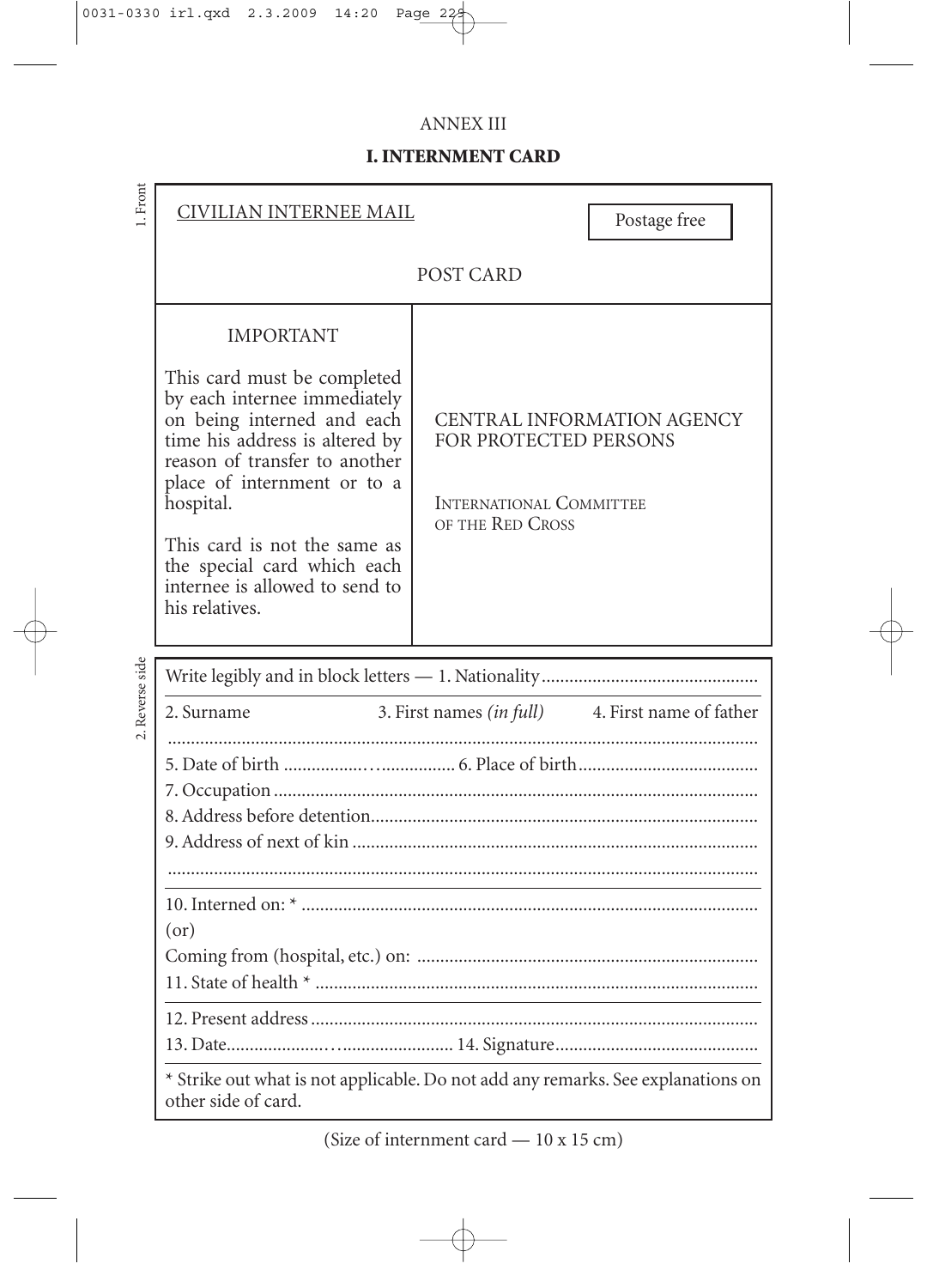ANNEX III

## I. INTERNMENT CARD

1. Front

CIVILIAN INTERNEE MAIL

Postage free

POST CARD

| IMPORTANT | |
|---|---|
| This card must be completed by each internee immediately on being interned and each time his address is altered by reason of transfer to another place of internment or to a hospital.<br><br>This card is not the same as the special card which each internee is allowed to send to his relatives. | CENTRAL INFORMATION AGENCY FOR PROTECTED PERSONS<br><br>INTERNATIONAL COMMITTEE OF THE RED CROSS |

2. Reverse side

Write legibly and in block letters — 1. Nationality..............................................

2. Surname 3. First names *(in full)* 4. First name of father

..............................................................................................................

5. Date of birth .................................. 6. Place of birth......................................

7. Occupation ......................................................................................................

8. Address before detention..................................................................................

9. Address of next of kin ......................................................................................

..............................................................................................................

10. Interned on: * .................................................................................................

(or)

Coming from (hospital, etc.) on: ........................................................................

11. State of health * .............................................................................................

12. Present address ...............................................................................................

13. Date.................................... 14. Signature...........................................

* Strike out what is not applicable. Do not add any remarks. See explanations on other side of card.

(Size of internment card — 10 x 15 cm)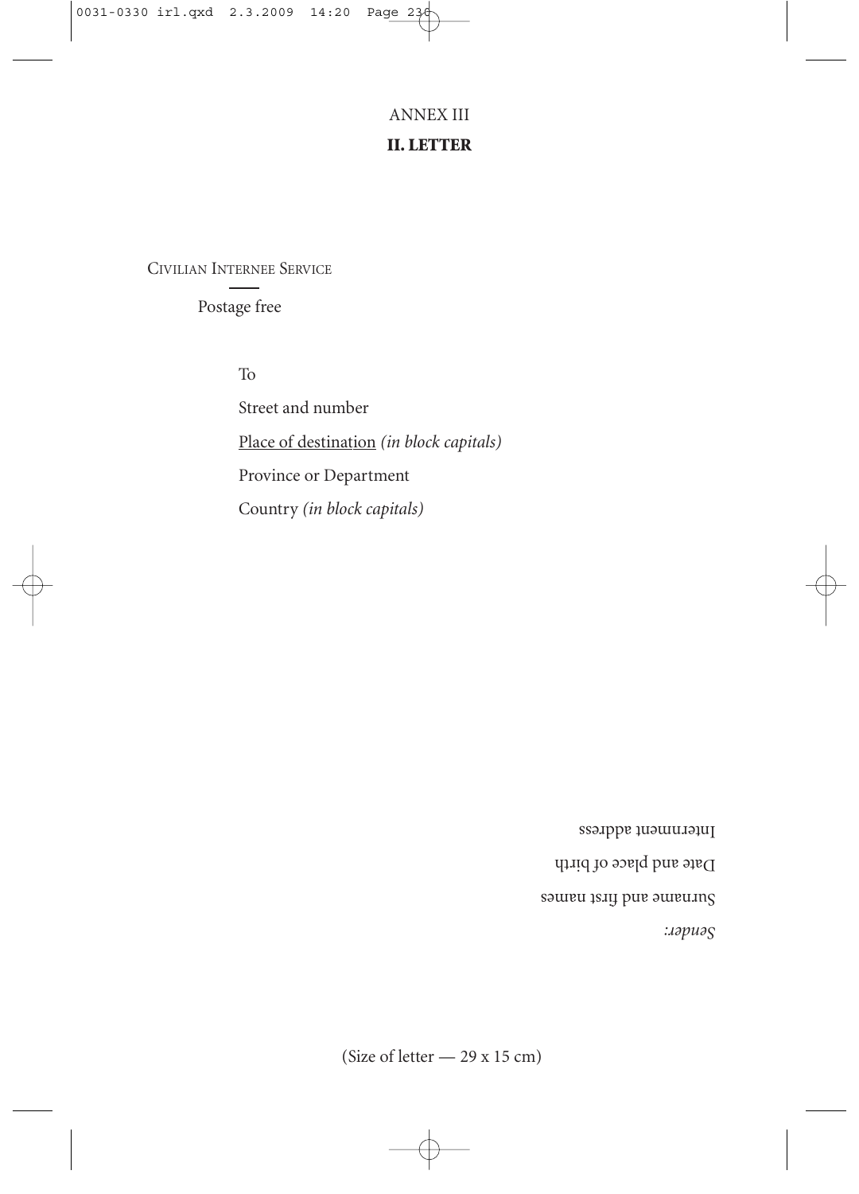ANNEX III

**II. LETTER**

CIVILIAN INTERNEE SERVICE

Postage free

To

Street and number

Place of destination *(in block capitals)*

Province or Department

Country *(in block capitals)*

*Sender:*

Surname and first names

Date and place of birth

Internment address

(Size of letter — 29 x 15 cm)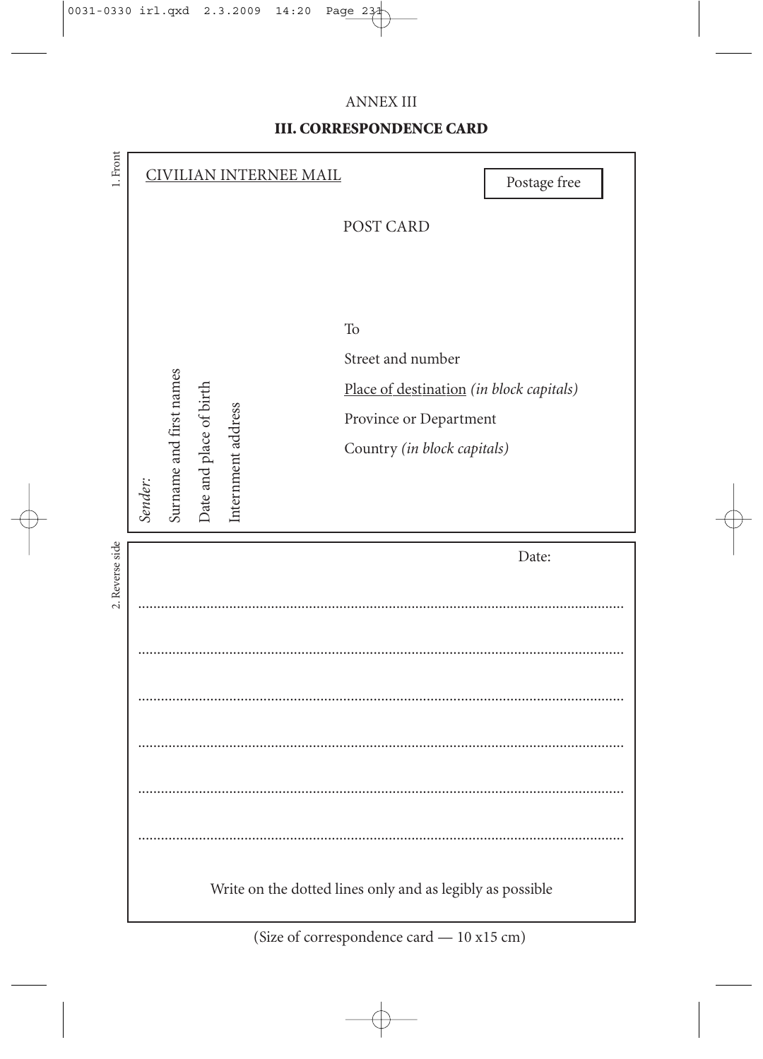ANNEX III

## III. CORRESPONDENCE CARD

1. Front

CIVILIAN INTERNEE MAIL

Postage free

POST CARD

*Sender:*

Surname and first names

Date and place of birth

Internment address

To

Street and number

Place of destination *(in block capitals)*

Province or Department

Country *(in block capitals)*

2. Reverse side

Date:

.............................................................................................................................

.............................................................................................................................

.............................................................................................................................

.............................................................................................................................

.............................................................................................................................

.............................................................................................................................

Write on the dotted lines only and as legibly as possible

(Size of correspondence card — 10 x15 cm)